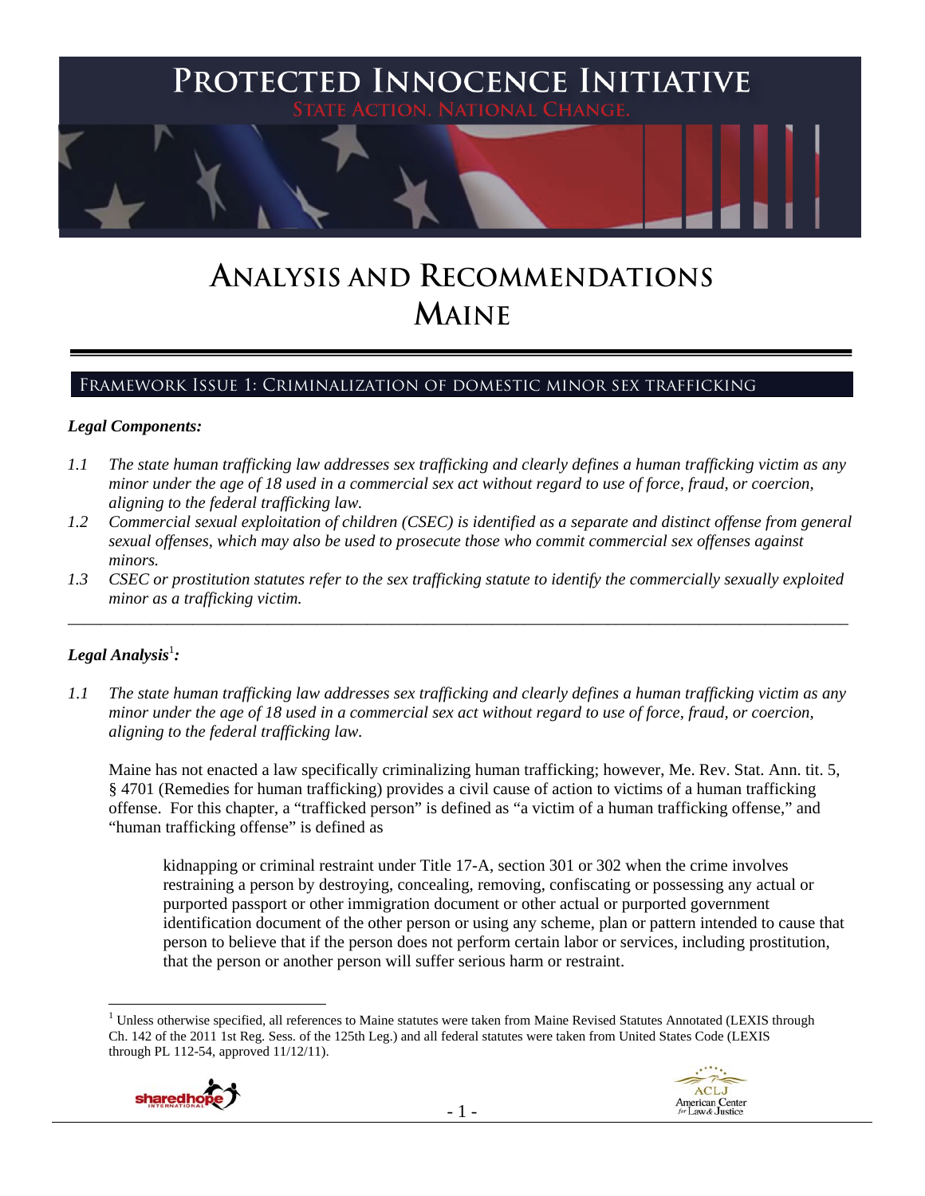# Protected Innocence Initiative

State Action. National Change.

# Analysis and Recommendations
# Maine

## Framework Issue 1: Criminalization of domestic minor sex trafficking

***Legal Components:***

*1.1 The state human trafficking law addresses sex trafficking and clearly defines a human trafficking victim as any minor under the age of 18 used in a commercial sex act without regard to use of force, fraud, or coercion, aligning to the federal trafficking law.*

*1.2 Commercial sexual exploitation of children (CSEC) is identified as a separate and distinct offense from general sexual offenses, which may also be used to prosecute those who commit commercial sex offenses against minors.*

*1.3 CSEC or prostitution statutes refer to the sex trafficking statute to identify the commercially sexually exploited minor as a trafficking victim.*

---

***Legal Analysis***[1]***:***

*1.1 The state human trafficking law addresses sex trafficking and clearly defines a human trafficking victim as any minor under the age of 18 used in a commercial sex act without regard to use of force, fraud, or coercion, aligning to the federal trafficking law.*

Maine has not enacted a law specifically criminalizing human trafficking; however, Me. Rev. Stat. Ann. tit. 5, § 4701 (Remedies for human trafficking) provides a civil cause of action to victims of a human trafficking offense. For this chapter, a "trafficked person" is defined as "a victim of a human trafficking offense," and "human trafficking offense" is defined as

> kidnapping or criminal restraint under Title 17-A, section 301 or 302 when the crime involves restraining a person by destroying, concealing, removing, confiscating or possessing any actual or purported passport or other immigration document or other actual or purported government identification document of the other person or using any scheme, plan or pattern intended to cause that person to believe that if the person does not perform certain labor or services, including prostitution, that the person or another person will suffer serious harm or restraint.

[1] Unless otherwise specified, all references to Maine statutes were taken from Maine Revised Statutes Annotated (LEXIS through Ch. 142 of the 2011 1st Reg. Sess. of the 125th Leg.) and all federal statutes were taken from United States Code (LEXIS through PL 112-54, approved 11/12/11).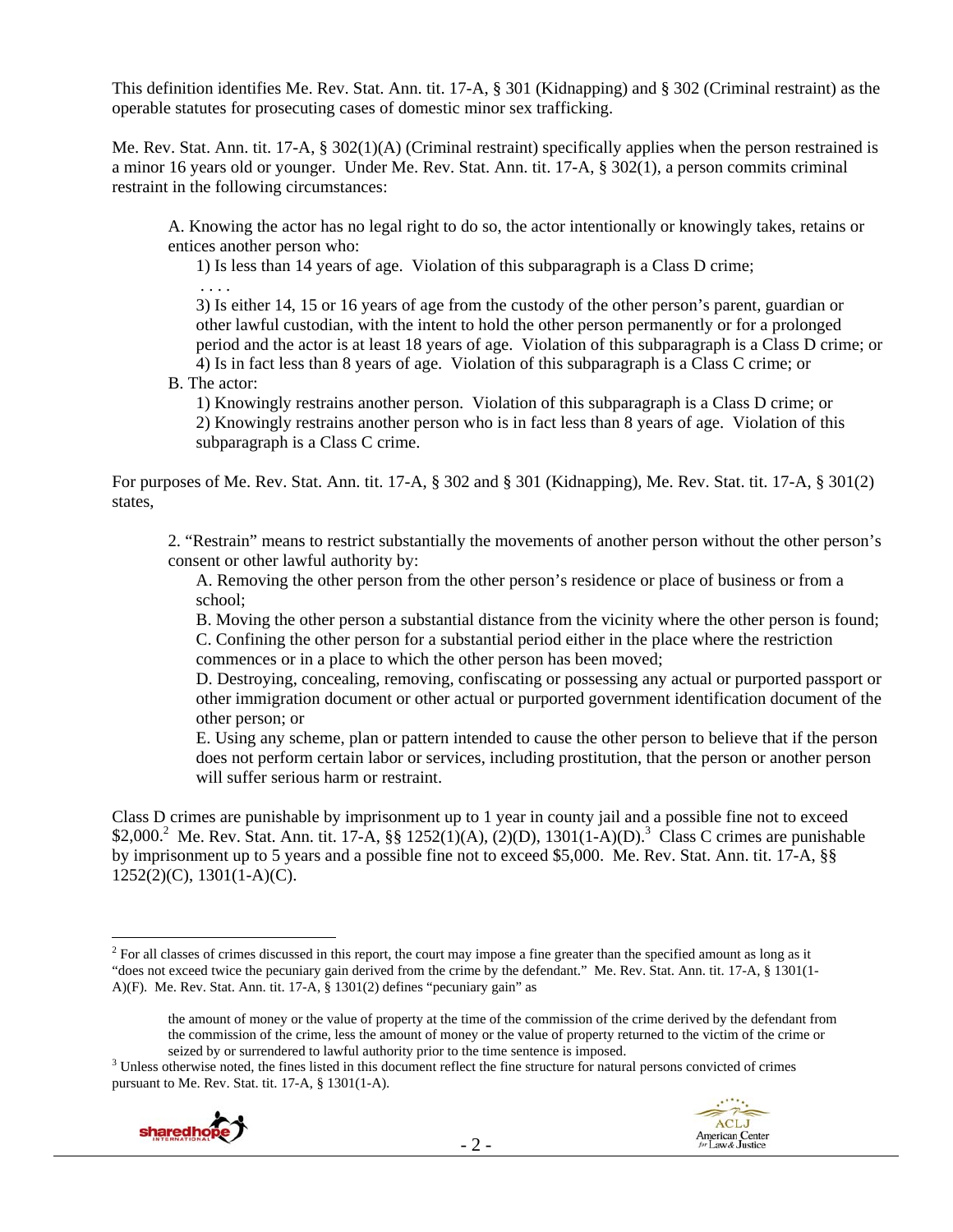This definition identifies Me. Rev. Stat. Ann. tit. 17-A, § 301 (Kidnapping) and § 302 (Criminal restraint) as the operable statutes for prosecuting cases of domestic minor sex trafficking.

Me. Rev. Stat. Ann. tit. 17-A, § 302(1)(A) (Criminal restraint) specifically applies when the person restrained is a minor 16 years old or younger. Under Me. Rev. Stat. Ann. tit. 17-A, § 302(1), a person commits criminal restraint in the following circumstances:

> A. Knowing the actor has no legal right to do so, the actor intentionally or knowingly takes, retains or entices another person who:
>
> 1) Is less than 14 years of age. Violation of this subparagraph is a Class D crime;
>
> . . . .
>
> 3) Is either 14, 15 or 16 years of age from the custody of the other person's parent, guardian or other lawful custodian, with the intent to hold the other person permanently or for a prolonged period and the actor is at least 18 years of age. Violation of this subparagraph is a Class D crime; or
>
> 4) Is in fact less than 8 years of age. Violation of this subparagraph is a Class C crime; or
>
> B. The actor:
>
> 1) Knowingly restrains another person. Violation of this subparagraph is a Class D crime; or
>
> 2) Knowingly restrains another person who is in fact less than 8 years of age. Violation of this subparagraph is a Class C crime.

For purposes of Me. Rev. Stat. Ann. tit. 17-A, § 302 and § 301 (Kidnapping), Me. Rev. Stat. tit. 17-A, § 301(2) states,

> 2. "Restrain" means to restrict substantially the movements of another person without the other person's consent or other lawful authority by:
>
> A. Removing the other person from the other person's residence or place of business or from a school;
>
> B. Moving the other person a substantial distance from the vicinity where the other person is found;
>
> C. Confining the other person for a substantial period either in the place where the restriction commences or in a place to which the other person has been moved;
>
> D. Destroying, concealing, removing, confiscating or possessing any actual or purported passport or other immigration document or other actual or purported government identification document of the other person; or
>
> E. Using any scheme, plan or pattern intended to cause the other person to believe that if the person does not perform certain labor or services, including prostitution, that the person or another person will suffer serious harm or restraint.

Class D crimes are punishable by imprisonment up to 1 year in county jail and a possible fine not to exceed $2,000.[2] Me. Rev. Stat. Ann. tit. 17-A, §§ 1252(1)(A), (2)(D), 1301(1-A)(D).[3] Class C crimes are punishable by imprisonment up to 5 years and a possible fine not to exceed $5,000. Me. Rev. Stat. Ann. tit. 17-A, §§ 1252(2)(C), 1301(1-A)(C).

---

[2] For all classes of crimes discussed in this report, the court may impose a fine greater than the specified amount as long as it "does not exceed twice the pecuniary gain derived from the crime by the defendant." Me. Rev. Stat. Ann. tit. 17-A, § 1301(1-A)(F). Me. Rev. Stat. Ann. tit. 17-A, § 1301(2) defines "pecuniary gain" as

> the amount of money or the value of property at the time of the commission of the crime derived by the defendant from the commission of the crime, less the amount of money or the value of property returned to the victim of the crime or seized by or surrendered to lawful authority prior to the time sentence is imposed.

[3] Unless otherwise noted, the fines listed in this document reflect the fine structure for natural persons convicted of crimes pursuant to Me. Rev. Stat. tit. 17-A, § 1301(1-A).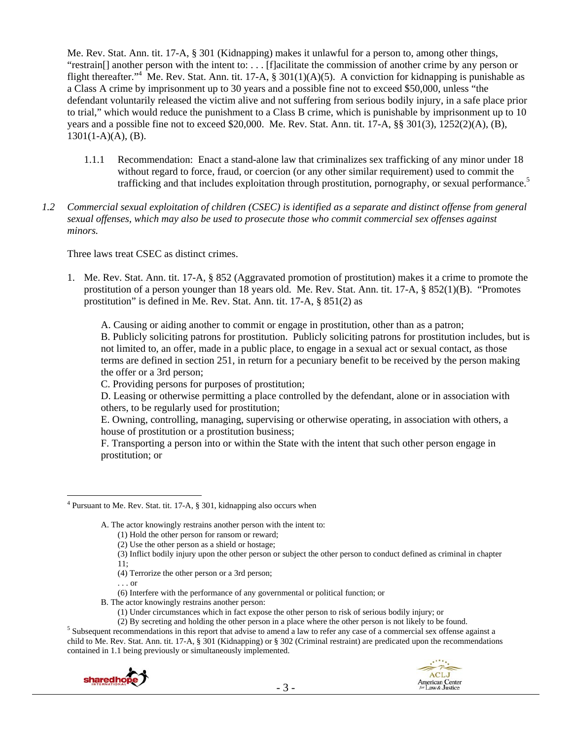Me. Rev. Stat. Ann. tit. 17-A, § 301 (Kidnapping) makes it unlawful for a person to, among other things, "restrain[] another person with the intent to: . . . [f]acilitate the commission of another crime by any person or flight thereafter."[4] Me. Rev. Stat. Ann. tit. 17-A, § 301(1)(A)(5). A conviction for kidnapping is punishable as a Class A crime by imprisonment up to 30 years and a possible fine not to exceed $50,000, unless "the defendant voluntarily released the victim alive and not suffering from serious bodily injury, in a safe place prior to trial," which would reduce the punishment to a Class B crime, which is punishable by imprisonment up to 10 years and a possible fine not to exceed $20,000. Me. Rev. Stat. Ann. tit. 17-A, §§ 301(3), 1252(2)(A), (B), 1301(1-A)(A), (B).

1.1.1 Recommendation: Enact a stand-alone law that criminalizes sex trafficking of any minor under 18 without regard to force, fraud, or coercion (or any other similar requirement) used to commit the trafficking and that includes exploitation through prostitution, pornography, or sexual performance.[5]

*1.2 Commercial sexual exploitation of children (CSEC) is identified as a separate and distinct offense from general sexual offenses, which may also be used to prosecute those who commit commercial sex offenses against minors.*

Three laws treat CSEC as distinct crimes.

1. Me. Rev. Stat. Ann. tit. 17-A, § 852 (Aggravated promotion of prostitution) makes it a crime to promote the prostitution of a person younger than 18 years old. Me. Rev. Stat. Ann. tit. 17-A, § 852(1)(B). "Promotes prostitution" is defined in Me. Rev. Stat. Ann. tit. 17-A, § 851(2) as

   A. Causing or aiding another to commit or engage in prostitution, other than as a patron;
   B. Publicly soliciting patrons for prostitution. Publicly soliciting patrons for prostitution includes, but is not limited to, an offer, made in a public place, to engage in a sexual act or sexual contact, as those terms are defined in section 251, in return for a pecuniary benefit to be received by the person making the offer or a 3rd person;
   C. Providing persons for purposes of prostitution;
   D. Leasing or otherwise permitting a place controlled by the defendant, alone or in association with others, to be regularly used for prostitution;
   E. Owning, controlling, managing, supervising or otherwise operating, in association with others, a house of prostitution or a prostitution business;
   F. Transporting a person into or within the State with the intent that such other person engage in prostitution; or

---

[4] Pursuant to Me. Rev. Stat. tit. 17-A, § 301, kidnapping also occurs when

> A. The actor knowingly restrains another person with the intent to:
> (1) Hold the other person for ransom or reward;
> (2) Use the other person as a shield or hostage;
> (3) Inflict bodily injury upon the other person or subject the other person to conduct defined as criminal in chapter 11;
> (4) Terrorize the other person or a 3rd person;
> . . . or
> (6) Interfere with the performance of any governmental or political function; or
> B. The actor knowingly restrains another person:
> (1) Under circumstances which in fact expose the other person to risk of serious bodily injury; or
> (2) By secreting and holding the other person in a place where the other person is not likely to be found.

[5] Subsequent recommendations in this report that advise to amend a law to refer any case of a commercial sex offense against a child to Me. Rev. Stat. Ann. tit. 17-A, § 301 (Kidnapping) or § 302 (Criminal restraint) are predicated upon the recommendations contained in 1.1 being previously or simultaneously implemented.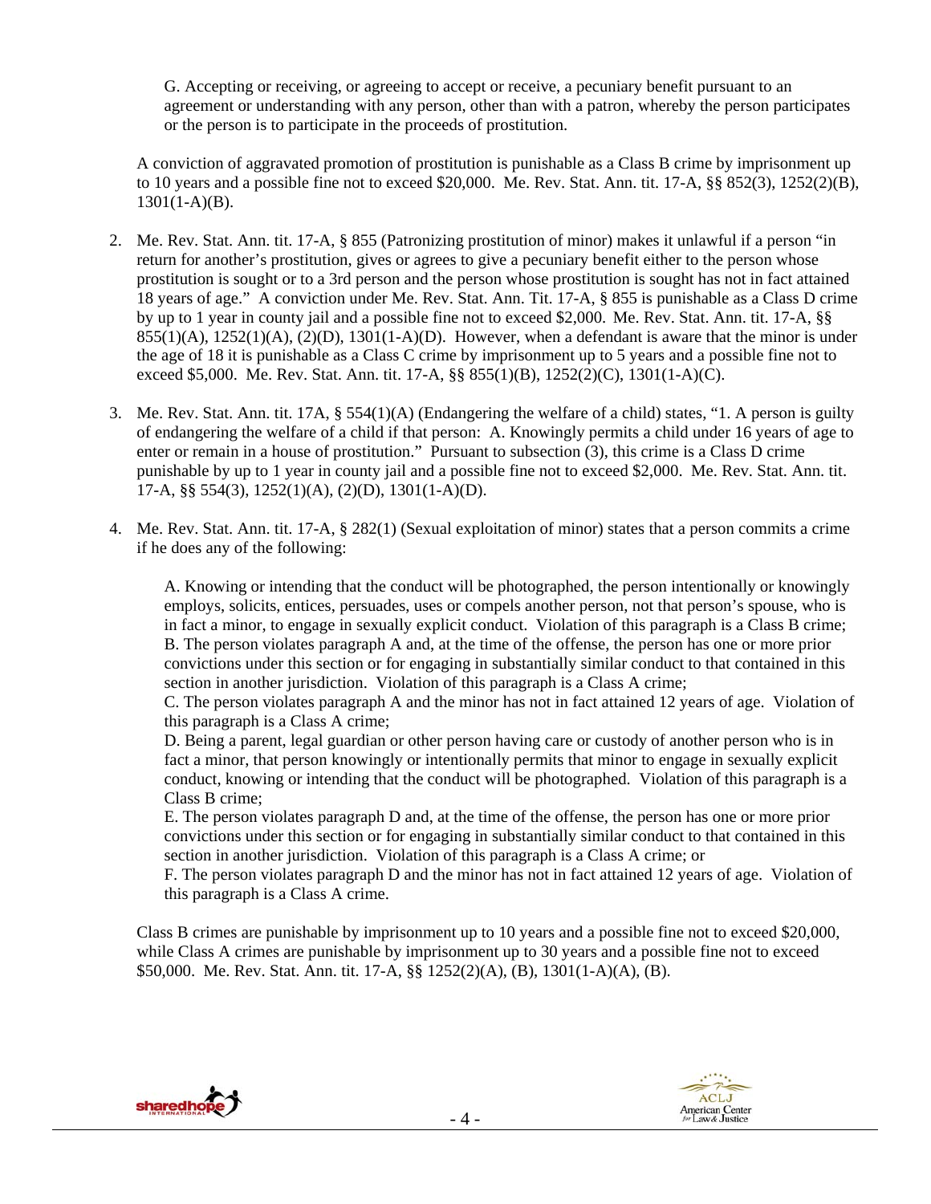G. Accepting or receiving, or agreeing to accept or receive, a pecuniary benefit pursuant to an agreement or understanding with any person, other than with a patron, whereby the person participates or the person is to participate in the proceeds of prostitution.

A conviction of aggravated promotion of prostitution is punishable as a Class B crime by imprisonment up to 10 years and a possible fine not to exceed $20,000. Me. Rev. Stat. Ann. tit. 17-A, §§ 852(3), 1252(2)(B), 1301(1-A)(B).

2. Me. Rev. Stat. Ann. tit. 17-A, § 855 (Patronizing prostitution of minor) makes it unlawful if a person "in return for another's prostitution, gives or agrees to give a pecuniary benefit either to the person whose prostitution is sought or to a 3rd person and the person whose prostitution is sought has not in fact attained 18 years of age." A conviction under Me. Rev. Stat. Ann. Tit. 17-A, § 855 is punishable as a Class D crime by up to 1 year in county jail and a possible fine not to exceed $2,000. Me. Rev. Stat. Ann. tit. 17-A, §§ 855(1)(A), 1252(1)(A), (2)(D), 1301(1-A)(D). However, when a defendant is aware that the minor is under the age of 18 it is punishable as a Class C crime by imprisonment up to 5 years and a possible fine not to exceed $5,000. Me. Rev. Stat. Ann. tit. 17-A, §§ 855(1)(B), 1252(2)(C), 1301(1-A)(C).

3. Me. Rev. Stat. Ann. tit. 17A, § 554(1)(A) (Endangering the welfare of a child) states, "1. A person is guilty of endangering the welfare of a child if that person: A. Knowingly permits a child under 16 years of age to enter or remain in a house of prostitution." Pursuant to subsection (3), this crime is a Class D crime punishable by up to 1 year in county jail and a possible fine not to exceed $2,000. Me. Rev. Stat. Ann. tit. 17-A, §§ 554(3), 1252(1)(A), (2)(D), 1301(1-A)(D).

4. Me. Rev. Stat. Ann. tit. 17-A, § 282(1) (Sexual exploitation of minor) states that a person commits a crime if he does any of the following:

   A. Knowing or intending that the conduct will be photographed, the person intentionally or knowingly employs, solicits, entices, persuades, uses or compels another person, not that person's spouse, who is in fact a minor, to engage in sexually explicit conduct. Violation of this paragraph is a Class B crime;
   B. The person violates paragraph A and, at the time of the offense, the person has one or more prior convictions under this section or for engaging in substantially similar conduct to that contained in this section in another jurisdiction. Violation of this paragraph is a Class A crime;
   C. The person violates paragraph A and the minor has not in fact attained 12 years of age. Violation of this paragraph is a Class A crime;
   D. Being a parent, legal guardian or other person having care or custody of another person who is in fact a minor, that person knowingly or intentionally permits that minor to engage in sexually explicit conduct, knowing or intending that the conduct will be photographed. Violation of this paragraph is a Class B crime;
   E. The person violates paragraph D and, at the time of the offense, the person has one or more prior convictions under this section or for engaging in substantially similar conduct to that contained in this section in another jurisdiction. Violation of this paragraph is a Class A crime; or
   F. The person violates paragraph D and the minor has not in fact attained 12 years of age. Violation of this paragraph is a Class A crime.

   Class B crimes are punishable by imprisonment up to 10 years and a possible fine not to exceed $20,000, while Class A crimes are punishable by imprisonment up to 30 years and a possible fine not to exceed $50,000. Me. Rev. Stat. Ann. tit. 17-A, §§ 1252(2)(A), (B), 1301(1-A)(A), (B).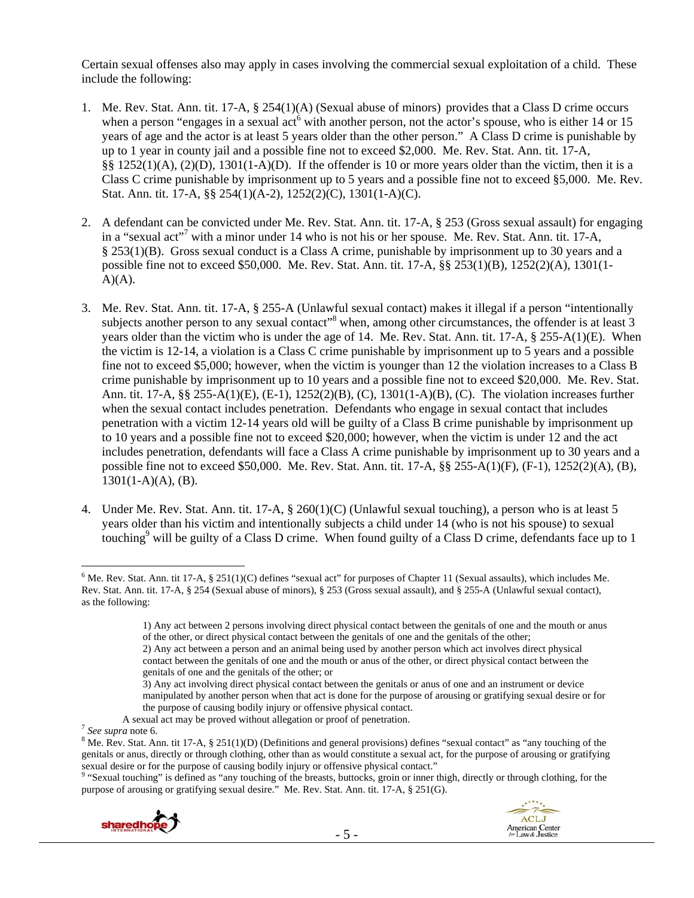Certain sexual offenses also may apply in cases involving the commercial sexual exploitation of a child. These include the following:

1. Me. Rev. Stat. Ann. tit. 17-A, § 254(1)(A) (Sexual abuse of minors) provides that a Class D crime occurs when a person "engages in a sexual act[6] with another person, not the actor's spouse, who is either 14 or 15 years of age and the actor is at least 5 years older than the other person." A Class D crime is punishable by up to 1 year in county jail and a possible fine not to exceed $2,000. Me. Rev. Stat. Ann. tit. 17-A, §§ 1252(1)(A), (2)(D), 1301(1-A)(D). If the offender is 10 or more years older than the victim, then it is a Class C crime punishable by imprisonment up to 5 years and a possible fine not to exceed §5,000. Me. Rev. Stat. Ann. tit. 17-A, §§ 254(1)(A-2), 1252(2)(C), 1301(1-A)(C).

2. A defendant can be convicted under Me. Rev. Stat. Ann. tit. 17-A, § 253 (Gross sexual assault) for engaging in a "sexual act"[7] with a minor under 14 who is not his or her spouse. Me. Rev. Stat. Ann. tit. 17-A, § 253(1)(B). Gross sexual conduct is a Class A crime, punishable by imprisonment up to 30 years and a possible fine not to exceed $50,000. Me. Rev. Stat. Ann. tit. 17-A, §§ 253(1)(B), 1252(2)(A), 1301(1-A)(A).

3. Me. Rev. Stat. Ann. tit. 17-A, § 255-A (Unlawful sexual contact) makes it illegal if a person "intentionally subjects another person to any sexual contact"[8] when, among other circumstances, the offender is at least 3 years older than the victim who is under the age of 14. Me. Rev. Stat. Ann. tit. 17-A, § 255-A(1)(E). When the victim is 12-14, a violation is a Class C crime punishable by imprisonment up to 5 years and a possible fine not to exceed $5,000; however, when the victim is younger than 12 the violation increases to a Class B crime punishable by imprisonment up to 10 years and a possible fine not to exceed $20,000. Me. Rev. Stat. Ann. tit. 17-A, §§ 255-A(1)(E), (E-1), 1252(2)(B), (C), 1301(1-A)(B), (C). The violation increases further when the sexual contact includes penetration. Defendants who engage in sexual contact that includes penetration with a victim 12-14 years old will be guilty of a Class B crime punishable by imprisonment up to 10 years and a possible fine not to exceed $20,000; however, when the victim is under 12 and the act includes penetration, defendants will face a Class A crime punishable by imprisonment up to 30 years and a possible fine not to exceed $50,000. Me. Rev. Stat. Ann. tit. 17-A, §§ 255-A(1)(F), (F-1), 1252(2)(A), (B), 1301(1-A)(A), (B).

4. Under Me. Rev. Stat. Ann. tit. 17-A, § 260(1)(C) (Unlawful sexual touching), a person who is at least 5 years older than his victim and intentionally subjects a child under 14 (who is not his spouse) to sexual touching[9] will be guilty of a Class D crime. When found guilty of a Class D crime, defendants face up to 1

---

[6] Me. Rev. Stat. Ann. tit 17-A, § 251(1)(C) defines "sexual act" for purposes of Chapter 11 (Sexual assaults), which includes Me. Rev. Stat. Ann. tit. 17-A, § 254 (Sexual abuse of minors), § 253 (Gross sexual assault), and § 255-A (Unlawful sexual contact), as the following:

> 1) Any act between 2 persons involving direct physical contact between the genitals of one and the mouth or anus of the other, or direct physical contact between the genitals of one and the genitals of the other;
> 2) Any act between a person and an animal being used by another person which act involves direct physical contact between the genitals of one and the mouth or anus of the other, or direct physical contact between the genitals of one and the genitals of the other; or
> 3) Any act involving direct physical contact between the genitals or anus of one and an instrument or device manipulated by another person when that act is done for the purpose of arousing or gratifying sexual desire or for the purpose of causing bodily injury or offensive physical contact.

A sexual act may be proved without allegation or proof of penetration.

[7] *See supra* note 6.

[8] Me. Rev. Stat. Ann. tit 17-A, § 251(1)(D) (Definitions and general provisions) defines "sexual contact" as "any touching of the genitals or anus, directly or through clothing, other than as would constitute a sexual act, for the purpose of arousing or gratifying sexual desire or for the purpose of causing bodily injury or offensive physical contact."

[9] "Sexual touching" is defined as "any touching of the breasts, buttocks, groin or inner thigh, directly or through clothing, for the purpose of arousing or gratifying sexual desire." Me. Rev. Stat. Ann. tit. 17-A, § 251(G).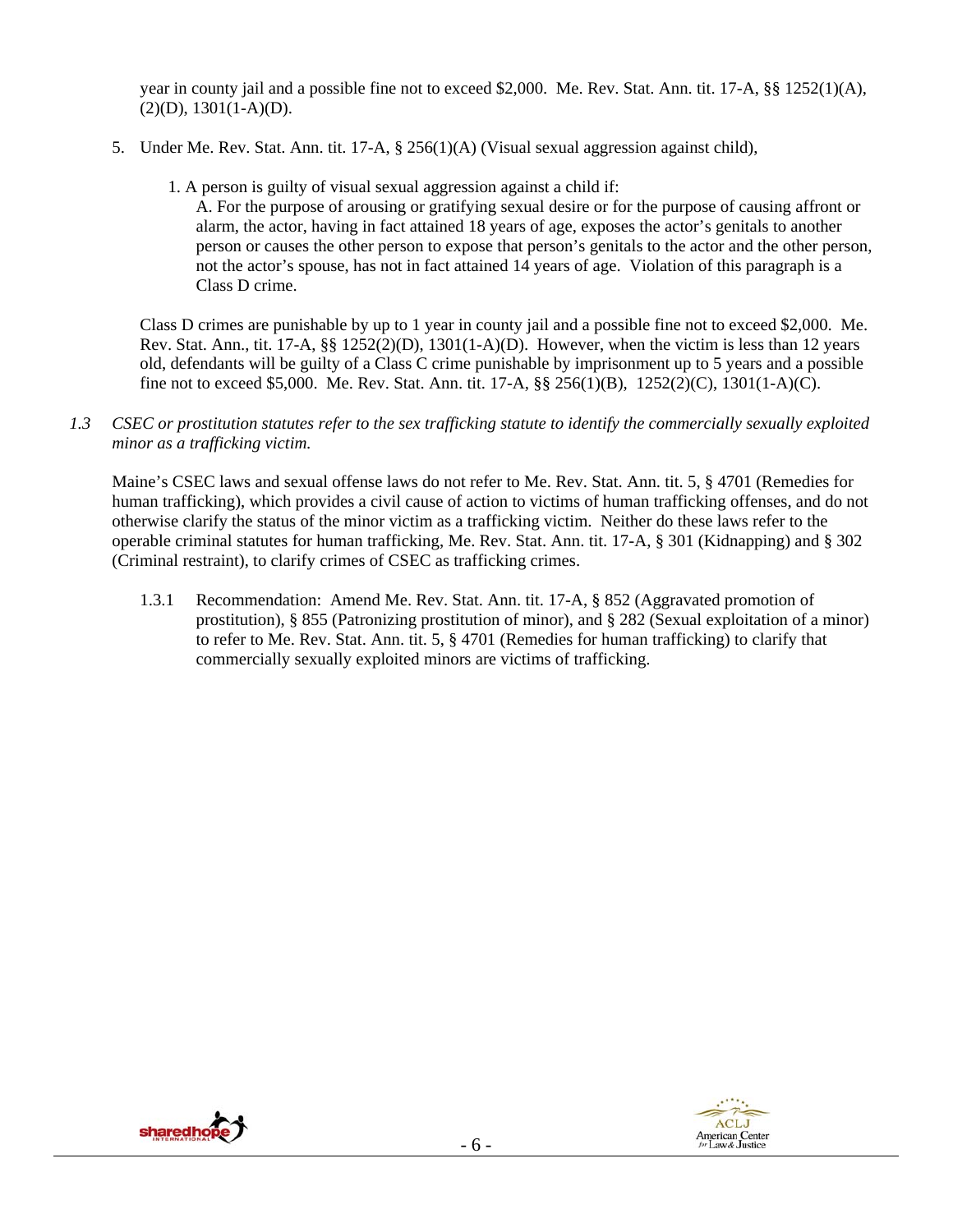year in county jail and a possible fine not to exceed $2,000. Me. Rev. Stat. Ann. tit. 17-A, §§ 1252(1)(A), (2)(D), 1301(1-A)(D).

5. Under Me. Rev. Stat. Ann. tit. 17-A, § 256(1)(A) (Visual sexual aggression against child),

   1. A person is guilty of visual sexual aggression against a child if:
      A. For the purpose of arousing or gratifying sexual desire or for the purpose of causing affront or alarm, the actor, having in fact attained 18 years of age, exposes the actor's genitals to another person or causes the other person to expose that person's genitals to the actor and the other person, not the actor's spouse, has not in fact attained 14 years of age. Violation of this paragraph is a Class D crime.

   Class D crimes are punishable by up to 1 year in county jail and a possible fine not to exceed $2,000. Me. Rev. Stat. Ann., tit. 17-A, §§ 1252(2)(D), 1301(1-A)(D). However, when the victim is less than 12 years old, defendants will be guilty of a Class C crime punishable by imprisonment up to 5 years and a possible fine not to exceed $5,000. Me. Rev. Stat. Ann. tit. 17-A, §§ 256(1)(B), 1252(2)(C), 1301(1-A)(C).

*1.3 CSEC or prostitution statutes refer to the sex trafficking statute to identify the commercially sexually exploited minor as a trafficking victim.*

Maine's CSEC laws and sexual offense laws do not refer to Me. Rev. Stat. Ann. tit. 5, § 4701 (Remedies for human trafficking), which provides a civil cause of action to victims of human trafficking offenses, and do not otherwise clarify the status of the minor victim as a trafficking victim. Neither do these laws refer to the operable criminal statutes for human trafficking, Me. Rev. Stat. Ann. tit. 17-A, § 301 (Kidnapping) and § 302 (Criminal restraint), to clarify crimes of CSEC as trafficking crimes.

1.3.1 Recommendation: Amend Me. Rev. Stat. Ann. tit. 17-A, § 852 (Aggravated promotion of prostitution), § 855 (Patronizing prostitution of minor), and § 282 (Sexual exploitation of a minor) to refer to Me. Rev. Stat. Ann. tit. 5, § 4701 (Remedies for human trafficking) to clarify that commercially sexually exploited minors are victims of trafficking.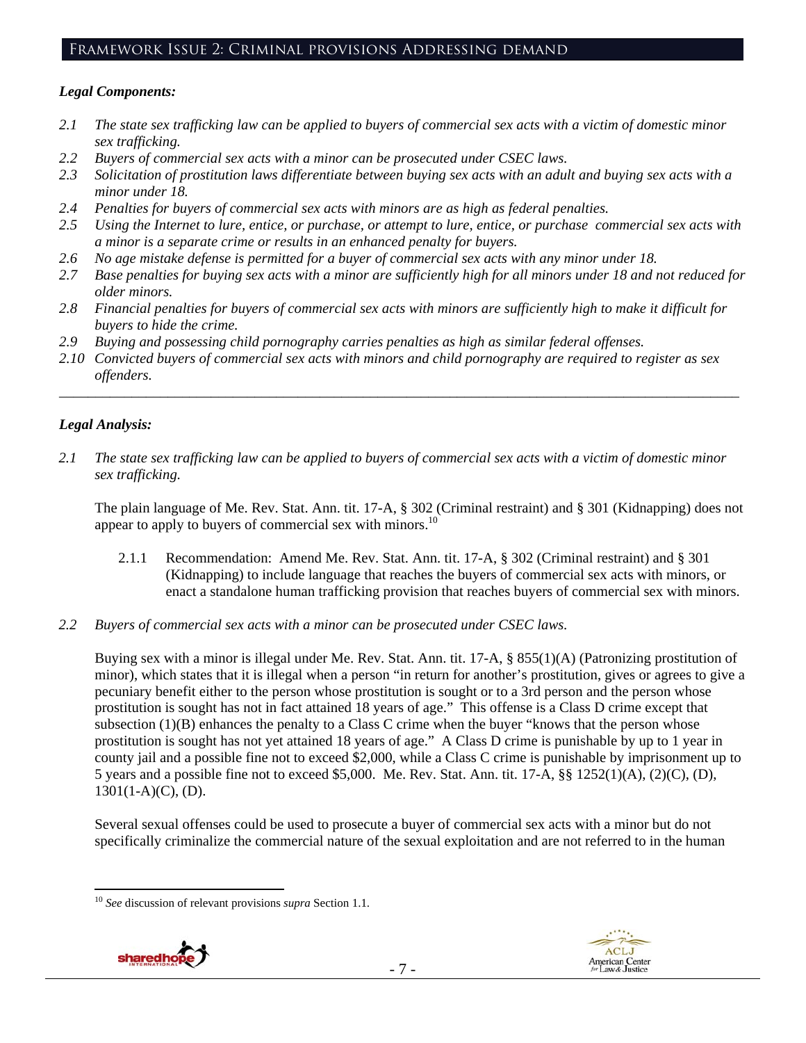## Framework Issue 2: Criminal provisions Addressing demand

### *Legal Components:*

*2.1 The state sex trafficking law can be applied to buyers of commercial sex acts with a victim of domestic minor sex trafficking.*

*2.2 Buyers of commercial sex acts with a minor can be prosecuted under CSEC laws.*

*2.3 Solicitation of prostitution laws differentiate between buying sex acts with an adult and buying sex acts with a minor under 18.*

*2.4 Penalties for buyers of commercial sex acts with minors are as high as federal penalties.*

*2.5 Using the Internet to lure, entice, or purchase, or attempt to lure, entice, or purchase commercial sex acts with a minor is a separate crime or results in an enhanced penalty for buyers.*

*2.6 No age mistake defense is permitted for a buyer of commercial sex acts with any minor under 18.*

*2.7 Base penalties for buying sex acts with a minor are sufficiently high for all minors under 18 and not reduced for older minors.*

*2.8 Financial penalties for buyers of commercial sex acts with minors are sufficiently high to make it difficult for buyers to hide the crime.*

*2.9 Buying and possessing child pornography carries penalties as high as similar federal offenses.*

*2.10 Convicted buyers of commercial sex acts with minors and child pornography are required to register as sex offenders.*

---

### *Legal Analysis:*

*2.1 The state sex trafficking law can be applied to buyers of commercial sex acts with a victim of domestic minor sex trafficking.*

The plain language of Me. Rev. Stat. Ann. tit. 17-A, § 302 (Criminal restraint) and § 301 (Kidnapping) does not appear to apply to buyers of commercial sex with minors.[10]

2.1.1 Recommendation: Amend Me. Rev. Stat. Ann. tit. 17-A, § 302 (Criminal restraint) and § 301 (Kidnapping) to include language that reaches the buyers of commercial sex acts with minors, or enact a standalone human trafficking provision that reaches buyers of commercial sex with minors.

*2.2 Buyers of commercial sex acts with a minor can be prosecuted under CSEC laws.*

Buying sex with a minor is illegal under Me. Rev. Stat. Ann. tit. 17-A, § 855(1)(A) (Patronizing prostitution of minor), which states that it is illegal when a person "in return for another's prostitution, gives or agrees to give a pecuniary benefit either to the person whose prostitution is sought or to a 3rd person and the person whose prostitution is sought has not in fact attained 18 years of age." This offense is a Class D crime except that subsection (1)(B) enhances the penalty to a Class C crime when the buyer "knows that the person whose prostitution is sought has not yet attained 18 years of age." A Class D crime is punishable by up to 1 year in county jail and a possible fine not to exceed $2,000, while a Class C crime is punishable by imprisonment up to 5 years and a possible fine not to exceed $5,000. Me. Rev. Stat. Ann. tit. 17-A, §§ 1252(1)(A), (2)(C), (D), 1301(1-A)(C), (D).

Several sexual offenses could be used to prosecute a buyer of commercial sex acts with a minor but do not specifically criminalize the commercial nature of the sexual exploitation and are not referred to in the human

---

[10] *See* discussion of relevant provisions *supra* Section 1.1.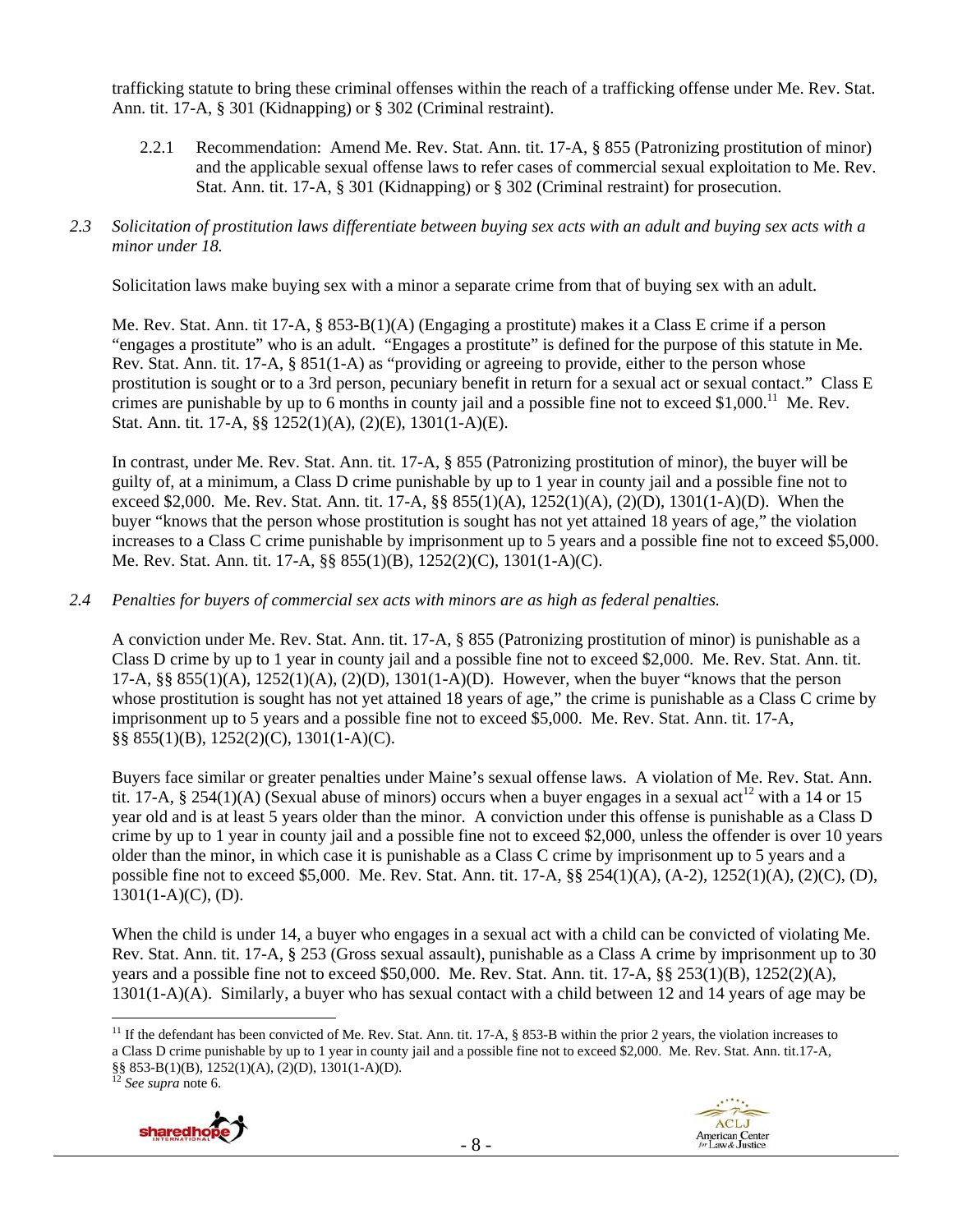trafficking statute to bring these criminal offenses within the reach of a trafficking offense under Me. Rev. Stat. Ann. tit. 17-A, § 301 (Kidnapping) or § 302 (Criminal restraint).

2.2.1 Recommendation: Amend Me. Rev. Stat. Ann. tit. 17-A, § 855 (Patronizing prostitution of minor) and the applicable sexual offense laws to refer cases of commercial sexual exploitation to Me. Rev. Stat. Ann. tit. 17-A, § 301 (Kidnapping) or § 302 (Criminal restraint) for prosecution.

*2.3 Solicitation of prostitution laws differentiate between buying sex acts with an adult and buying sex acts with a minor under 18.*

Solicitation laws make buying sex with a minor a separate crime from that of buying sex with an adult.

Me. Rev. Stat. Ann. tit 17-A, § 853-B(1)(A) (Engaging a prostitute) makes it a Class E crime if a person "engages a prostitute" who is an adult. "Engages a prostitute" is defined for the purpose of this statute in Me. Rev. Stat. Ann. tit. 17-A, § 851(1-A) as "providing or agreeing to provide, either to the person whose prostitution is sought or to a 3rd person, pecuniary benefit in return for a sexual act or sexual contact." Class E crimes are punishable by up to 6 months in county jail and a possible fine not to exceed $1,000.[11] Me. Rev. Stat. Ann. tit. 17-A, §§ 1252(1)(A), (2)(E), 1301(1-A)(E).

In contrast, under Me. Rev. Stat. Ann. tit. 17-A, § 855 (Patronizing prostitution of minor), the buyer will be guilty of, at a minimum, a Class D crime punishable by up to 1 year in county jail and a possible fine not to exceed $2,000. Me. Rev. Stat. Ann. tit. 17-A, §§ 855(1)(A), 1252(1)(A), (2)(D), 1301(1-A)(D). When the buyer "knows that the person whose prostitution is sought has not yet attained 18 years of age," the violation increases to a Class C crime punishable by imprisonment up to 5 years and a possible fine not to exceed $5,000. Me. Rev. Stat. Ann. tit. 17-A, §§ 855(1)(B), 1252(2)(C), 1301(1-A)(C).

*2.4 Penalties for buyers of commercial sex acts with minors are as high as federal penalties.*

A conviction under Me. Rev. Stat. Ann. tit. 17-A, § 855 (Patronizing prostitution of minor) is punishable as a Class D crime by up to 1 year in county jail and a possible fine not to exceed $2,000. Me. Rev. Stat. Ann. tit. 17-A, §§ 855(1)(A), 1252(1)(A), (2)(D), 1301(1-A)(D). However, when the buyer "knows that the person whose prostitution is sought has not yet attained 18 years of age," the crime is punishable as a Class C crime by imprisonment up to 5 years and a possible fine not to exceed $5,000. Me. Rev. Stat. Ann. tit. 17-A, §§ 855(1)(B), 1252(2)(C), 1301(1-A)(C).

Buyers face similar or greater penalties under Maine's sexual offense laws. A violation of Me. Rev. Stat. Ann. tit. 17-A, § 254(1)(A) (Sexual abuse of minors) occurs when a buyer engages in a sexual act[12] with a 14 or 15 year old and is at least 5 years older than the minor. A conviction under this offense is punishable as a Class D crime by up to 1 year in county jail and a possible fine not to exceed $2,000, unless the offender is over 10 years older than the minor, in which case it is punishable as a Class C crime by imprisonment up to 5 years and a possible fine not to exceed $5,000. Me. Rev. Stat. Ann. tit. 17-A, §§ 254(1)(A), (A-2), 1252(1)(A), (2)(C), (D), 1301(1-A)(C), (D).

When the child is under 14, a buyer who engages in a sexual act with a child can be convicted of violating Me. Rev. Stat. Ann. tit. 17-A, § 253 (Gross sexual assault), punishable as a Class A crime by imprisonment up to 30 years and a possible fine not to exceed $50,000. Me. Rev. Stat. Ann. tit. 17-A, §§ 253(1)(B), 1252(2)(A), 1301(1-A)(A). Similarly, a buyer who has sexual contact with a child between 12 and 14 years of age may be

---

[11] If the defendant has been convicted of Me. Rev. Stat. Ann. tit. 17-A, § 853-B within the prior 2 years, the violation increases to a Class D crime punishable by up to 1 year in county jail and a possible fine not to exceed $2,000. Me. Rev. Stat. Ann. tit.17-A, §§ 853-B(1)(B), 1252(1)(A), (2)(D), 1301(1-A)(D).

[12] *See supra* note 6.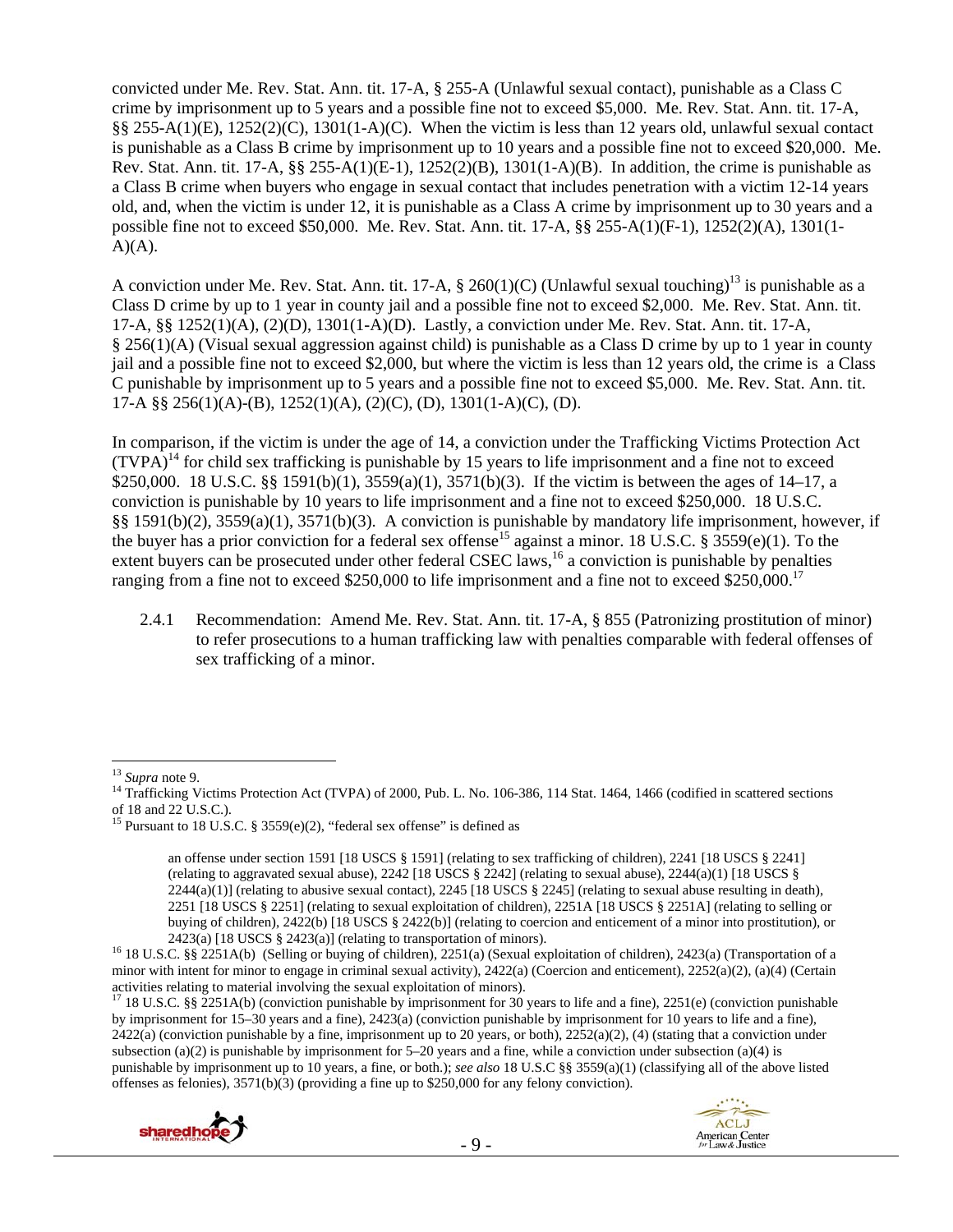convicted under Me. Rev. Stat. Ann. tit. 17-A, § 255-A (Unlawful sexual contact), punishable as a Class C crime by imprisonment up to 5 years and a possible fine not to exceed $5,000. Me. Rev. Stat. Ann. tit. 17-A, §§ 255-A(1)(E), 1252(2)(C), 1301(1-A)(C). When the victim is less than 12 years old, unlawful sexual contact is punishable as a Class B crime by imprisonment up to 10 years and a possible fine not to exceed $20,000. Me. Rev. Stat. Ann. tit. 17-A, §§ 255-A(1)(E-1), 1252(2)(B), 1301(1-A)(B). In addition, the crime is punishable as a Class B crime when buyers who engage in sexual contact that includes penetration with a victim 12-14 years old, and, when the victim is under 12, it is punishable as a Class A crime by imprisonment up to 30 years and a possible fine not to exceed $50,000. Me. Rev. Stat. Ann. tit. 17-A, §§ 255-A(1)(F-1), 1252(2)(A), 1301(1-A)(A).

A conviction under Me. Rev. Stat. Ann. tit. 17-A, § 260(1)(C) (Unlawful sexual touching)[13] is punishable as a Class D crime by up to 1 year in county jail and a possible fine not to exceed $2,000. Me. Rev. Stat. Ann. tit. 17-A, §§ 1252(1)(A), (2)(D), 1301(1-A)(D). Lastly, a conviction under Me. Rev. Stat. Ann. tit. 17-A, § 256(1)(A) (Visual sexual aggression against child) is punishable as a Class D crime by up to 1 year in county jail and a possible fine not to exceed $2,000, but where the victim is less than 12 years old, the crime is a Class C punishable by imprisonment up to 5 years and a possible fine not to exceed $5,000. Me. Rev. Stat. Ann. tit. 17-A §§ 256(1)(A)-(B), 1252(1)(A), (2)(C), (D), 1301(1-A)(C), (D).

In comparison, if the victim is under the age of 14, a conviction under the Trafficking Victims Protection Act (TVPA)[14] for child sex trafficking is punishable by 15 years to life imprisonment and a fine not to exceed $250,000. 18 U.S.C. §§ 1591(b)(1), 3559(a)(1), 3571(b)(3). If the victim is between the ages of 14–17, a conviction is punishable by 10 years to life imprisonment and a fine not to exceed $250,000. 18 U.S.C. §§ 1591(b)(2), 3559(a)(1), 3571(b)(3). A conviction is punishable by mandatory life imprisonment, however, if the buyer has a prior conviction for a federal sex offense[15] against a minor. 18 U.S.C. § 3559(e)(1). To the extent buyers can be prosecuted under other federal CSEC laws,[16] a conviction is punishable by penalties ranging from a fine not to exceed $250,000 to life imprisonment and a fine not to exceed $250,000.[17]

2.4.1 Recommendation: Amend Me. Rev. Stat. Ann. tit. 17-A, § 855 (Patronizing prostitution of minor) to refer prosecutions to a human trafficking law with penalties comparable with federal offenses of sex trafficking of a minor.

---

[13] *Supra* note 9.

[14] Trafficking Victims Protection Act (TVPA) of 2000, Pub. L. No. 106-386, 114 Stat. 1464, 1466 (codified in scattered sections of 18 and 22 U.S.C.).

[15] Pursuant to 18 U.S.C. § 3559(e)(2), "federal sex offense" is defined as

> an offense under section 1591 [18 USCS § 1591] (relating to sex trafficking of children), 2241 [18 USCS § 2241] (relating to aggravated sexual abuse), 2242 [18 USCS § 2242] (relating to sexual abuse), 2244(a)(1) [18 USCS § 2244(a)(1)] (relating to abusive sexual contact), 2245 [18 USCS § 2245] (relating to sexual abuse resulting in death), 2251 [18 USCS § 2251] (relating to sexual exploitation of children), 2251A [18 USCS § 2251A] (relating to selling or buying of children), 2422(b) [18 USCS § 2422(b)] (relating to coercion and enticement of a minor into prostitution), or 2423(a) [18 USCS § 2423(a)] (relating to transportation of minors).

[16] 18 U.S.C. §§ 2251A(b) (Selling or buying of children), 2251(a) (Sexual exploitation of children), 2423(a) (Transportation of a minor with intent for minor to engage in criminal sexual activity), 2422(a) (Coercion and enticement), 2252(a)(2), (a)(4) (Certain activities relating to material involving the sexual exploitation of minors).

[17] 18 U.S.C. §§ 2251A(b) (conviction punishable by imprisonment for 30 years to life and a fine), 2251(e) (conviction punishable by imprisonment for 15–30 years and a fine), 2423(a) (conviction punishable by imprisonment for 10 years to life and a fine), 2422(a) (conviction punishable by a fine, imprisonment up to 20 years, or both), 2252(a)(2), (4) (stating that a conviction under subsection (a)(2) is punishable by imprisonment for 5–20 years and a fine, while a conviction under subsection (a)(4) is punishable by imprisonment up to 10 years, a fine, or both.); *see also* 18 U.S.C §§ 3559(a)(1) (classifying all of the above listed offenses as felonies), 3571(b)(3) (providing a fine up to $250,000 for any felony conviction).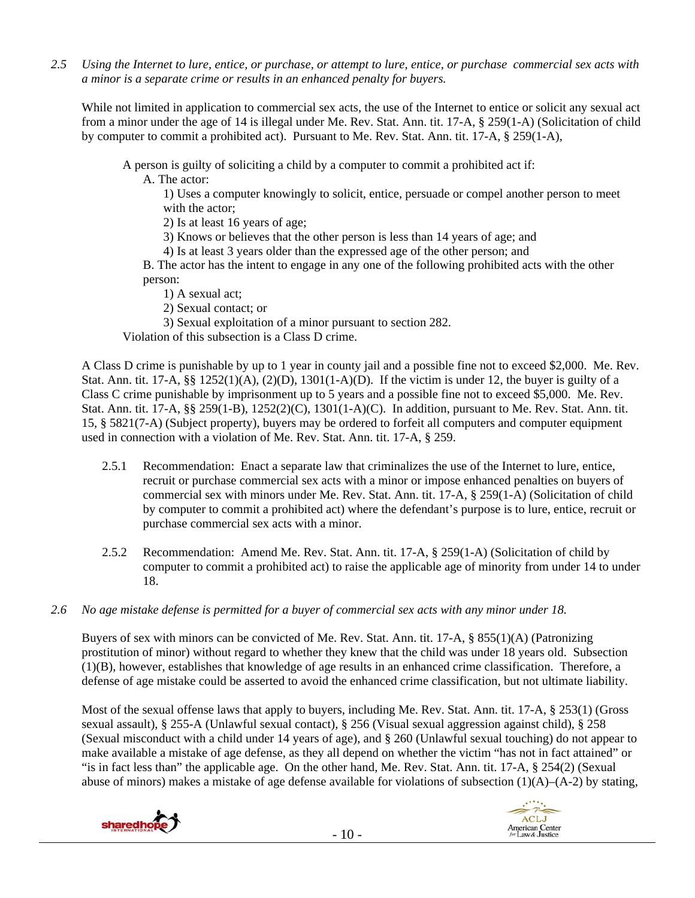*2.5 Using the Internet to lure, entice, or purchase, or attempt to lure, entice, or purchase commercial sex acts with a minor is a separate crime or results in an enhanced penalty for buyers.*

While not limited in application to commercial sex acts, the use of the Internet to entice or solicit any sexual act from a minor under the age of 14 is illegal under Me. Rev. Stat. Ann. tit. 17-A, § 259(1-A) (Solicitation of child by computer to commit a prohibited act). Pursuant to Me. Rev. Stat. Ann. tit. 17-A, § 259(1-A),

> A person is guilty of soliciting a child by a computer to commit a prohibited act if:
>
> A. The actor:
>
> 1) Uses a computer knowingly to solicit, entice, persuade or compel another person to meet with the actor;
>
> 2) Is at least 16 years of age;
>
> 3) Knows or believes that the other person is less than 14 years of age; and
>
> 4) Is at least 3 years older than the expressed age of the other person; and
>
> B. The actor has the intent to engage in any one of the following prohibited acts with the other person:
>
> 1) A sexual act;
>
> 2) Sexual contact; or
>
> 3) Sexual exploitation of a minor pursuant to section 282.
>
> Violation of this subsection is a Class D crime.

A Class D crime is punishable by up to 1 year in county jail and a possible fine not to exceed $2,000. Me. Rev. Stat. Ann. tit. 17-A, §§ 1252(1)(A), (2)(D), 1301(1-A)(D). If the victim is under 12, the buyer is guilty of a Class C crime punishable by imprisonment up to 5 years and a possible fine not to exceed $5,000. Me. Rev. Stat. Ann. tit. 17-A, §§ 259(1-B), 1252(2)(C), 1301(1-A)(C). In addition, pursuant to Me. Rev. Stat. Ann. tit. 15, § 5821(7-A) (Subject property), buyers may be ordered to forfeit all computers and computer equipment used in connection with a violation of Me. Rev. Stat. Ann. tit. 17-A, § 259.

2.5.1 Recommendation: Enact a separate law that criminalizes the use of the Internet to lure, entice, recruit or purchase commercial sex acts with a minor or impose enhanced penalties on buyers of commercial sex with minors under Me. Rev. Stat. Ann. tit. 17-A, § 259(1-A) (Solicitation of child by computer to commit a prohibited act) where the defendant's purpose is to lure, entice, recruit or purchase commercial sex acts with a minor.

2.5.2 Recommendation: Amend Me. Rev. Stat. Ann. tit. 17-A, § 259(1-A) (Solicitation of child by computer to commit a prohibited act) to raise the applicable age of minority from under 14 to under 18.

*2.6 No age mistake defense is permitted for a buyer of commercial sex acts with any minor under 18.*

Buyers of sex with minors can be convicted of Me. Rev. Stat. Ann. tit. 17-A, § 855(1)(A) (Patronizing prostitution of minor) without regard to whether they knew that the child was under 18 years old. Subsection (1)(B), however, establishes that knowledge of age results in an enhanced crime classification. Therefore, a defense of age mistake could be asserted to avoid the enhanced crime classification, but not ultimate liability.

Most of the sexual offense laws that apply to buyers, including Me. Rev. Stat. Ann. tit. 17-A, § 253(1) (Gross sexual assault), § 255-A (Unlawful sexual contact), § 256 (Visual sexual aggression against child), § 258 (Sexual misconduct with a child under 14 years of age), and § 260 (Unlawful sexual touching) do not appear to make available a mistake of age defense, as they all depend on whether the victim "has not in fact attained" or "is in fact less than" the applicable age. On the other hand, Me. Rev. Stat. Ann. tit. 17-A, § 254(2) (Sexual abuse of minors) makes a mistake of age defense available for violations of subsection (1)(A)–(A-2) by stating,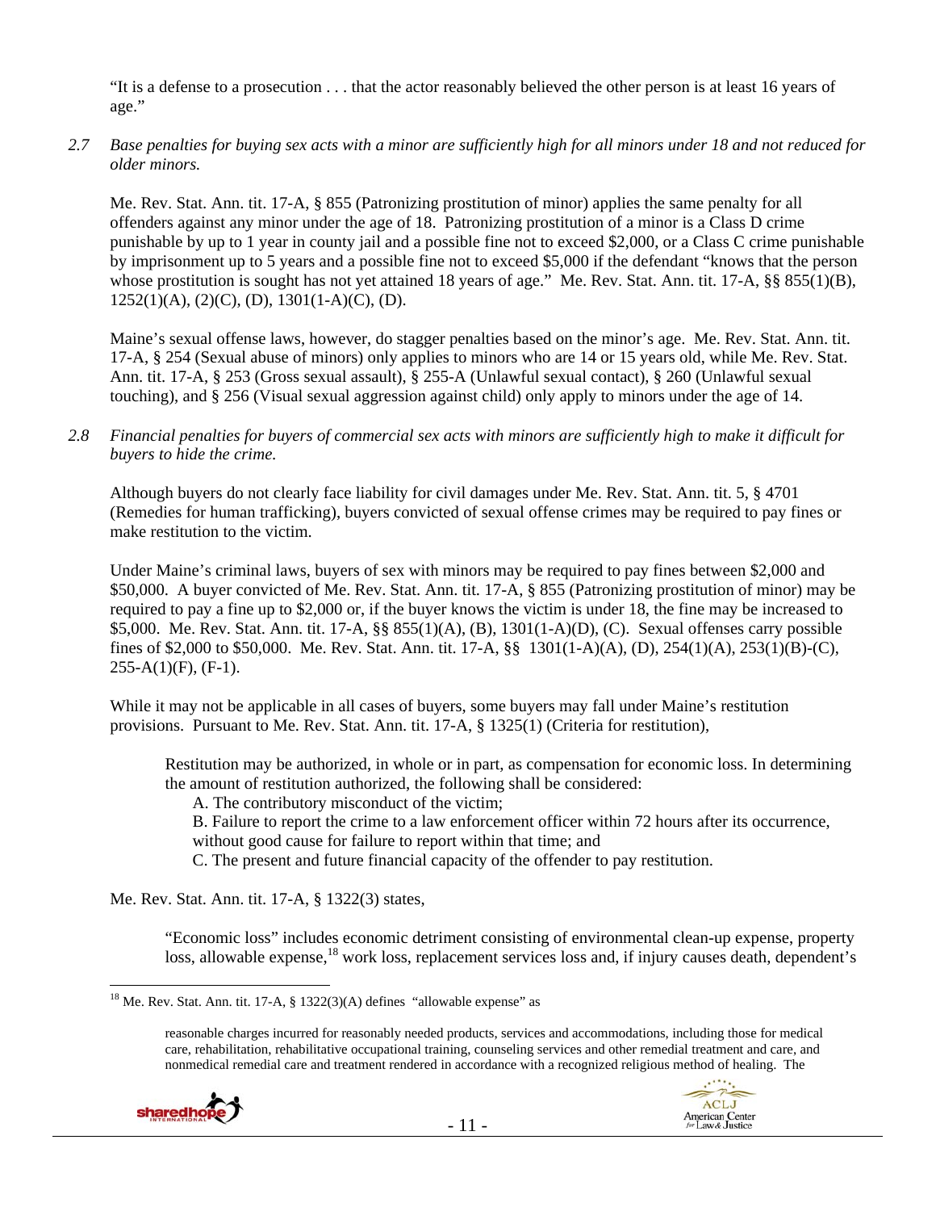"It is a defense to a prosecution . . . that the actor reasonably believed the other person is at least 16 years of age."

*2.7 Base penalties for buying sex acts with a minor are sufficiently high for all minors under 18 and not reduced for older minors.*

Me. Rev. Stat. Ann. tit. 17-A, § 855 (Patronizing prostitution of minor) applies the same penalty for all offenders against any minor under the age of 18. Patronizing prostitution of a minor is a Class D crime punishable by up to 1 year in county jail and a possible fine not to exceed $2,000, or a Class C crime punishable by imprisonment up to 5 years and a possible fine not to exceed $5,000 if the defendant "knows that the person whose prostitution is sought has not yet attained 18 years of age." Me. Rev. Stat. Ann. tit. 17-A, §§ 855(1)(B), 1252(1)(A), (2)(C), (D), 1301(1-A)(C), (D).

Maine's sexual offense laws, however, do stagger penalties based on the minor's age. Me. Rev. Stat. Ann. tit. 17-A, § 254 (Sexual abuse of minors) only applies to minors who are 14 or 15 years old, while Me. Rev. Stat. Ann. tit. 17-A, § 253 (Gross sexual assault), § 255-A (Unlawful sexual contact), § 260 (Unlawful sexual touching), and § 256 (Visual sexual aggression against child) only apply to minors under the age of 14.

*2.8 Financial penalties for buyers of commercial sex acts with minors are sufficiently high to make it difficult for buyers to hide the crime.*

Although buyers do not clearly face liability for civil damages under Me. Rev. Stat. Ann. tit. 5, § 4701 (Remedies for human trafficking), buyers convicted of sexual offense crimes may be required to pay fines or make restitution to the victim.

Under Maine's criminal laws, buyers of sex with minors may be required to pay fines between $2,000 and $50,000. A buyer convicted of Me. Rev. Stat. Ann. tit. 17-A, § 855 (Patronizing prostitution of minor) may be required to pay a fine up to $2,000 or, if the buyer knows the victim is under 18, the fine may be increased to $5,000. Me. Rev. Stat. Ann. tit. 17-A, §§ 855(1)(A), (B), 1301(1-A)(D), (C). Sexual offenses carry possible fines of $2,000 to $50,000. Me. Rev. Stat. Ann. tit. 17-A, §§ 1301(1-A)(A), (D), 254(1)(A), 253(1)(B)-(C), 255-A(1)(F), (F-1).

While it may not be applicable in all cases of buyers, some buyers may fall under Maine's restitution provisions. Pursuant to Me. Rev. Stat. Ann. tit. 17-A, § 1325(1) (Criteria for restitution),

> Restitution may be authorized, in whole or in part, as compensation for economic loss. In determining the amount of restitution authorized, the following shall be considered:
>
> A. The contributory misconduct of the victim;
>
> B. Failure to report the crime to a law enforcement officer within 72 hours after its occurrence, without good cause for failure to report within that time; and
>
> C. The present and future financial capacity of the offender to pay restitution.

Me. Rev. Stat. Ann. tit. 17-A, § 1322(3) states,

> "Economic loss" includes economic detriment consisting of environmental clean-up expense, property loss, allowable expense,[18] work loss, replacement services loss and, if injury causes death, dependent's

---

[18] Me. Rev. Stat. Ann. tit. 17-A, § 1322(3)(A) defines "allowable expense" as

> reasonable charges incurred for reasonably needed products, services and accommodations, including those for medical care, rehabilitation, rehabilitative occupational training, counseling services and other remedial treatment and care, and nonmedical remedial care and treatment rendered in accordance with a recognized religious method of healing. The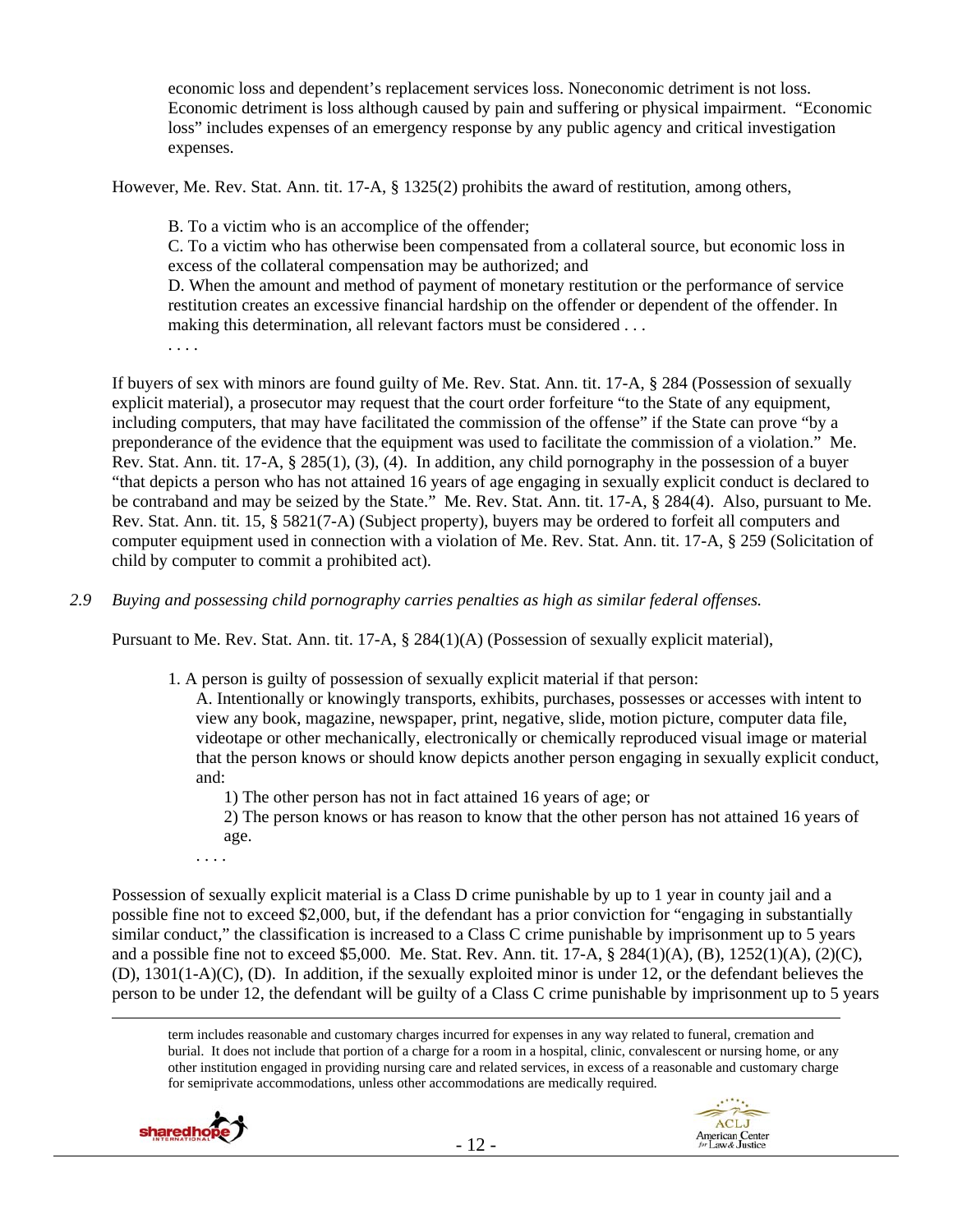economic loss and dependent's replacement services loss. Noneconomic detriment is not loss. Economic detriment is loss although caused by pain and suffering or physical impairment. "Economic loss" includes expenses of an emergency response by any public agency and critical investigation expenses.

However, Me. Rev. Stat. Ann. tit. 17-A, § 1325(2) prohibits the award of restitution, among others,

> B. To a victim who is an accomplice of the offender;
> C. To a victim who has otherwise been compensated from a collateral source, but economic loss in excess of the collateral compensation may be authorized; and
> D. When the amount and method of payment of monetary restitution or the performance of service restitution creates an excessive financial hardship on the offender or dependent of the offender. In making this determination, all relevant factors must be considered . . .
> . . . .

If buyers of sex with minors are found guilty of Me. Rev. Stat. Ann. tit. 17-A, § 284 (Possession of sexually explicit material), a prosecutor may request that the court order forfeiture "to the State of any equipment, including computers, that may have facilitated the commission of the offense" if the State can prove "by a preponderance of the evidence that the equipment was used to facilitate the commission of a violation." Me. Rev. Stat. Ann. tit. 17-A, § 285(1), (3), (4). In addition, any child pornography in the possession of a buyer "that depicts a person who has not attained 16 years of age engaging in sexually explicit conduct is declared to be contraband and may be seized by the State." Me. Rev. Stat. Ann. tit. 17-A, § 284(4). Also, pursuant to Me. Rev. Stat. Ann. tit. 15, § 5821(7-A) (Subject property), buyers may be ordered to forfeit all computers and computer equipment used in connection with a violation of Me. Rev. Stat. Ann. tit. 17-A, § 259 (Solicitation of child by computer to commit a prohibited act).

*2.9 Buying and possessing child pornography carries penalties as high as similar federal offenses.*

Pursuant to Me. Rev. Stat. Ann. tit. 17-A, § 284(1)(A) (Possession of sexually explicit material),

> 1. A person is guilty of possession of sexually explicit material if that person:
> A. Intentionally or knowingly transports, exhibits, purchases, possesses or accesses with intent to view any book, magazine, newspaper, print, negative, slide, motion picture, computer data file, videotape or other mechanically, electronically or chemically reproduced visual image or material that the person knows or should know depicts another person engaging in sexually explicit conduct, and:
> 1) The other person has not in fact attained 16 years of age; or
> 2) The person knows or has reason to know that the other person has not attained 16 years of age.
> . . . .

Possession of sexually explicit material is a Class D crime punishable by up to 1 year in county jail and a possible fine not to exceed $2,000, but, if the defendant has a prior conviction for "engaging in substantially similar conduct," the classification is increased to a Class C crime punishable by imprisonment up to 5 years and a possible fine not to exceed $5,000. Me. Stat. Rev. Ann. tit. 17-A, § 284(1)(A), (B), 1252(1)(A), (2)(C), (D), 1301(1-A)(C), (D). In addition, if the sexually exploited minor is under 12, or the defendant believes the person to be under 12, the defendant will be guilty of a Class C crime punishable by imprisonment up to 5 years

term includes reasonable and customary charges incurred for expenses in any way related to funeral, cremation and burial. It does not include that portion of a charge for a room in a hospital, clinic, convalescent or nursing home, or any other institution engaged in providing nursing care and related services, in excess of a reasonable and customary charge for semiprivate accommodations, unless other accommodations are medically required.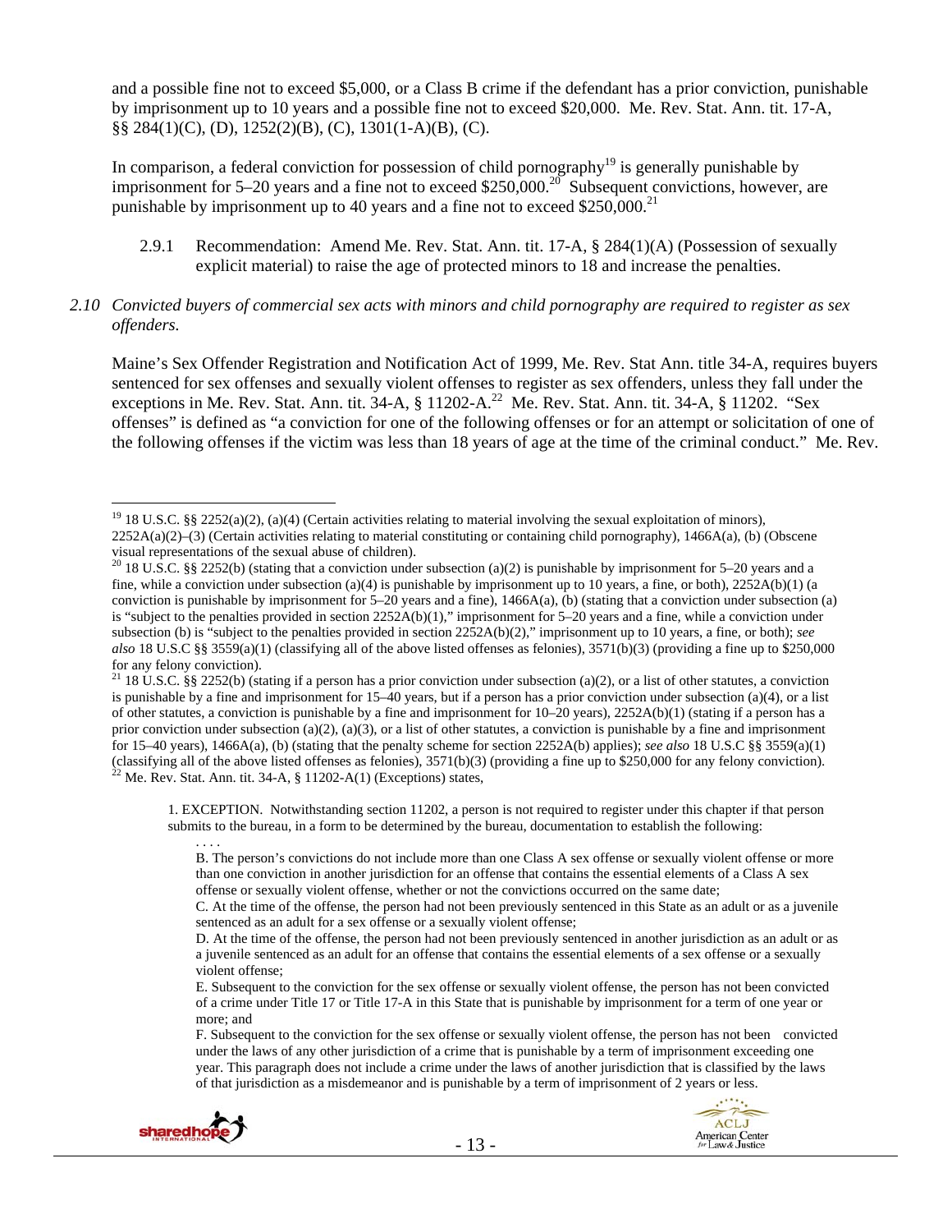and a possible fine not to exceed $5,000, or a Class B crime if the defendant has a prior conviction, punishable by imprisonment up to 10 years and a possible fine not to exceed $20,000. Me. Rev. Stat. Ann. tit. 17-A, §§ 284(1)(C), (D), 1252(2)(B), (C), 1301(1-A)(B), (C).

In comparison, a federal conviction for possession of child pornography[19] is generally punishable by imprisonment for 5–20 years and a fine not to exceed $250,000.[20] Subsequent convictions, however, are punishable by imprisonment up to 40 years and a fine not to exceed $250,000.[21]

2.9.1 Recommendation: Amend Me. Rev. Stat. Ann. tit. 17-A, § 284(1)(A) (Possession of sexually explicit material) to raise the age of protected minors to 18 and increase the penalties.

*2.10 Convicted buyers of commercial sex acts with minors and child pornography are required to register as sex offenders.*

Maine's Sex Offender Registration and Notification Act of 1999, Me. Rev. Stat Ann. title 34-A, requires buyers sentenced for sex offenses and sexually violent offenses to register as sex offenders, unless they fall under the exceptions in Me. Rev. Stat. Ann. tit. 34-A, § 11202-A.[22] Me. Rev. Stat. Ann. tit. 34-A, § 11202. "Sex offenses" is defined as "a conviction for one of the following offenses or for an attempt or solicitation of one of the following offenses if the victim was less than 18 years of age at the time of the criminal conduct." Me. Rev.

---

[19] 18 U.S.C. §§ 2252(a)(2), (a)(4) (Certain activities relating to material involving the sexual exploitation of minors), 2252A(a)(2)–(3) (Certain activities relating to material constituting or containing child pornography), 1466A(a), (b) (Obscene visual representations of the sexual abuse of children).

[20] 18 U.S.C. §§ 2252(b) (stating that a conviction under subsection (a)(2) is punishable by imprisonment for 5–20 years and a fine, while a conviction under subsection (a)(4) is punishable by imprisonment up to 10 years, a fine, or both), 2252A(b)(1) (a conviction is punishable by imprisonment for 5–20 years and a fine), 1466A(a), (b) (stating that a conviction under subsection (a) is "subject to the penalties provided in section 2252A(b)(1)," imprisonment for 5–20 years and a fine, while a conviction under subsection (b) is "subject to the penalties provided in section 2252A(b)(2)," imprisonment up to 10 years, a fine, or both); *see also* 18 U.S.C §§ 3559(a)(1) (classifying all of the above listed offenses as felonies), 3571(b)(3) (providing a fine up to $250,000 for any felony conviction).

[21] 18 U.S.C. §§ 2252(b) (stating if a person has a prior conviction under subsection (a)(2), or a list of other statutes, a conviction is punishable by a fine and imprisonment for 15–40 years, but if a person has a prior conviction under subsection (a)(4), or a list of other statutes, a conviction is punishable by a fine and imprisonment for 10–20 years), 2252A(b)(1) (stating if a person has a prior conviction under subsection (a)(2), (a)(3), or a list of other statutes, a conviction is punishable by a fine and imprisonment for 15–40 years), 1466A(a), (b) (stating that the penalty scheme for section 2252A(b) applies); *see also* 18 U.S.C §§ 3559(a)(1) (classifying all of the above listed offenses as felonies), 3571(b)(3) (providing a fine up to $250,000 for any felony conviction).

[22] Me. Rev. Stat. Ann. tit. 34-A, § 11202-A(1) (Exceptions) states,

> 1. EXCEPTION. Notwithstanding section 11202, a person is not required to register under this chapter if that person submits to the bureau, in a form to be determined by the bureau, documentation to establish the following:
>
> . . . .
>
> B. The person's convictions do not include more than one Class A sex offense or sexually violent offense or more than one conviction in another jurisdiction for an offense that contains the essential elements of a Class A sex offense or sexually violent offense, whether or not the convictions occurred on the same date;
>
> C. At the time of the offense, the person had not been previously sentenced in this State as an adult or as a juvenile sentenced as an adult for a sex offense or a sexually violent offense;
>
> D. At the time of the offense, the person had not been previously sentenced in another jurisdiction as an adult or as a juvenile sentenced as an adult for an offense that contains the essential elements of a sex offense or a sexually violent offense;
>
> E. Subsequent to the conviction for the sex offense or sexually violent offense, the person has not been convicted of a crime under Title 17 or Title 17-A in this State that is punishable by imprisonment for a term of one year or more; and
>
> F. Subsequent to the conviction for the sex offense or sexually violent offense, the person has not been convicted under the laws of any other jurisdiction of a crime that is punishable by a term of imprisonment exceeding one year. This paragraph does not include a crime under the laws of another jurisdiction that is classified by the laws of that jurisdiction as a misdemeanor and is punishable by a term of imprisonment of 2 years or less.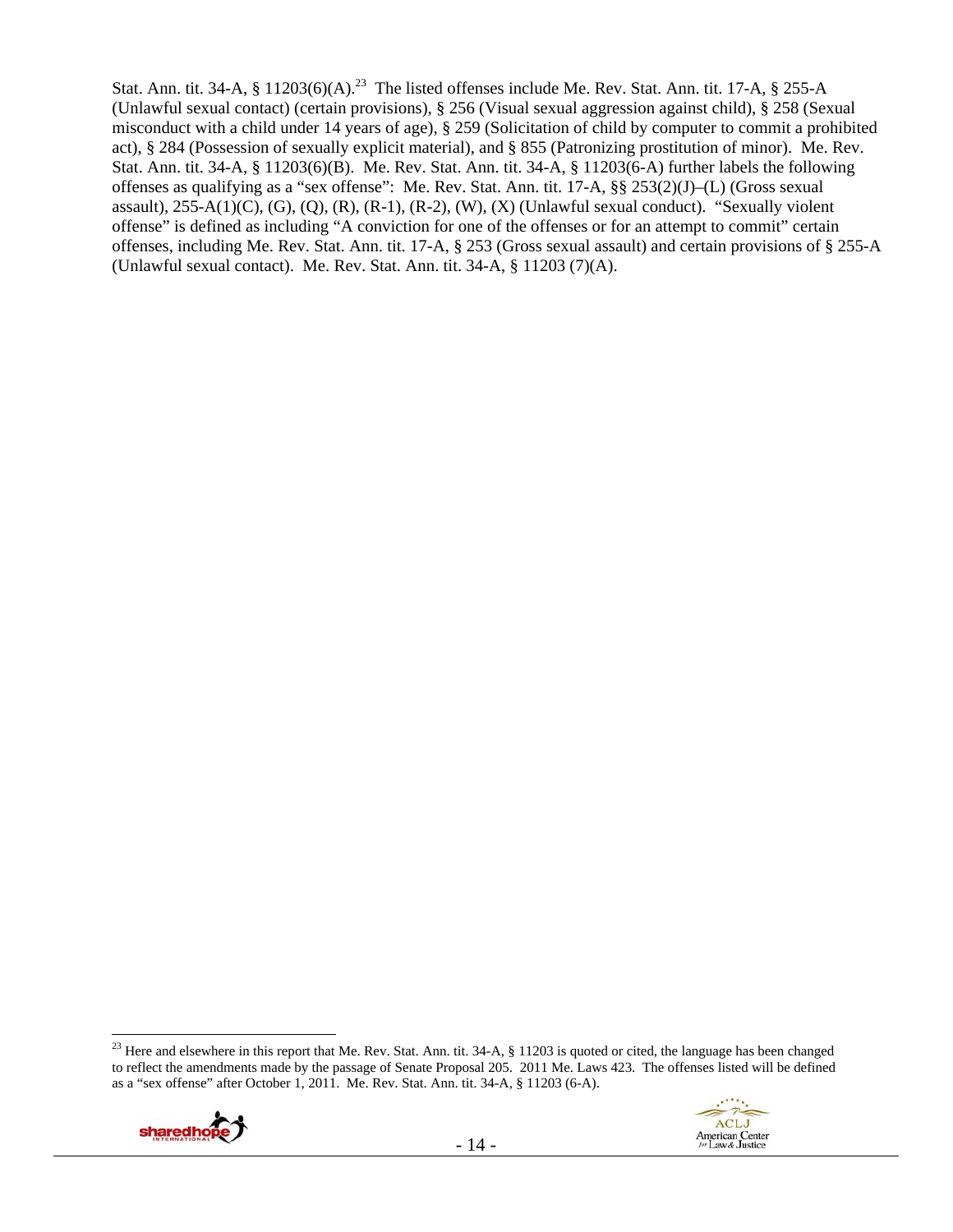Stat. Ann. tit. 34-A, § 11203(6)(A).[23] The listed offenses include Me. Rev. Stat. Ann. tit. 17-A, § 255-A (Unlawful sexual contact) (certain provisions), § 256 (Visual sexual aggression against child), § 258 (Sexual misconduct with a child under 14 years of age), § 259 (Solicitation of child by computer to commit a prohibited act), § 284 (Possession of sexually explicit material), and § 855 (Patronizing prostitution of minor). Me. Rev. Stat. Ann. tit. 34-A, § 11203(6)(B). Me. Rev. Stat. Ann. tit. 34-A, § 11203(6-A) further labels the following offenses as qualifying as a "sex offense": Me. Rev. Stat. Ann. tit. 17-A, §§ 253(2)(J)–(L) (Gross sexual assault), 255-A(1)(C), (G), (Q), (R), (R-1), (R-2), (W), (X) (Unlawful sexual conduct). "Sexually violent offense" is defined as including "A conviction for one of the offenses or for an attempt to commit" certain offenses, including Me. Rev. Stat. Ann. tit. 17-A, § 253 (Gross sexual assault) and certain provisions of § 255-A (Unlawful sexual contact). Me. Rev. Stat. Ann. tit. 34-A, § 11203 (7)(A).

[23] Here and elsewhere in this report that Me. Rev. Stat. Ann. tit. 34-A, § 11203 is quoted or cited, the language has been changed to reflect the amendments made by the passage of Senate Proposal 205. 2011 Me. Laws 423. The offenses listed will be defined as a "sex offense" after October 1, 2011. Me. Rev. Stat. Ann. tit. 34-A, § 11203 (6-A).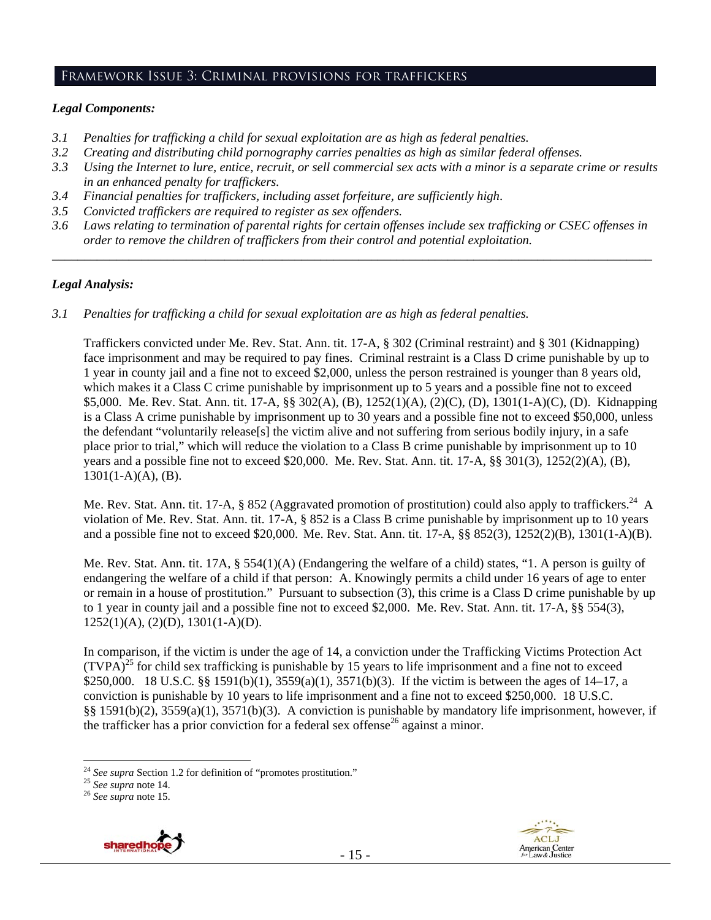## Framework Issue 3: Criminal provisions for traffickers

### *Legal Components:*

- *3.1 Penalties for trafficking a child for sexual exploitation are as high as federal penalties.*
- *3.2 Creating and distributing child pornography carries penalties as high as similar federal offenses.*
- *3.3 Using the Internet to lure, entice, recruit, or sell commercial sex acts with a minor is a separate crime or results in an enhanced penalty for traffickers.*
- *3.4 Financial penalties for traffickers, including asset forfeiture, are sufficiently high.*
- *3.5 Convicted traffickers are required to register as sex offenders.*
- *3.6 Laws relating to termination of parental rights for certain offenses include sex trafficking or CSEC offenses in order to remove the children of traffickers from their control and potential exploitation.*

---

### *Legal Analysis:*

*3.1 Penalties for trafficking a child for sexual exploitation are as high as federal penalties.*

Traffickers convicted under Me. Rev. Stat. Ann. tit. 17-A, § 302 (Criminal restraint) and § 301 (Kidnapping) face imprisonment and may be required to pay fines. Criminal restraint is a Class D crime punishable by up to 1 year in county jail and a fine not to exceed $2,000, unless the person restrained is younger than 8 years old, which makes it a Class C crime punishable by imprisonment up to 5 years and a possible fine not to exceed $5,000. Me. Rev. Stat. Ann. tit. 17-A, §§ 302(A), (B), 1252(1)(A), (2)(C), (D), 1301(1-A)(C), (D). Kidnapping is a Class A crime punishable by imprisonment up to 30 years and a possible fine not to exceed $50,000, unless the defendant "voluntarily release[s] the victim alive and not suffering from serious bodily injury, in a safe place prior to trial," which will reduce the violation to a Class B crime punishable by imprisonment up to 10 years and a possible fine not to exceed $20,000. Me. Rev. Stat. Ann. tit. 17-A, §§ 301(3), 1252(2)(A), (B), 1301(1-A)(A), (B).

Me. Rev. Stat. Ann. tit. 17-A, § 852 (Aggravated promotion of prostitution) could also apply to traffickers.[24] A violation of Me. Rev. Stat. Ann. tit. 17-A, § 852 is a Class B crime punishable by imprisonment up to 10 years and a possible fine not to exceed $20,000. Me. Rev. Stat. Ann. tit. 17-A, §§ 852(3), 1252(2)(B), 1301(1-A)(B).

Me. Rev. Stat. Ann. tit. 17A, § 554(1)(A) (Endangering the welfare of a child) states, "1. A person is guilty of endangering the welfare of a child if that person: A. Knowingly permits a child under 16 years of age to enter or remain in a house of prostitution." Pursuant to subsection (3), this crime is a Class D crime punishable by up to 1 year in county jail and a possible fine not to exceed $2,000. Me. Rev. Stat. Ann. tit. 17-A, §§ 554(3), 1252(1)(A), (2)(D), 1301(1-A)(D).

In comparison, if the victim is under the age of 14, a conviction under the Trafficking Victims Protection Act (TVPA)[25] for child sex trafficking is punishable by 15 years to life imprisonment and a fine not to exceed $250,000. 18 U.S.C. §§ 1591(b)(1), 3559(a)(1), 3571(b)(3). If the victim is between the ages of 14–17, a conviction is punishable by 10 years to life imprisonment and a fine not to exceed $250,000. 18 U.S.C. §§ 1591(b)(2), 3559(a)(1), 3571(b)(3). A conviction is punishable by mandatory life imprisonment, however, if the trafficker has a prior conviction for a federal sex offense[26] against a minor.

---

[24] *See supra* Section 1.2 for definition of "promotes prostitution."

[25] *See supra* note 14.

[26] *See supra* note 15.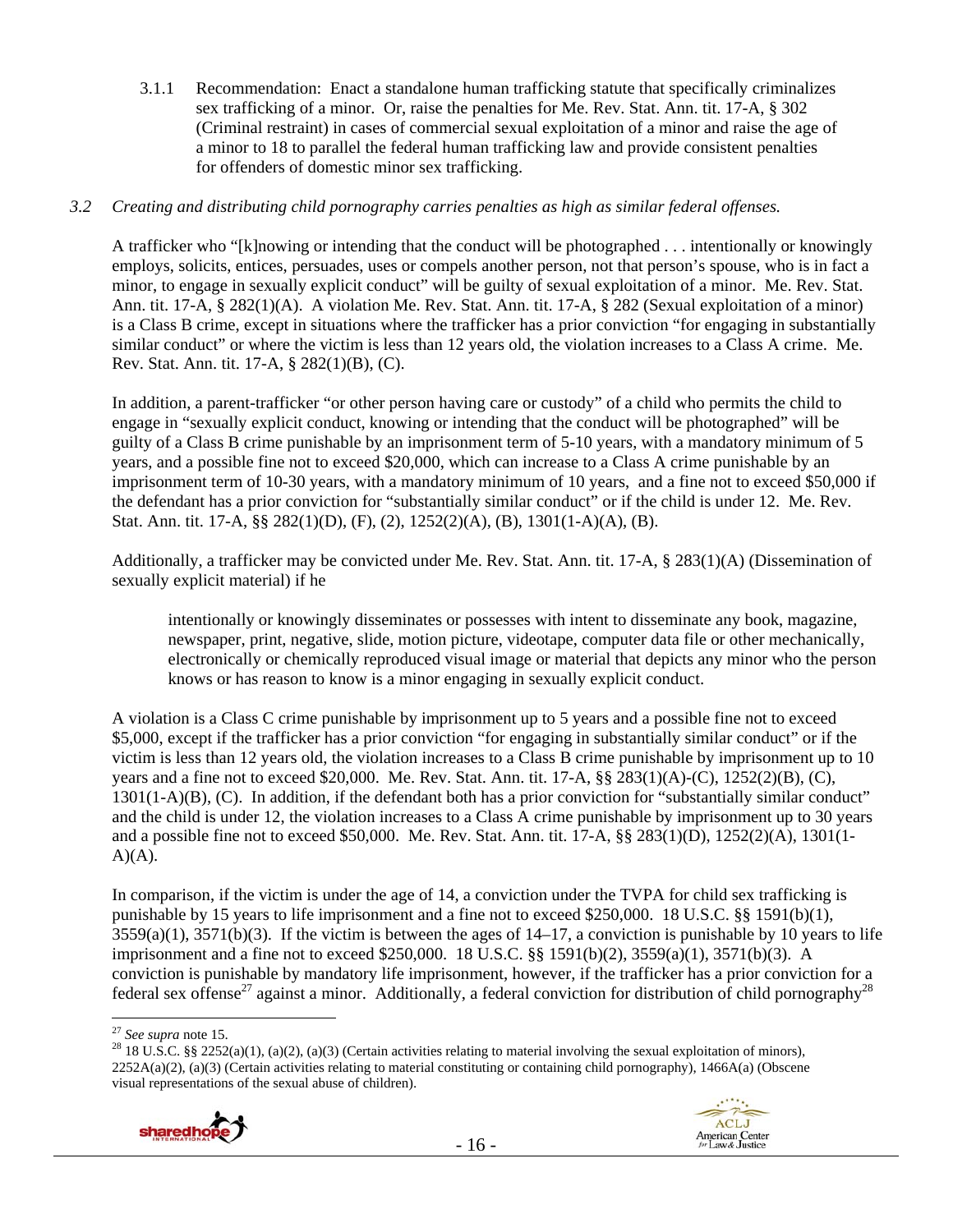3.1.1 Recommendation: Enact a standalone human trafficking statute that specifically criminalizes sex trafficking of a minor. Or, raise the penalties for Me. Rev. Stat. Ann. tit. 17-A, § 302 (Criminal restraint) in cases of commercial sexual exploitation of a minor and raise the age of a minor to 18 to parallel the federal human trafficking law and provide consistent penalties for offenders of domestic minor sex trafficking.

*3.2 Creating and distributing child pornography carries penalties as high as similar federal offenses.*

A trafficker who "[k]nowing or intending that the conduct will be photographed . . . intentionally or knowingly employs, solicits, entices, persuades, uses or compels another person, not that person's spouse, who is in fact a minor, to engage in sexually explicit conduct" will be guilty of sexual exploitation of a minor. Me. Rev. Stat. Ann. tit. 17-A, § 282(1)(A). A violation Me. Rev. Stat. Ann. tit. 17-A, § 282 (Sexual exploitation of a minor) is a Class B crime, except in situations where the trafficker has a prior conviction "for engaging in substantially similar conduct" or where the victim is less than 12 years old, the violation increases to a Class A crime. Me. Rev. Stat. Ann. tit. 17-A, § 282(1)(B), (C).

In addition, a parent-trafficker "or other person having care or custody" of a child who permits the child to engage in "sexually explicit conduct, knowing or intending that the conduct will be photographed" will be guilty of a Class B crime punishable by an imprisonment term of 5-10 years, with a mandatory minimum of 5 years, and a possible fine not to exceed $20,000, which can increase to a Class A crime punishable by an imprisonment term of 10-30 years, with a mandatory minimum of 10 years, and a fine not to exceed $50,000 if the defendant has a prior conviction for "substantially similar conduct" or if the child is under 12. Me. Rev. Stat. Ann. tit. 17-A, §§ 282(1)(D), (F), (2), 1252(2)(A), (B), 1301(1-A)(A), (B).

Additionally, a trafficker may be convicted under Me. Rev. Stat. Ann. tit. 17-A, § 283(1)(A) (Dissemination of sexually explicit material) if he

> intentionally or knowingly disseminates or possesses with intent to disseminate any book, magazine, newspaper, print, negative, slide, motion picture, videotape, computer data file or other mechanically, electronically or chemically reproduced visual image or material that depicts any minor who the person knows or has reason to know is a minor engaging in sexually explicit conduct.

A violation is a Class C crime punishable by imprisonment up to 5 years and a possible fine not to exceed $5,000, except if the trafficker has a prior conviction "for engaging in substantially similar conduct" or if the victim is less than 12 years old, the violation increases to a Class B crime punishable by imprisonment up to 10 years and a fine not to exceed $20,000. Me. Rev. Stat. Ann. tit. 17-A, §§ 283(1)(A)-(C), 1252(2)(B), (C), 1301(1-A)(B), (C). In addition, if the defendant both has a prior conviction for "substantially similar conduct" and the child is under 12, the violation increases to a Class A crime punishable by imprisonment up to 30 years and a possible fine not to exceed $50,000. Me. Rev. Stat. Ann. tit. 17-A, §§ 283(1)(D), 1252(2)(A), 1301(1-A)(A).

In comparison, if the victim is under the age of 14, a conviction under the TVPA for child sex trafficking is punishable by 15 years to life imprisonment and a fine not to exceed $250,000. 18 U.S.C. §§ 1591(b)(1), 3559(a)(1), 3571(b)(3). If the victim is between the ages of 14–17, a conviction is punishable by 10 years to life imprisonment and a fine not to exceed $250,000. 18 U.S.C. §§ 1591(b)(2), 3559(a)(1), 3571(b)(3). A conviction is punishable by mandatory life imprisonment, however, if the trafficker has a prior conviction for a federal sex offense[27] against a minor. Additionally, a federal conviction for distribution of child pornography[28]

---

[27] *See supra* note 15.

[28] 18 U.S.C. §§ 2252(a)(1), (a)(2), (a)(3) (Certain activities relating to material involving the sexual exploitation of minors), 2252A(a)(2), (a)(3) (Certain activities relating to material constituting or containing child pornography), 1466A(a) (Obscene visual representations of the sexual abuse of children).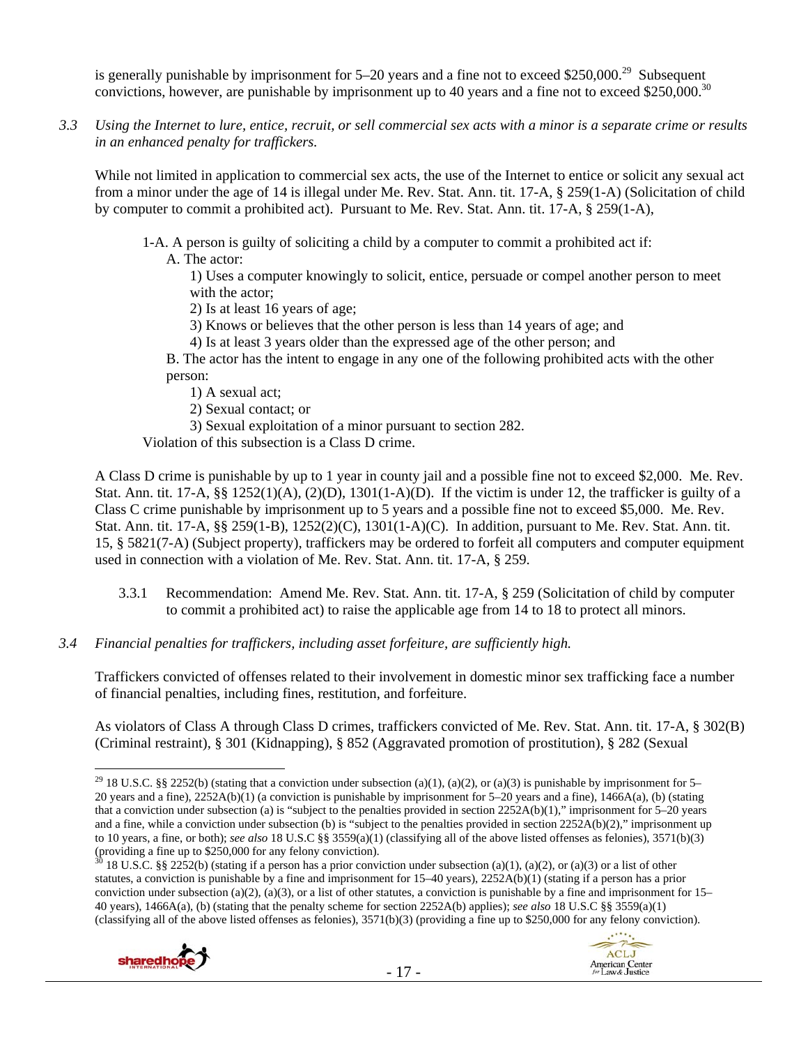is generally punishable by imprisonment for 5–20 years and a fine not to exceed $250,000.[29] Subsequent convictions, however, are punishable by imprisonment up to 40 years and a fine not to exceed $250,000.[30]

*3.3 Using the Internet to lure, entice, recruit, or sell commercial sex acts with a minor is a separate crime or results in an enhanced penalty for traffickers.*

While not limited in application to commercial sex acts, the use of the Internet to entice or solicit any sexual act from a minor under the age of 14 is illegal under Me. Rev. Stat. Ann. tit. 17-A, § 259(1-A) (Solicitation of child by computer to commit a prohibited act). Pursuant to Me. Rev. Stat. Ann. tit. 17-A, § 259(1-A),

> 1-A. A person is guilty of soliciting a child by a computer to commit a prohibited act if:
>
> A. The actor:
>
> 1) Uses a computer knowingly to solicit, entice, persuade or compel another person to meet with the actor;
>
> 2) Is at least 16 years of age;
>
> 3) Knows or believes that the other person is less than 14 years of age; and
>
> 4) Is at least 3 years older than the expressed age of the other person; and
>
> B. The actor has the intent to engage in any one of the following prohibited acts with the other person:
>
> 1) A sexual act;
>
> 2) Sexual contact; or
>
> 3) Sexual exploitation of a minor pursuant to section 282.
>
> Violation of this subsection is a Class D crime.

A Class D crime is punishable by up to 1 year in county jail and a possible fine not to exceed $2,000. Me. Rev. Stat. Ann. tit. 17-A, §§ 1252(1)(A), (2)(D), 1301(1-A)(D). If the victim is under 12, the trafficker is guilty of a Class C crime punishable by imprisonment up to 5 years and a possible fine not to exceed $5,000. Me. Rev. Stat. Ann. tit. 17-A, §§ 259(1-B), 1252(2)(C), 1301(1-A)(C). In addition, pursuant to Me. Rev. Stat. Ann. tit. 15, § 5821(7-A) (Subject property), traffickers may be ordered to forfeit all computers and computer equipment used in connection with a violation of Me. Rev. Stat. Ann. tit. 17-A, § 259.

3.3.1 Recommendation: Amend Me. Rev. Stat. Ann. tit. 17-A, § 259 (Solicitation of child by computer to commit a prohibited act) to raise the applicable age from 14 to 18 to protect all minors.

*3.4 Financial penalties for traffickers, including asset forfeiture, are sufficiently high.*

Traffickers convicted of offenses related to their involvement in domestic minor sex trafficking face a number of financial penalties, including fines, restitution, and forfeiture.

As violators of Class A through Class D crimes, traffickers convicted of Me. Rev. Stat. Ann. tit. 17-A, § 302(B) (Criminal restraint), § 301 (Kidnapping), § 852 (Aggravated promotion of prostitution), § 282 (Sexual

---

[29] 18 U.S.C. §§ 2252(b) (stating that a conviction under subsection (a)(1), (a)(2), or (a)(3) is punishable by imprisonment for 5–20 years and a fine), 2252A(b)(1) (a conviction is punishable by imprisonment for 5–20 years and a fine), 1466A(a), (b) (stating that a conviction under subsection (a) is "subject to the penalties provided in section 2252A(b)(1)," imprisonment for 5–20 years and a fine, while a conviction under subsection (b) is "subject to the penalties provided in section 2252A(b)(2)," imprisonment up to 10 years, a fine, or both); *see also* 18 U.S.C §§ 3559(a)(1) (classifying all of the above listed offenses as felonies), 3571(b)(3) (providing a fine up to $250,000 for any felony conviction).

[30] 18 U.S.C. §§ 2252(b) (stating if a person has a prior conviction under subsection (a)(1), (a)(2), or (a)(3) or a list of other statutes, a conviction is punishable by a fine and imprisonment for 15–40 years), 2252A(b)(1) (stating if a person has a prior conviction under subsection (a)(2), (a)(3), or a list of other statutes, a conviction is punishable by a fine and imprisonment for 15–40 years), 1466A(a), (b) (stating that the penalty scheme for section 2252A(b) applies); *see also* 18 U.S.C §§ 3559(a)(1) (classifying all of the above listed offenses as felonies), 3571(b)(3) (providing a fine up to $250,000 for any felony conviction).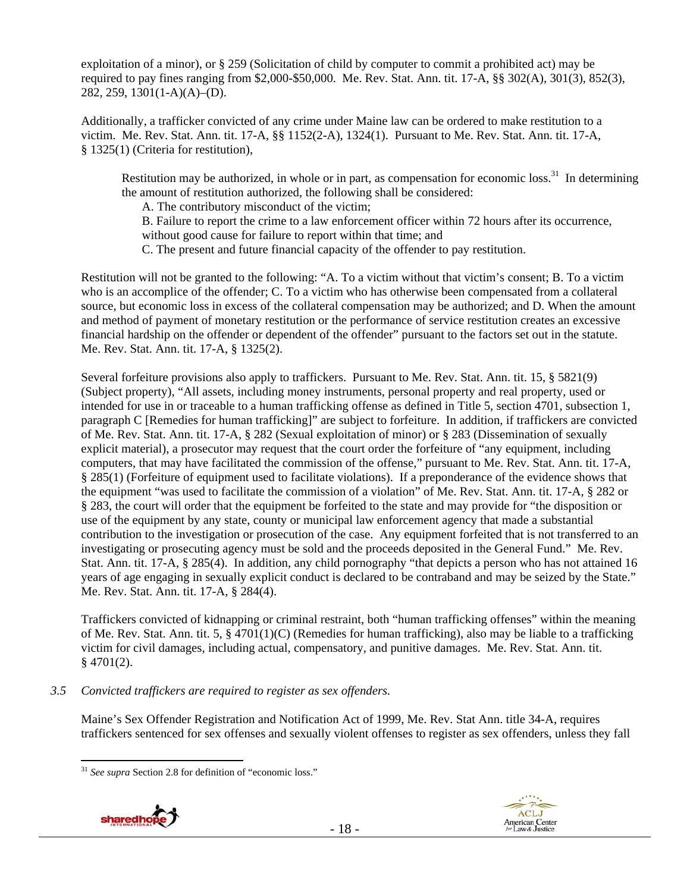exploitation of a minor), or § 259 (Solicitation of child by computer to commit a prohibited act) may be required to pay fines ranging from $2,000-$50,000. Me. Rev. Stat. Ann. tit. 17-A, §§ 302(A), 301(3), 852(3), 282, 259, 1301(1-A)(A)–(D).

Additionally, a trafficker convicted of any crime under Maine law can be ordered to make restitution to a victim. Me. Rev. Stat. Ann. tit. 17-A, §§ 1152(2-A), 1324(1). Pursuant to Me. Rev. Stat. Ann. tit. 17-A, § 1325(1) (Criteria for restitution),

> Restitution may be authorized, in whole or in part, as compensation for economic loss.[31] In determining the amount of restitution authorized, the following shall be considered:
>
> A. The contributory misconduct of the victim;
>
> B. Failure to report the crime to a law enforcement officer within 72 hours after its occurrence, without good cause for failure to report within that time; and
>
> C. The present and future financial capacity of the offender to pay restitution.

Restitution will not be granted to the following: "A. To a victim without that victim's consent; B. To a victim who is an accomplice of the offender; C. To a victim who has otherwise been compensated from a collateral source, but economic loss in excess of the collateral compensation may be authorized; and D. When the amount and method of payment of monetary restitution or the performance of service restitution creates an excessive financial hardship on the offender or dependent of the offender" pursuant to the factors set out in the statute. Me. Rev. Stat. Ann. tit. 17-A, § 1325(2).

Several forfeiture provisions also apply to traffickers. Pursuant to Me. Rev. Stat. Ann. tit. 15, § 5821(9) (Subject property), "All assets, including money instruments, personal property and real property, used or intended for use in or traceable to a human trafficking offense as defined in Title 5, section 4701, subsection 1, paragraph C [Remedies for human trafficking]" are subject to forfeiture. In addition, if traffickers are convicted of Me. Rev. Stat. Ann. tit. 17-A, § 282 (Sexual exploitation of minor) or § 283 (Dissemination of sexually explicit material), a prosecutor may request that the court order the forfeiture of "any equipment, including computers, that may have facilitated the commission of the offense," pursuant to Me. Rev. Stat. Ann. tit. 17-A, § 285(1) (Forfeiture of equipment used to facilitate violations). If a preponderance of the evidence shows that the equipment "was used to facilitate the commission of a violation" of Me. Rev. Stat. Ann. tit. 17-A, § 282 or § 283, the court will order that the equipment be forfeited to the state and may provide for "the disposition or use of the equipment by any state, county or municipal law enforcement agency that made a substantial contribution to the investigation or prosecution of the case. Any equipment forfeited that is not transferred to an investigating or prosecuting agency must be sold and the proceeds deposited in the General Fund." Me. Rev. Stat. Ann. tit. 17-A, § 285(4). In addition, any child pornography "that depicts a person who has not attained 16 years of age engaging in sexually explicit conduct is declared to be contraband and may be seized by the State." Me. Rev. Stat. Ann. tit. 17-A, § 284(4).

Traffickers convicted of kidnapping or criminal restraint, both "human trafficking offenses" within the meaning of Me. Rev. Stat. Ann. tit. 5, § 4701(1)(C) (Remedies for human trafficking), also may be liable to a trafficking victim for civil damages, including actual, compensatory, and punitive damages. Me. Rev. Stat. Ann. tit. § 4701(2).

*3.5 Convicted traffickers are required to register as sex offenders.*

Maine's Sex Offender Registration and Notification Act of 1999, Me. Rev. Stat Ann. title 34-A, requires traffickers sentenced for sex offenses and sexually violent offenses to register as sex offenders, unless they fall

---

[31] *See supra* Section 2.8 for definition of "economic loss."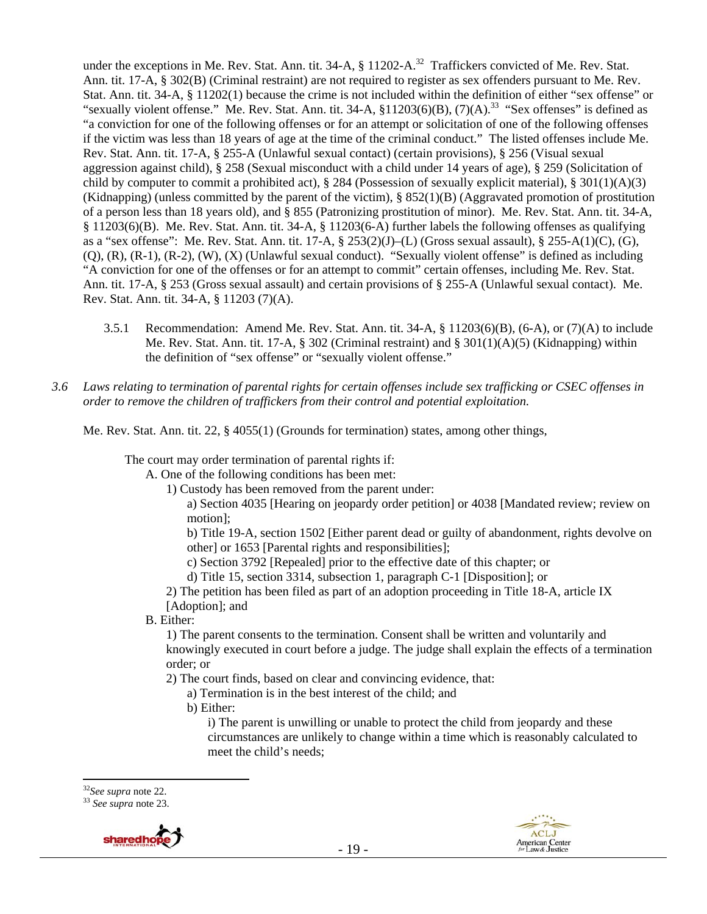under the exceptions in Me. Rev. Stat. Ann. tit. 34-A, § 11202-A.[32] Traffickers convicted of Me. Rev. Stat. Ann. tit. 17-A, § 302(B) (Criminal restraint) are not required to register as sex offenders pursuant to Me. Rev. Stat. Ann. tit. 34-A, § 11202(1) because the crime is not included within the definition of either "sex offense" or "sexually violent offense." Me. Rev. Stat. Ann. tit. 34-A, §11203(6)(B), (7)(A).[33] "Sex offenses" is defined as "a conviction for one of the following offenses or for an attempt or solicitation of one of the following offenses if the victim was less than 18 years of age at the time of the criminal conduct." The listed offenses include Me. Rev. Stat. Ann. tit. 17-A, § 255-A (Unlawful sexual contact) (certain provisions), § 256 (Visual sexual aggression against child), § 258 (Sexual misconduct with a child under 14 years of age), § 259 (Solicitation of child by computer to commit a prohibited act), § 284 (Possession of sexually explicit material), § 301(1)(A)(3) (Kidnapping) (unless committed by the parent of the victim), § 852(1)(B) (Aggravated promotion of prostitution of a person less than 18 years old), and § 855 (Patronizing prostitution of minor). Me. Rev. Stat. Ann. tit. 34-A, § 11203(6)(B). Me. Rev. Stat. Ann. tit. 34-A, § 11203(6-A) further labels the following offenses as qualifying as a "sex offense": Me. Rev. Stat. Ann. tit. 17-A, § 253(2)(J)–(L) (Gross sexual assault), § 255-A(1)(C), (G), (Q), (R), (R-1), (R-2), (W), (X) (Unlawful sexual conduct). "Sexually violent offense" is defined as including "A conviction for one of the offenses or for an attempt to commit" certain offenses, including Me. Rev. Stat. Ann. tit. 17-A, § 253 (Gross sexual assault) and certain provisions of § 255-A (Unlawful sexual contact). Me. Rev. Stat. Ann. tit. 34-A, § 11203 (7)(A).

3.5.1 Recommendation: Amend Me. Rev. Stat. Ann. tit. 34-A, § 11203(6)(B), (6-A), or (7)(A) to include Me. Rev. Stat. Ann. tit. 17-A, § 302 (Criminal restraint) and § 301(1)(A)(5) (Kidnapping) within the definition of "sex offense" or "sexually violent offense."

*3.6 Laws relating to termination of parental rights for certain offenses include sex trafficking or CSEC offenses in order to remove the children of traffickers from their control and potential exploitation.*

Me. Rev. Stat. Ann. tit. 22, § 4055(1) (Grounds for termination) states, among other things,

> The court may order termination of parental rights if:
> A. One of the following conditions has been met:
> 1) Custody has been removed from the parent under:
> a) Section 4035 [Hearing on jeopardy order petition] or 4038 [Mandated review; review on motion];
> b) Title 19-A, section 1502 [Either parent dead or guilty of abandonment, rights devolve on other] or 1653 [Parental rights and responsibilities];
> c) Section 3792 [Repealed] prior to the effective date of this chapter; or
> d) Title 15, section 3314, subsection 1, paragraph C-1 [Disposition]; or
> 2) The petition has been filed as part of an adoption proceeding in Title 18-A, article IX [Adoption]; and
> B. Either:
> 1) The parent consents to the termination. Consent shall be written and voluntarily and knowingly executed in court before a judge. The judge shall explain the effects of a termination order; or
> 2) The court finds, based on clear and convincing evidence, that:
> a) Termination is in the best interest of the child; and
> b) Either:
> i) The parent is unwilling or unable to protect the child from jeopardy and these circumstances are unlikely to change within a time which is reasonably calculated to meet the child's needs;

[32] *See supra* note 22.
[33] *See supra* note 23.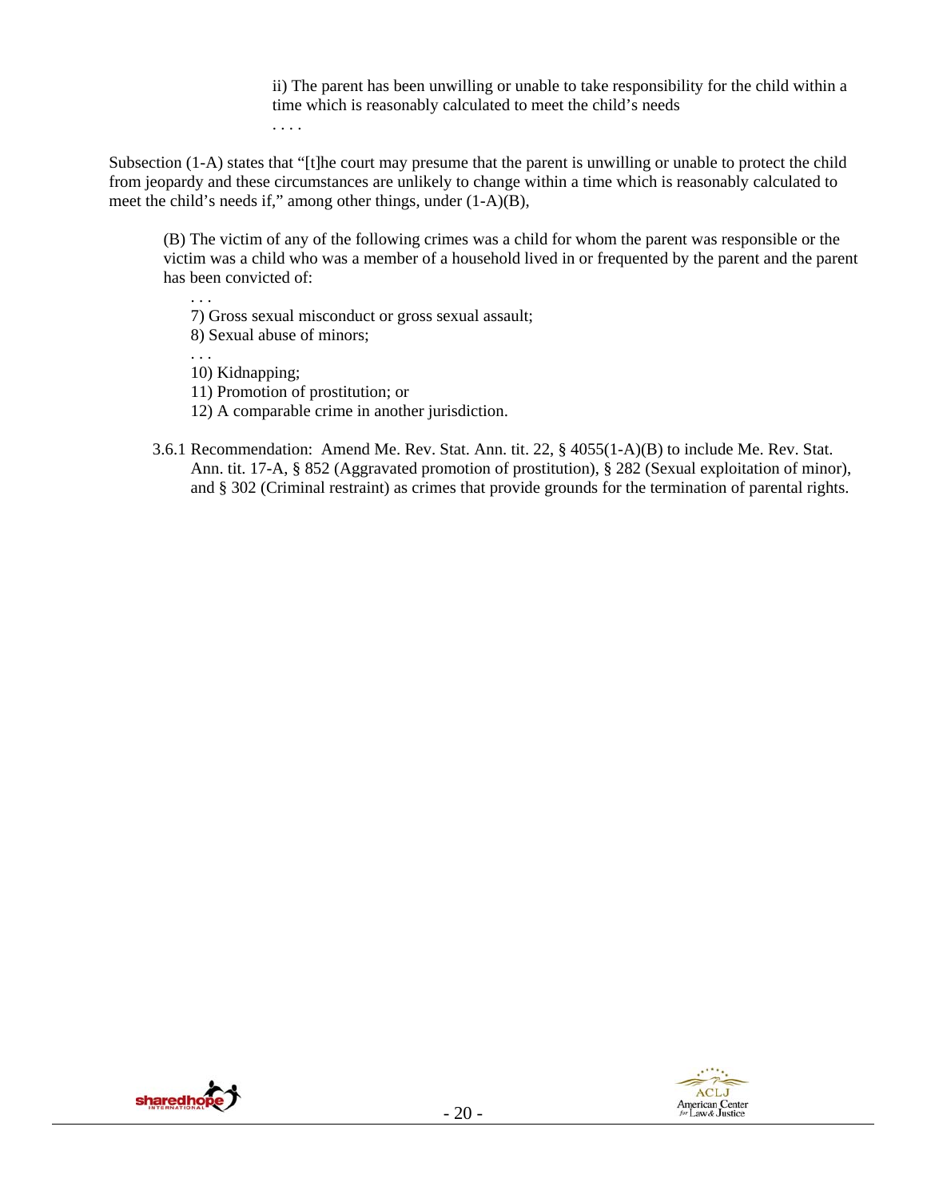ii) The parent has been unwilling or unable to take responsibility for the child within a time which is reasonably calculated to meet the child's needs

. . . .

Subsection (1-A) states that "[t]he court may presume that the parent is unwilling or unable to protect the child from jeopardy and these circumstances are unlikely to change within a time which is reasonably calculated to meet the child's needs if," among other things, under (1-A)(B),

> (B) The victim of any of the following crimes was a child for whom the parent was responsible or the victim was a child who was a member of a household lived in or frequented by the parent and the parent has been convicted of:
>
> . . .
>
> 7) Gross sexual misconduct or gross sexual assault;
>
> 8) Sexual abuse of minors;
>
> . . .
>
> 10) Kidnapping;
>
> 11) Promotion of prostitution; or
>
> 12) A comparable crime in another jurisdiction.

3.6.1 Recommendation: Amend Me. Rev. Stat. Ann. tit. 22, § 4055(1-A)(B) to include Me. Rev. Stat. Ann. tit. 17-A, § 852 (Aggravated promotion of prostitution), § 282 (Sexual exploitation of minor), and § 302 (Criminal restraint) as crimes that provide grounds for the termination of parental rights.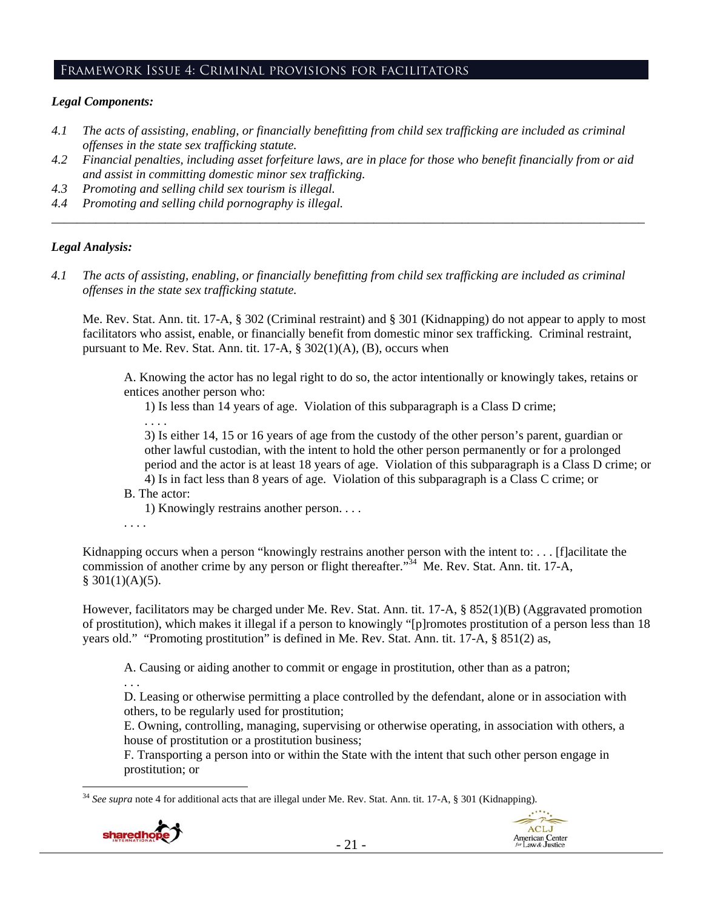## Framework Issue 4: Criminal provisions for facilitators

### *Legal Components:*

*4.1 The acts of assisting, enabling, or financially benefitting from child sex trafficking are included as criminal offenses in the state sex trafficking statute.*

*4.2 Financial penalties, including asset forfeiture laws, are in place for those who benefit financially from or aid and assist in committing domestic minor sex trafficking.*

*4.3 Promoting and selling child sex tourism is illegal.*

*4.4 Promoting and selling child pornography is illegal.*

---

### *Legal Analysis:*

*4.1 The acts of assisting, enabling, or financially benefitting from child sex trafficking are included as criminal offenses in the state sex trafficking statute.*

Me. Rev. Stat. Ann. tit. 17-A, § 302 (Criminal restraint) and § 301 (Kidnapping) do not appear to apply to most facilitators who assist, enable, or financially benefit from domestic minor sex trafficking. Criminal restraint, pursuant to Me. Rev. Stat. Ann. tit. 17-A, § 302(1)(A), (B), occurs when

> A. Knowing the actor has no legal right to do so, the actor intentionally or knowingly takes, retains or entices another person who:
>
> 1) Is less than 14 years of age. Violation of this subparagraph is a Class D crime;
>
> . . . .
>
> 3) Is either 14, 15 or 16 years of age from the custody of the other person's parent, guardian or other lawful custodian, with the intent to hold the other person permanently or for a prolonged period and the actor is at least 18 years of age. Violation of this subparagraph is a Class D crime; or
>
> 4) Is in fact less than 8 years of age. Violation of this subparagraph is a Class C crime; or
>
> B. The actor:
>
> 1) Knowingly restrains another person. . . .
>
> . . . .

Kidnapping occurs when a person "knowingly restrains another person with the intent to: . . . [f]acilitate the commission of another crime by any person or flight thereafter."[34] Me. Rev. Stat. Ann. tit. 17-A, § 301(1)(A)(5).

However, facilitators may be charged under Me. Rev. Stat. Ann. tit. 17-A, § 852(1)(B) (Aggravated promotion of prostitution), which makes it illegal if a person to knowingly "[p]romotes prostitution of a person less than 18 years old." "Promoting prostitution" is defined in Me. Rev. Stat. Ann. tit. 17-A, § 851(2) as,

> A. Causing or aiding another to commit or engage in prostitution, other than as a patron;
>
> . . .
>
> D. Leasing or otherwise permitting a place controlled by the defendant, alone or in association with others, to be regularly used for prostitution;
>
> E. Owning, controlling, managing, supervising or otherwise operating, in association with others, a house of prostitution or a prostitution business;
>
> F. Transporting a person into or within the State with the intent that such other person engage in prostitution; or

---

[34] *See supra* note 4 for additional acts that are illegal under Me. Rev. Stat. Ann. tit. 17-A, § 301 (Kidnapping).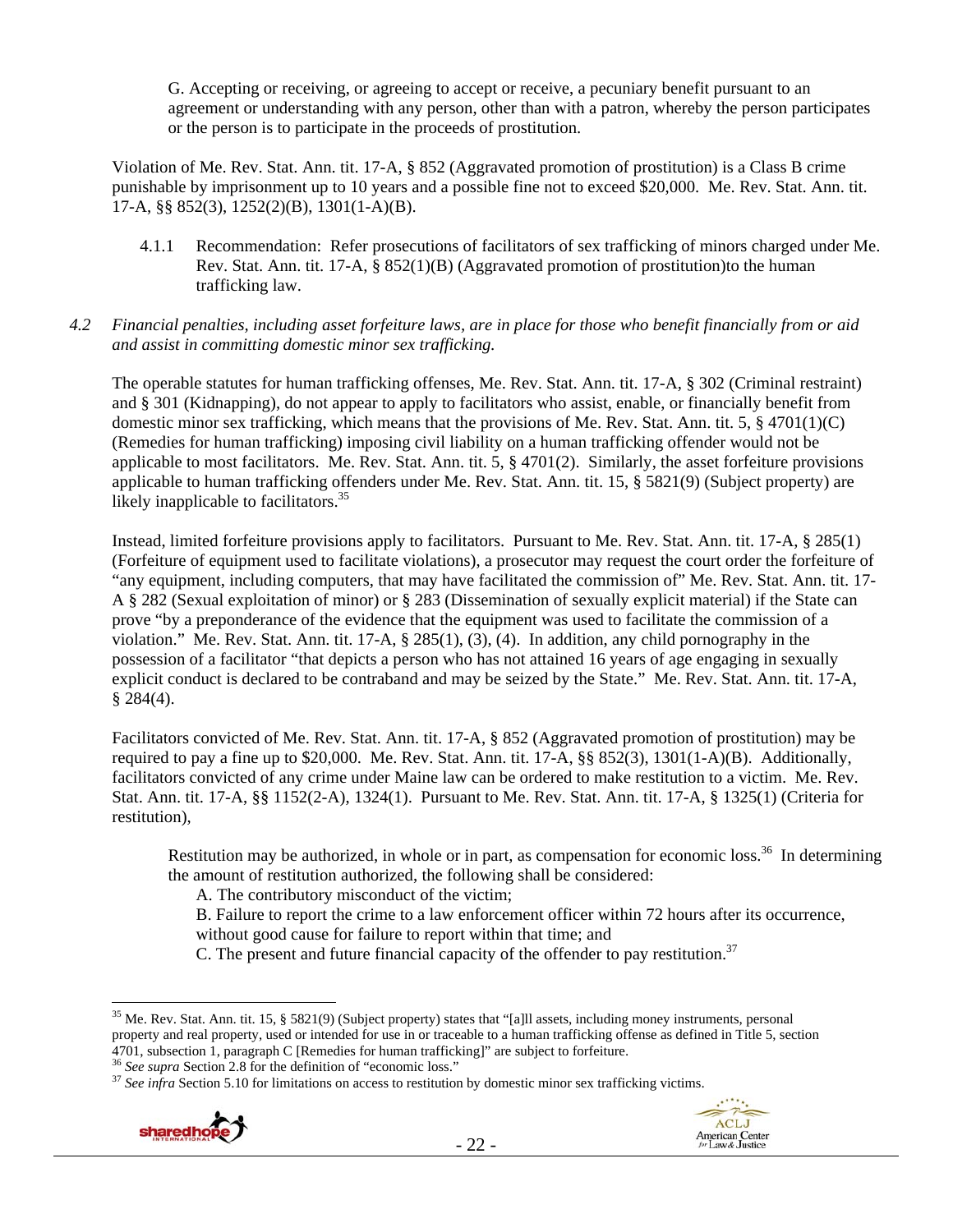G. Accepting or receiving, or agreeing to accept or receive, a pecuniary benefit pursuant to an agreement or understanding with any person, other than with a patron, whereby the person participates or the person is to participate in the proceeds of prostitution.

Violation of Me. Rev. Stat. Ann. tit. 17-A, § 852 (Aggravated promotion of prostitution) is a Class B crime punishable by imprisonment up to 10 years and a possible fine not to exceed $20,000. Me. Rev. Stat. Ann. tit. 17-A, §§ 852(3), 1252(2)(B), 1301(1-A)(B).

4.1.1 Recommendation: Refer prosecutions of facilitators of sex trafficking of minors charged under Me. Rev. Stat. Ann. tit. 17-A, § 852(1)(B) (Aggravated promotion of prostitution)to the human trafficking law.

*4.2 Financial penalties, including asset forfeiture laws, are in place for those who benefit financially from or aid and assist in committing domestic minor sex trafficking.*

The operable statutes for human trafficking offenses, Me. Rev. Stat. Ann. tit. 17-A, § 302 (Criminal restraint) and § 301 (Kidnapping), do not appear to apply to facilitators who assist, enable, or financially benefit from domestic minor sex trafficking, which means that the provisions of Me. Rev. Stat. Ann. tit. 5, § 4701(1)(C) (Remedies for human trafficking) imposing civil liability on a human trafficking offender would not be applicable to most facilitators. Me. Rev. Stat. Ann. tit. 5, § 4701(2). Similarly, the asset forfeiture provisions applicable to human trafficking offenders under Me. Rev. Stat. Ann. tit. 15, § 5821(9) (Subject property) are likely inapplicable to facilitators.[35]

Instead, limited forfeiture provisions apply to facilitators. Pursuant to Me. Rev. Stat. Ann. tit. 17-A, § 285(1) (Forfeiture of equipment used to facilitate violations), a prosecutor may request the court order the forfeiture of "any equipment, including computers, that may have facilitated the commission of" Me. Rev. Stat. Ann. tit. 17-A § 282 (Sexual exploitation of minor) or § 283 (Dissemination of sexually explicit material) if the State can prove "by a preponderance of the evidence that the equipment was used to facilitate the commission of a violation." Me. Rev. Stat. Ann. tit. 17-A, § 285(1), (3), (4). In addition, any child pornography in the possession of a facilitator "that depicts a person who has not attained 16 years of age engaging in sexually explicit conduct is declared to be contraband and may be seized by the State." Me. Rev. Stat. Ann. tit. 17-A, § 284(4).

Facilitators convicted of Me. Rev. Stat. Ann. tit. 17-A, § 852 (Aggravated promotion of prostitution) may be required to pay a fine up to $20,000. Me. Rev. Stat. Ann. tit. 17-A, §§ 852(3), 1301(1-A)(B). Additionally, facilitators convicted of any crime under Maine law can be ordered to make restitution to a victim. Me. Rev. Stat. Ann. tit. 17-A, §§ 1152(2-A), 1324(1). Pursuant to Me. Rev. Stat. Ann. tit. 17-A, § 1325(1) (Criteria for restitution),

> Restitution may be authorized, in whole or in part, as compensation for economic loss.[36] In determining the amount of restitution authorized, the following shall be considered:
> A. The contributory misconduct of the victim;
> B. Failure to report the crime to a law enforcement officer within 72 hours after its occurrence, without good cause for failure to report within that time; and
> C. The present and future financial capacity of the offender to pay restitution.[37]

---

[35] Me. Rev. Stat. Ann. tit. 15, § 5821(9) (Subject property) states that "[a]ll assets, including money instruments, personal property and real property, used or intended for use in or traceable to a human trafficking offense as defined in Title 5, section 4701, subsection 1, paragraph C [Remedies for human trafficking]" are subject to forfeiture.

[36] *See supra* Section 2.8 for the definition of "economic loss."

[37] *See infra* Section 5.10 for limitations on access to restitution by domestic minor sex trafficking victims.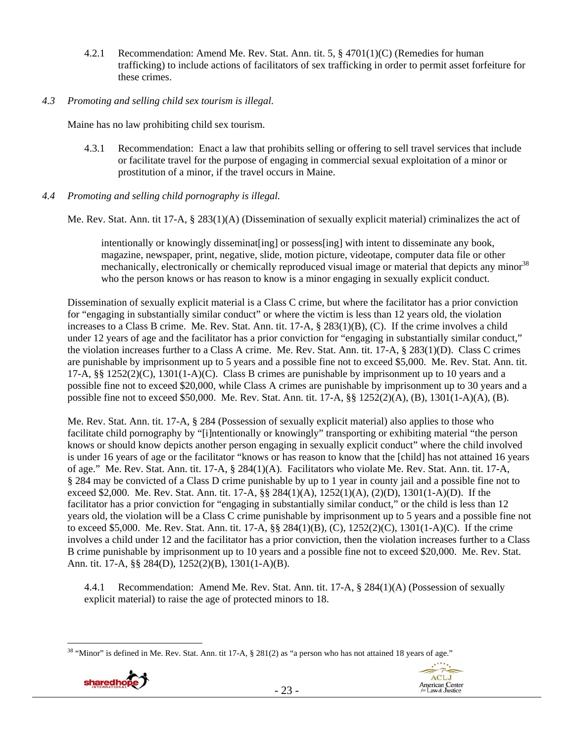4.2.1 Recommendation: Amend Me. Rev. Stat. Ann. tit. 5, § 4701(1)(C) (Remedies for human trafficking) to include actions of facilitators of sex trafficking in order to permit asset forfeiture for these crimes.

*4.3 Promoting and selling child sex tourism is illegal.*

Maine has no law prohibiting child sex tourism.

4.3.1 Recommendation: Enact a law that prohibits selling or offering to sell travel services that include or facilitate travel for the purpose of engaging in commercial sexual exploitation of a minor or prostitution of a minor, if the travel occurs in Maine.

*4.4 Promoting and selling child pornography is illegal.*

Me. Rev. Stat. Ann. tit 17-A, § 283(1)(A) (Dissemination of sexually explicit material) criminalizes the act of

> intentionally or knowingly disseminat[ing] or possess[ing] with intent to disseminate any book, magazine, newspaper, print, negative, slide, motion picture, videotape, computer data file or other mechanically, electronically or chemically reproduced visual image or material that depicts any minor[38] who the person knows or has reason to know is a minor engaging in sexually explicit conduct.

Dissemination of sexually explicit material is a Class C crime, but where the facilitator has a prior conviction for "engaging in substantially similar conduct" or where the victim is less than 12 years old, the violation increases to a Class B crime. Me. Rev. Stat. Ann. tit. 17-A, § 283(1)(B), (C). If the crime involves a child under 12 years of age and the facilitator has a prior conviction for "engaging in substantially similar conduct," the violation increases further to a Class A crime. Me. Rev. Stat. Ann. tit. 17-A, § 283(1)(D). Class C crimes are punishable by imprisonment up to 5 years and a possible fine not to exceed $5,000. Me. Rev. Stat. Ann. tit. 17-A, §§ 1252(2)(C), 1301(1-A)(C). Class B crimes are punishable by imprisonment up to 10 years and a possible fine not to exceed $20,000, while Class A crimes are punishable by imprisonment up to 30 years and a possible fine not to exceed $50,000. Me. Rev. Stat. Ann. tit. 17-A, §§ 1252(2)(A), (B), 1301(1-A)(A), (B).

Me. Rev. Stat. Ann. tit. 17-A, § 284 (Possession of sexually explicit material) also applies to those who facilitate child pornography by "[i]ntentionally or knowingly" transporting or exhibiting material "the person knows or should know depicts another person engaging in sexually explicit conduct" where the child involved is under 16 years of age or the facilitator "knows or has reason to know that the [child] has not attained 16 years of age." Me. Rev. Stat. Ann. tit. 17-A, § 284(1)(A). Facilitators who violate Me. Rev. Stat. Ann. tit. 17-A, § 284 may be convicted of a Class D crime punishable by up to 1 year in county jail and a possible fine not to exceed $2,000. Me. Rev. Stat. Ann. tit. 17-A, §§ 284(1)(A), 1252(1)(A), (2)(D), 1301(1-A)(D). If the facilitator has a prior conviction for "engaging in substantially similar conduct," or the child is less than 12 years old, the violation will be a Class C crime punishable by imprisonment up to 5 years and a possible fine not to exceed $5,000. Me. Rev. Stat. Ann. tit. 17-A, §§ 284(1)(B), (C), 1252(2)(C), 1301(1-A)(C). If the crime involves a child under 12 and the facilitator has a prior conviction, then the violation increases further to a Class B crime punishable by imprisonment up to 10 years and a possible fine not to exceed $20,000. Me. Rev. Stat. Ann. tit. 17-A, §§ 284(D), 1252(2)(B), 1301(1-A)(B).

4.4.1 Recommendation: Amend Me. Rev. Stat. Ann. tit. 17-A, § 284(1)(A) (Possession of sexually explicit material) to raise the age of protected minors to 18.

---

[38] "Minor" is defined in Me. Rev. Stat. Ann. tit 17-A, § 281(2) as "a person who has not attained 18 years of age."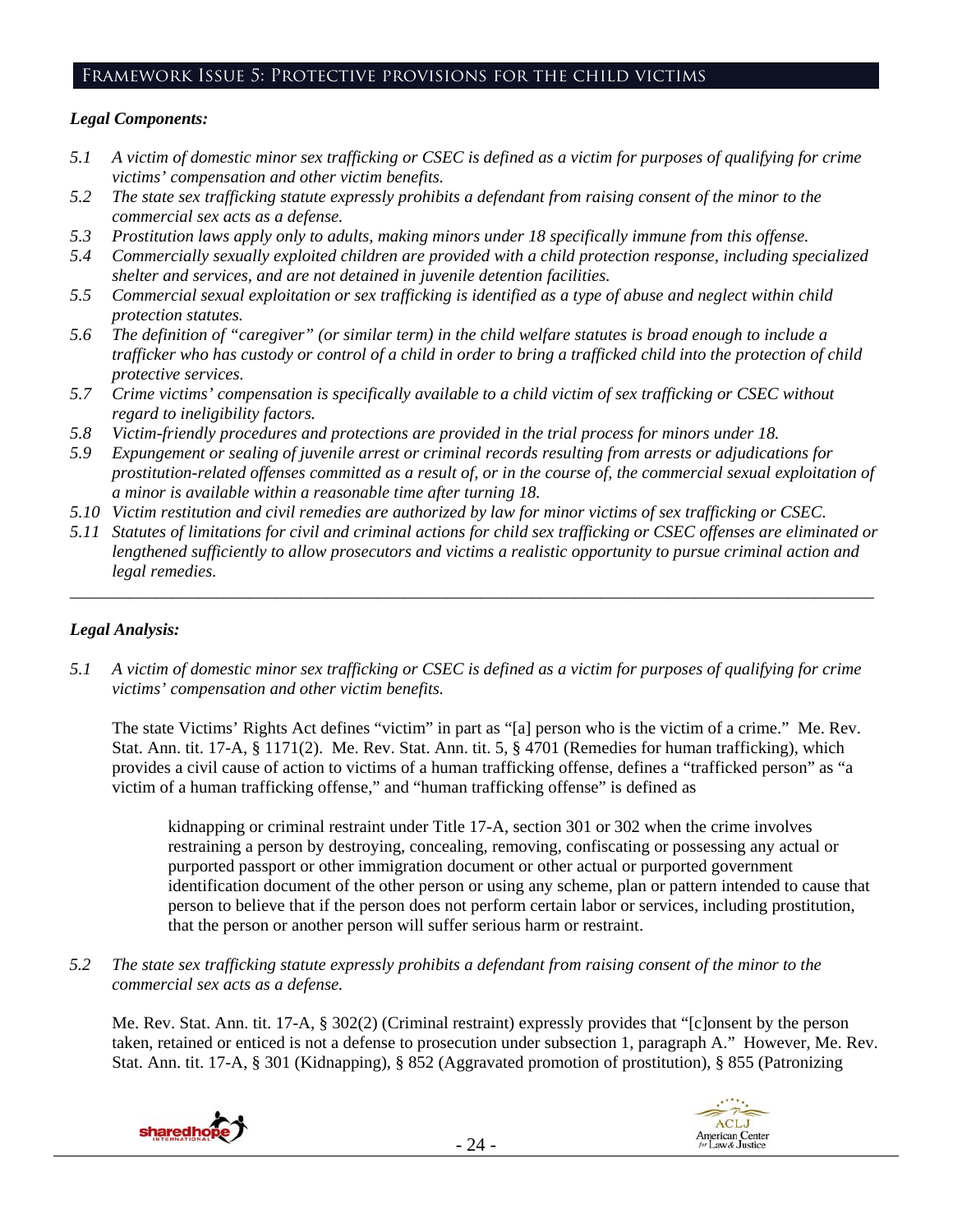## Framework Issue 5: Protective provisions for the child victims

### *Legal Components:*

- *5.1 A victim of domestic minor sex trafficking or CSEC is defined as a victim for purposes of qualifying for crime victims' compensation and other victim benefits.*
- *5.2 The state sex trafficking statute expressly prohibits a defendant from raising consent of the minor to the commercial sex acts as a defense.*
- *5.3 Prostitution laws apply only to adults, making minors under 18 specifically immune from this offense.*
- *5.4 Commercially sexually exploited children are provided with a child protection response, including specialized shelter and services, and are not detained in juvenile detention facilities.*
- *5.5 Commercial sexual exploitation or sex trafficking is identified as a type of abuse and neglect within child protection statutes.*
- *5.6 The definition of "caregiver" (or similar term) in the child welfare statutes is broad enough to include a trafficker who has custody or control of a child in order to bring a trafficked child into the protection of child protective services.*
- *5.7 Crime victims' compensation is specifically available to a child victim of sex trafficking or CSEC without regard to ineligibility factors.*
- *5.8 Victim-friendly procedures and protections are provided in the trial process for minors under 18.*
- *5.9 Expungement or sealing of juvenile arrest or criminal records resulting from arrests or adjudications for prostitution-related offenses committed as a result of, or in the course of, the commercial sexual exploitation of a minor is available within a reasonable time after turning 18.*
- *5.10 Victim restitution and civil remedies are authorized by law for minor victims of sex trafficking or CSEC.*
- *5.11 Statutes of limitations for civil and criminal actions for child sex trafficking or CSEC offenses are eliminated or lengthened sufficiently to allow prosecutors and victims a realistic opportunity to pursue criminal action and legal remedies.*

---

### *Legal Analysis:*

*5.1 A victim of domestic minor sex trafficking or CSEC is defined as a victim for purposes of qualifying for crime victims' compensation and other victim benefits.*

The state Victims' Rights Act defines "victim" in part as "[a] person who is the victim of a crime." Me. Rev. Stat. Ann. tit. 17-A, § 1171(2). Me. Rev. Stat. Ann. tit. 5, § 4701 (Remedies for human trafficking), which provides a civil cause of action to victims of a human trafficking offense, defines a "trafficked person" as "a victim of a human trafficking offense," and "human trafficking offense" is defined as

> kidnapping or criminal restraint under Title 17-A, section 301 or 302 when the crime involves restraining a person by destroying, concealing, removing, confiscating or possessing any actual or purported passport or other immigration document or other actual or purported government identification document of the other person or using any scheme, plan or pattern intended to cause that person to believe that if the person does not perform certain labor or services, including prostitution, that the person or another person will suffer serious harm or restraint.

*5.2 The state sex trafficking statute expressly prohibits a defendant from raising consent of the minor to the commercial sex acts as a defense.*

Me. Rev. Stat. Ann. tit. 17-A, § 302(2) (Criminal restraint) expressly provides that "[c]onsent by the person taken, retained or enticed is not a defense to prosecution under subsection 1, paragraph A." However, Me. Rev. Stat. Ann. tit. 17-A, § 301 (Kidnapping), § 852 (Aggravated promotion of prostitution), § 855 (Patronizing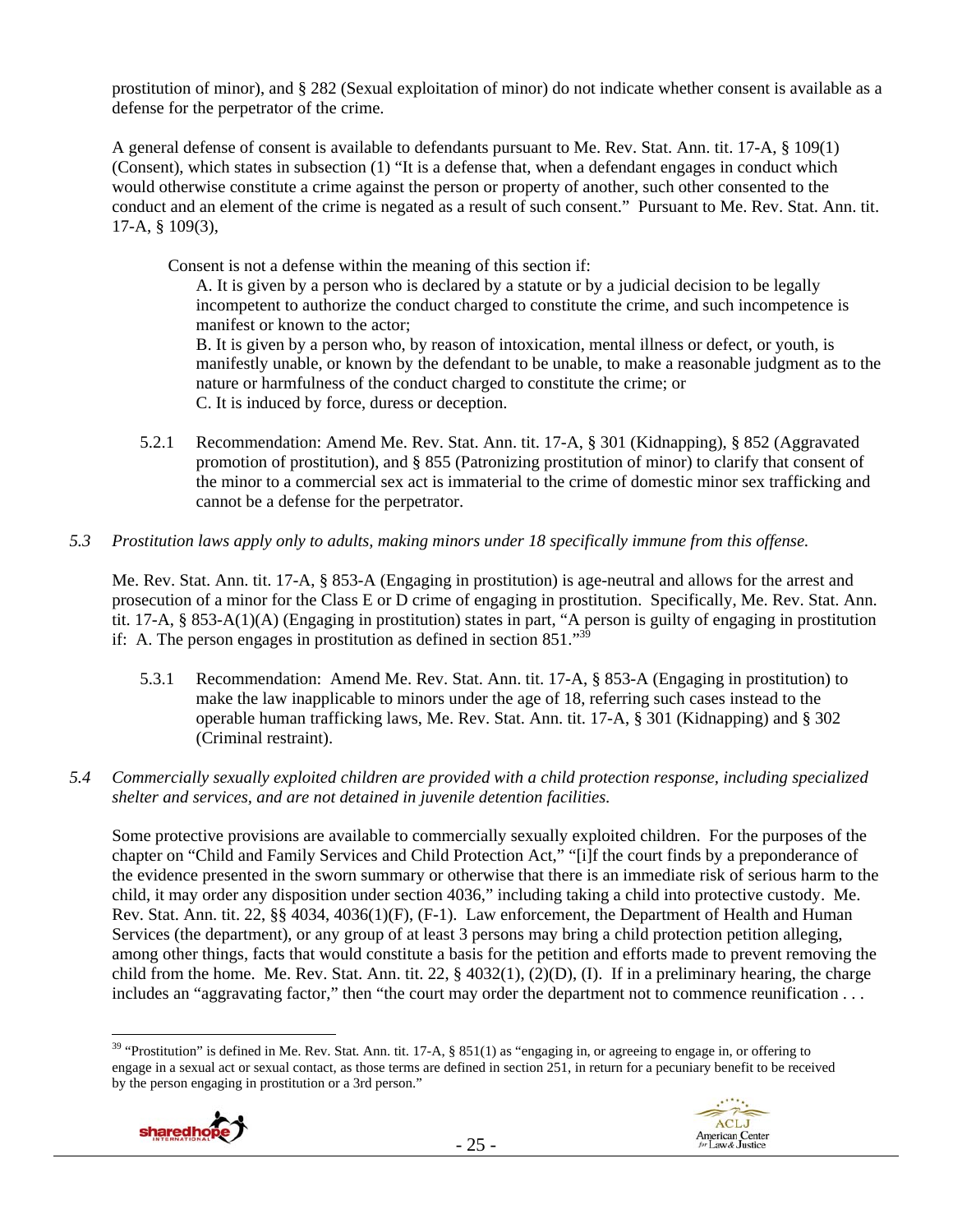prostitution of minor), and § 282 (Sexual exploitation of minor) do not indicate whether consent is available as a defense for the perpetrator of the crime.

A general defense of consent is available to defendants pursuant to Me. Rev. Stat. Ann. tit. 17-A, § 109(1) (Consent), which states in subsection (1) "It is a defense that, when a defendant engages in conduct which would otherwise constitute a crime against the person or property of another, such other consented to the conduct and an element of the crime is negated as a result of such consent." Pursuant to Me. Rev. Stat. Ann. tit. 17-A, § 109(3),

> Consent is not a defense within the meaning of this section if:
>
> A. It is given by a person who is declared by a statute or by a judicial decision to be legally incompetent to authorize the conduct charged to constitute the crime, and such incompetence is manifest or known to the actor;
>
> B. It is given by a person who, by reason of intoxication, mental illness or defect, or youth, is manifestly unable, or known by the defendant to be unable, to make a reasonable judgment as to the nature or harmfulness of the conduct charged to constitute the crime; or
>
> C. It is induced by force, duress or deception.

5.2.1 Recommendation: Amend Me. Rev. Stat. Ann. tit. 17-A, § 301 (Kidnapping), § 852 (Aggravated promotion of prostitution), and § 855 (Patronizing prostitution of minor) to clarify that consent of the minor to a commercial sex act is immaterial to the crime of domestic minor sex trafficking and cannot be a defense for the perpetrator.

*5.3 Prostitution laws apply only to adults, making minors under 18 specifically immune from this offense.*

Me. Rev. Stat. Ann. tit. 17-A, § 853-A (Engaging in prostitution) is age-neutral and allows for the arrest and prosecution of a minor for the Class E or D crime of engaging in prostitution. Specifically, Me. Rev. Stat. Ann. tit. 17-A, § 853-A(1)(A) (Engaging in prostitution) states in part, "A person is guilty of engaging in prostitution if: A. The person engages in prostitution as defined in section 851."[39]

5.3.1 Recommendation: Amend Me. Rev. Stat. Ann. tit. 17-A, § 853-A (Engaging in prostitution) to make the law inapplicable to minors under the age of 18, referring such cases instead to the operable human trafficking laws, Me. Rev. Stat. Ann. tit. 17-A, § 301 (Kidnapping) and § 302 (Criminal restraint).

*5.4 Commercially sexually exploited children are provided with a child protection response, including specialized shelter and services, and are not detained in juvenile detention facilities.*

Some protective provisions are available to commercially sexually exploited children. For the purposes of the chapter on "Child and Family Services and Child Protection Act," "[i]f the court finds by a preponderance of the evidence presented in the sworn summary or otherwise that there is an immediate risk of serious harm to the child, it may order any disposition under section 4036," including taking a child into protective custody. Me. Rev. Stat. Ann. tit. 22, §§ 4034, 4036(1)(F), (F-1). Law enforcement, the Department of Health and Human Services (the department), or any group of at least 3 persons may bring a child protection petition alleging, among other things, facts that would constitute a basis for the petition and efforts made to prevent removing the child from the home. Me. Rev. Stat. Ann. tit. 22, § 4032(1), (2)(D), (I). If in a preliminary hearing, the charge includes an "aggravating factor," then "the court may order the department not to commence reunification . . .

---

[39] "Prostitution" is defined in Me. Rev. Stat. Ann. tit. 17-A, § 851(1) as "engaging in, or agreeing to engage in, or offering to engage in a sexual act or sexual contact, as those terms are defined in section 251, in return for a pecuniary benefit to be received by the person engaging in prostitution or a 3rd person."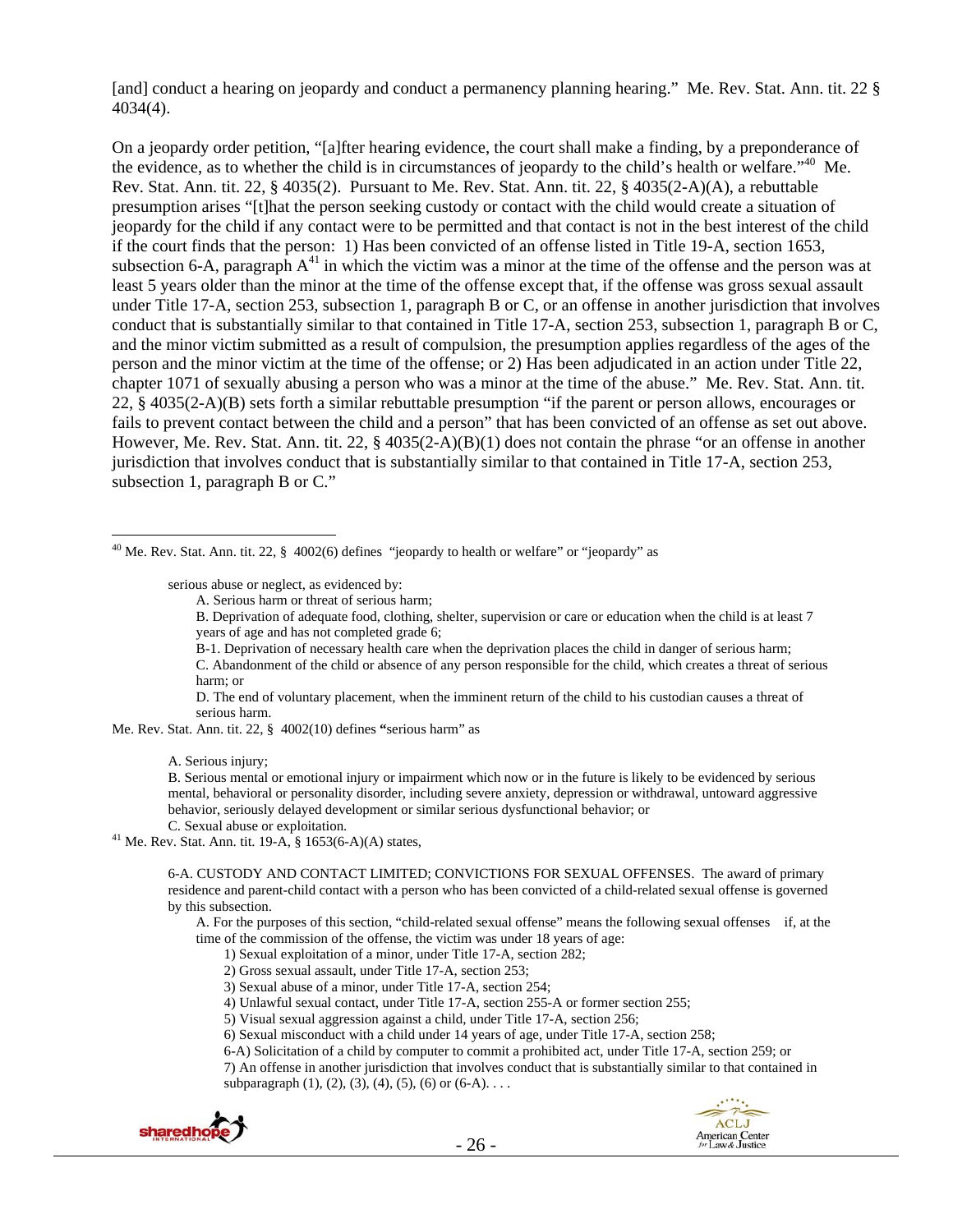[and] conduct a hearing on jeopardy and conduct a permanency planning hearing." Me. Rev. Stat. Ann. tit. 22 § 4034(4).

On a jeopardy order petition, "[a]fter hearing evidence, the court shall make a finding, by a preponderance of the evidence, as to whether the child is in circumstances of jeopardy to the child's health or welfare."[40] Me. Rev. Stat. Ann. tit. 22, § 4035(2). Pursuant to Me. Rev. Stat. Ann. tit. 22, § 4035(2-A)(A), a rebuttable presumption arises "[t]hat the person seeking custody or contact with the child would create a situation of jeopardy for the child if any contact were to be permitted and that contact is not in the best interest of the child if the court finds that the person: 1) Has been convicted of an offense listed in Title 19-A, section 1653, subsection 6-A, paragraph A[41] in which the victim was a minor at the time of the offense and the person was at least 5 years older than the minor at the time of the offense except that, if the offense was gross sexual assault under Title 17-A, section 253, subsection 1, paragraph B or C, or an offense in another jurisdiction that involves conduct that is substantially similar to that contained in Title 17-A, section 253, subsection 1, paragraph B or C, and the minor victim submitted as a result of compulsion, the presumption applies regardless of the ages of the person and the minor victim at the time of the offense; or 2) Has been adjudicated in an action under Title 22, chapter 1071 of sexually abusing a person who was a minor at the time of the abuse." Me. Rev. Stat. Ann. tit. 22, § 4035(2-A)(B) sets forth a similar rebuttable presumption "if the parent or person allows, encourages or fails to prevent contact between the child and a person" that has been convicted of an offense as set out above. However, Me. Rev. Stat. Ann. tit. 22, § 4035(2-A)(B)(1) does not contain the phrase "or an offense in another jurisdiction that involves conduct that is substantially similar to that contained in Title 17-A, section 253, subsection 1, paragraph B or C."

---

[40] Me. Rev. Stat. Ann. tit. 22, § 4002(6) defines "jeopardy to health or welfare" or "jeopardy" as

> serious abuse or neglect, as evidenced by:
>
> A. Serious harm or threat of serious harm;
>
> B. Deprivation of adequate food, clothing, shelter, supervision or care or education when the child is at least 7 years of age and has not completed grade 6;
>
> B-1. Deprivation of necessary health care when the deprivation places the child in danger of serious harm;
>
> C. Abandonment of the child or absence of any person responsible for the child, which creates a threat of serious harm; or
>
> D. The end of voluntary placement, when the imminent return of the child to his custodian causes a threat of serious harm.

Me. Rev. Stat. Ann. tit. 22, § 4002(10) defines **"**serious harm" as

> A. Serious injury;
>
> B. Serious mental or emotional injury or impairment which now or in the future is likely to be evidenced by serious mental, behavioral or personality disorder, including severe anxiety, depression or withdrawal, untoward aggressive behavior, seriously delayed development or similar serious dysfunctional behavior; or
>
> C. Sexual abuse or exploitation.

[41] Me. Rev. Stat. Ann. tit. 19-A, § 1653(6-A)(A) states,

> 6-A. CUSTODY AND CONTACT LIMITED; CONVICTIONS FOR SEXUAL OFFENSES. The award of primary residence and parent-child contact with a person who has been convicted of a child-related sexual offense is governed by this subsection.
>
> A. For the purposes of this section, "child-related sexual offense" means the following sexual offenses if, at the time of the commission of the offense, the victim was under 18 years of age:
>
> 1) Sexual exploitation of a minor, under Title 17-A, section 282;
>
> 2) Gross sexual assault, under Title 17-A, section 253;
>
> 3) Sexual abuse of a minor, under Title 17-A, section 254;
>
> 4) Unlawful sexual contact, under Title 17-A, section 255-A or former section 255;
>
> 5) Visual sexual aggression against a child, under Title 17-A, section 256;
>
> 6) Sexual misconduct with a child under 14 years of age, under Title 17-A, section 258;
>
> 6-A) Solicitation of a child by computer to commit a prohibited act, under Title 17-A, section 259; or
>
> 7) An offense in another jurisdiction that involves conduct that is substantially similar to that contained in subparagraph (1), (2), (3), (4), (5), (6) or (6-A). . . .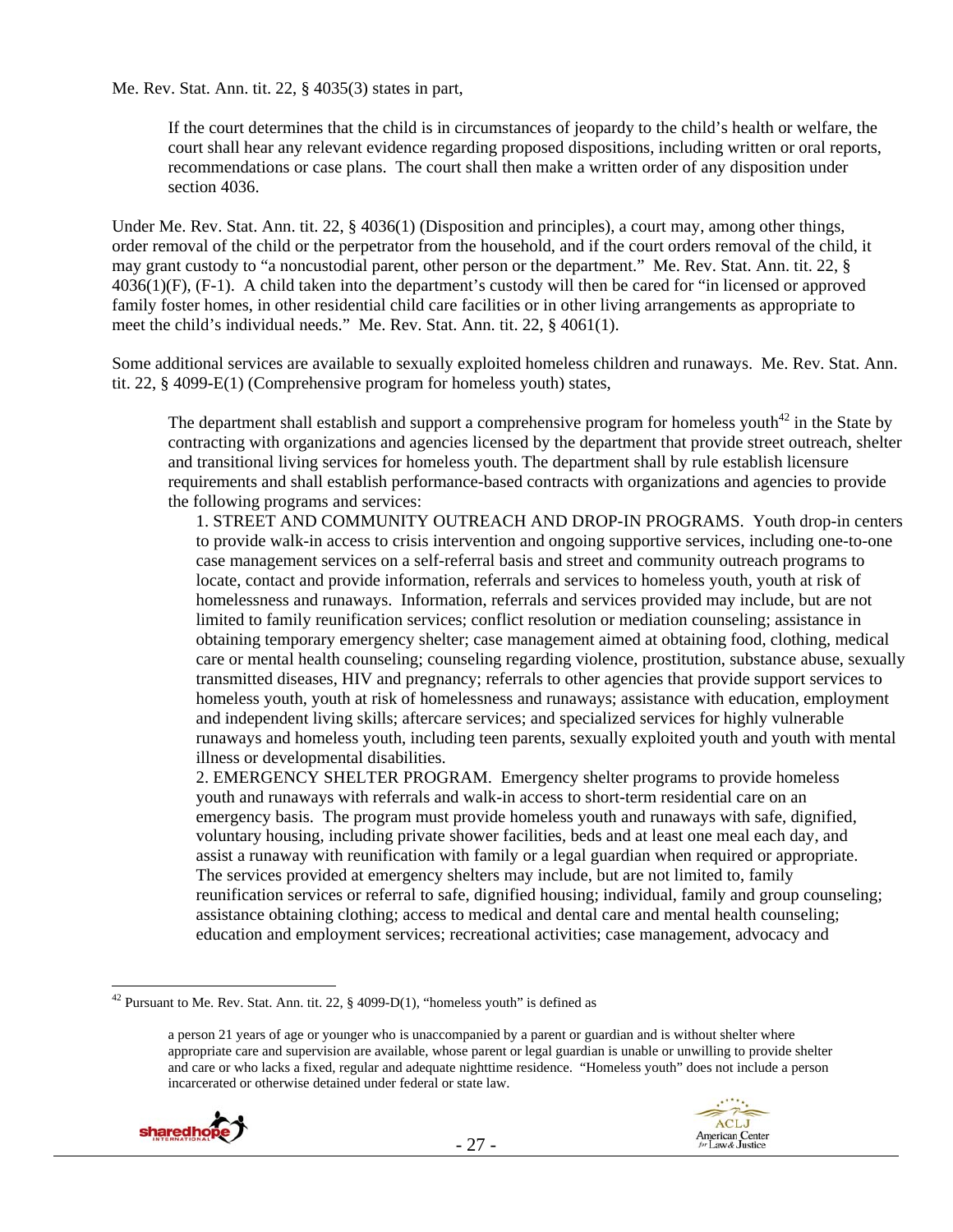Me. Rev. Stat. Ann. tit. 22, § 4035(3) states in part,

> If the court determines that the child is in circumstances of jeopardy to the child's health or welfare, the court shall hear any relevant evidence regarding proposed dispositions, including written or oral reports, recommendations or case plans. The court shall then make a written order of any disposition under section 4036.

Under Me. Rev. Stat. Ann. tit. 22, § 4036(1) (Disposition and principles), a court may, among other things, order removal of the child or the perpetrator from the household, and if the court orders removal of the child, it may grant custody to "a noncustodial parent, other person or the department." Me. Rev. Stat. Ann. tit. 22, § 4036(1)(F), (F-1). A child taken into the department's custody will then be cared for "in licensed or approved family foster homes, in other residential child care facilities or in other living arrangements as appropriate to meet the child's individual needs." Me. Rev. Stat. Ann. tit. 22, § 4061(1).

Some additional services are available to sexually exploited homeless children and runaways. Me. Rev. Stat. Ann. tit. 22, § 4099-E(1) (Comprehensive program for homeless youth) states,

> The department shall establish and support a comprehensive program for homeless youth[42] in the State by contracting with organizations and agencies licensed by the department that provide street outreach, shelter and transitional living services for homeless youth. The department shall by rule establish licensure requirements and shall establish performance-based contracts with organizations and agencies to provide the following programs and services:
>
> 1. STREET AND COMMUNITY OUTREACH AND DROP-IN PROGRAMS. Youth drop-in centers to provide walk-in access to crisis intervention and ongoing supportive services, including one-to-one case management services on a self-referral basis and street and community outreach programs to locate, contact and provide information, referrals and services to homeless youth, youth at risk of homelessness and runaways. Information, referrals and services provided may include, but are not limited to family reunification services; conflict resolution or mediation counseling; assistance in obtaining temporary emergency shelter; case management aimed at obtaining food, clothing, medical care or mental health counseling; counseling regarding violence, prostitution, substance abuse, sexually transmitted diseases, HIV and pregnancy; referrals to other agencies that provide support services to homeless youth, youth at risk of homelessness and runaways; assistance with education, employment and independent living skills; aftercare services; and specialized services for highly vulnerable runaways and homeless youth, including teen parents, sexually exploited youth and youth with mental illness or developmental disabilities.
> 2. EMERGENCY SHELTER PROGRAM. Emergency shelter programs to provide homeless youth and runaways with referrals and walk-in access to short-term residential care on an emergency basis. The program must provide homeless youth and runaways with safe, dignified, voluntary housing, including private shower facilities, beds and at least one meal each day, and assist a runaway with reunification with family or a legal guardian when required or appropriate. The services provided at emergency shelters may include, but are not limited to, family reunification services or referral to safe, dignified housing; individual, family and group counseling; assistance obtaining clothing; access to medical and dental care and mental health counseling; education and employment services; recreational activities; case management, advocacy and

---

[42] Pursuant to Me. Rev. Stat. Ann. tit. 22, § 4099-D(1), "homeless youth" is defined as

> a person 21 years of age or younger who is unaccompanied by a parent or guardian and is without shelter where appropriate care and supervision are available, whose parent or legal guardian is unable or unwilling to provide shelter and care or who lacks a fixed, regular and adequate nighttime residence. "Homeless youth" does not include a person incarcerated or otherwise detained under federal or state law.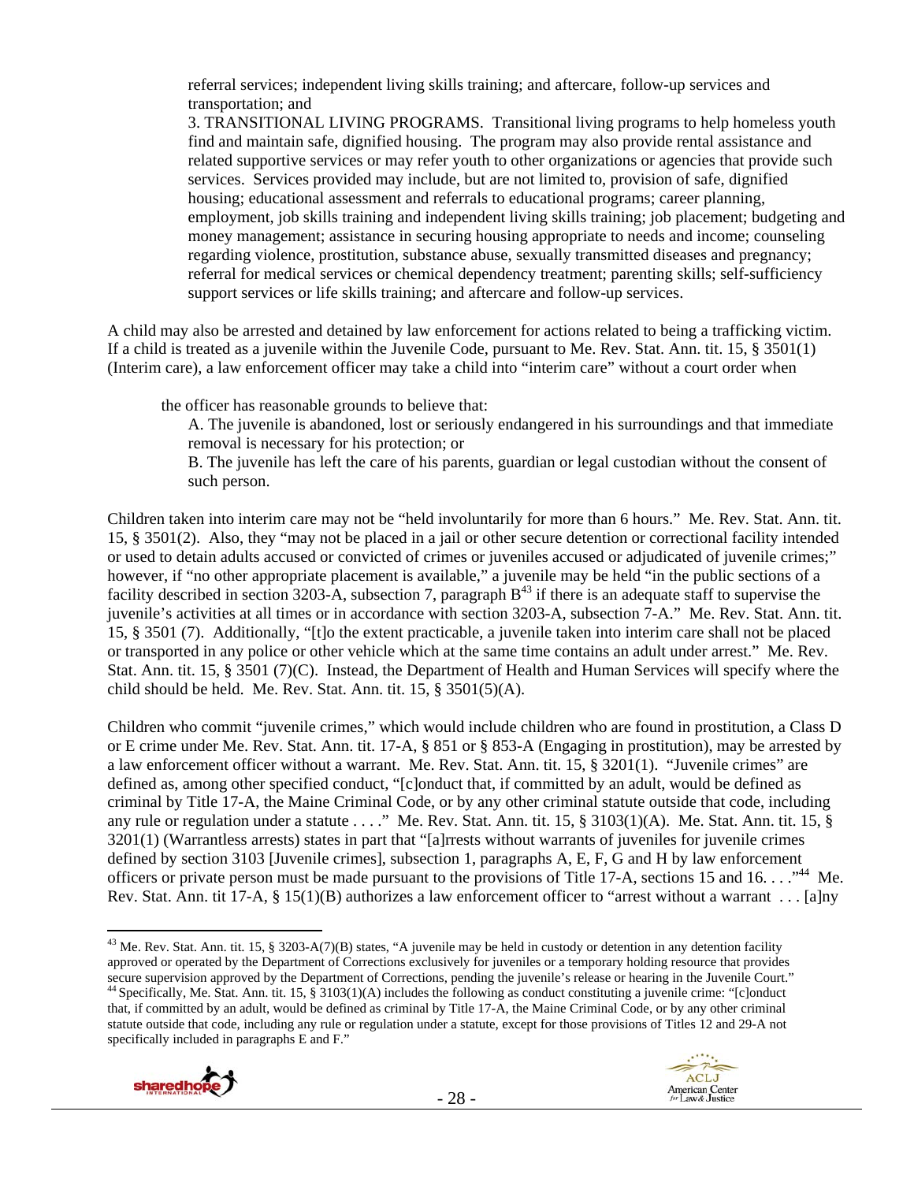> referral services; independent living skills training; and aftercare, follow-up services and transportation; and
>
> 3. TRANSITIONAL LIVING PROGRAMS. Transitional living programs to help homeless youth find and maintain safe, dignified housing. The program may also provide rental assistance and related supportive services or may refer youth to other organizations or agencies that provide such services. Services provided may include, but are not limited to, provision of safe, dignified housing; educational assessment and referrals to educational programs; career planning, employment, job skills training and independent living skills training; job placement; budgeting and money management; assistance in securing housing appropriate to needs and income; counseling regarding violence, prostitution, substance abuse, sexually transmitted diseases and pregnancy; referral for medical services or chemical dependency treatment; parenting skills; self-sufficiency support services or life skills training; and aftercare and follow-up services.

A child may also be arrested and detained by law enforcement for actions related to being a trafficking victim. If a child is treated as a juvenile within the Juvenile Code, pursuant to Me. Rev. Stat. Ann. tit. 15, § 3501(1) (Interim care), a law enforcement officer may take a child into "interim care" without a court order when

> the officer has reasonable grounds to believe that:
>
> A. The juvenile is abandoned, lost or seriously endangered in his surroundings and that immediate removal is necessary for his protection; or
>
> B. The juvenile has left the care of his parents, guardian or legal custodian without the consent of such person.

Children taken into interim care may not be "held involuntarily for more than 6 hours." Me. Rev. Stat. Ann. tit. 15, § 3501(2). Also, they "may not be placed in a jail or other secure detention or correctional facility intended or used to detain adults accused or convicted of crimes or juveniles accused or adjudicated of juvenile crimes;" however, if "no other appropriate placement is available," a juvenile may be held "in the public sections of a facility described in section 3203-A, subsection 7, paragraph B[43] if there is an adequate staff to supervise the juvenile's activities at all times or in accordance with section 3203-A, subsection 7-A." Me. Rev. Stat. Ann. tit. 15, § 3501 (7). Additionally, "[t]o the extent practicable, a juvenile taken into interim care shall not be placed or transported in any police or other vehicle which at the same time contains an adult under arrest." Me. Rev. Stat. Ann. tit. 15, § 3501 (7)(C). Instead, the Department of Health and Human Services will specify where the child should be held. Me. Rev. Stat. Ann. tit. 15, § 3501(5)(A).

Children who commit "juvenile crimes," which would include children who are found in prostitution, a Class D or E crime under Me. Rev. Stat. Ann. tit. 17-A, § 851 or § 853-A (Engaging in prostitution), may be arrested by a law enforcement officer without a warrant. Me. Rev. Stat. Ann. tit. 15, § 3201(1). "Juvenile crimes" are defined as, among other specified conduct, "[c]onduct that, if committed by an adult, would be defined as criminal by Title 17-A, the Maine Criminal Code, or by any other criminal statute outside that code, including any rule or regulation under a statute . . . ." Me. Rev. Stat. Ann. tit. 15, § 3103(1)(A). Me. Stat. Ann. tit. 15, § 3201(1) (Warrantless arrests) states in part that "[a]rrests without warrants of juveniles for juvenile crimes defined by section 3103 [Juvenile crimes], subsection 1, paragraphs A, E, F, G and H by law enforcement officers or private person must be made pursuant to the provisions of Title 17-A, sections 15 and 16. . . ."[44] Me. Rev. Stat. Ann. tit 17-A, § 15(1)(B) authorizes a law enforcement officer to "arrest without a warrant . . . [a]ny

---

[43] Me. Rev. Stat. Ann. tit. 15, § 3203-A(7)(B) states, "A juvenile may be held in custody or detention in any detention facility approved or operated by the Department of Corrections exclusively for juveniles or a temporary holding resource that provides secure supervision approved by the Department of Corrections, pending the juvenile's release or hearing in the Juvenile Court."

[44] Specifically, Me. Stat. Ann. tit. 15, § 3103(1)(A) includes the following as conduct constituting a juvenile crime: "[c]onduct that, if committed by an adult, would be defined as criminal by Title 17-A, the Maine Criminal Code, or by any other criminal statute outside that code, including any rule or regulation under a statute, except for those provisions of Titles 12 and 29-A not specifically included in paragraphs E and F."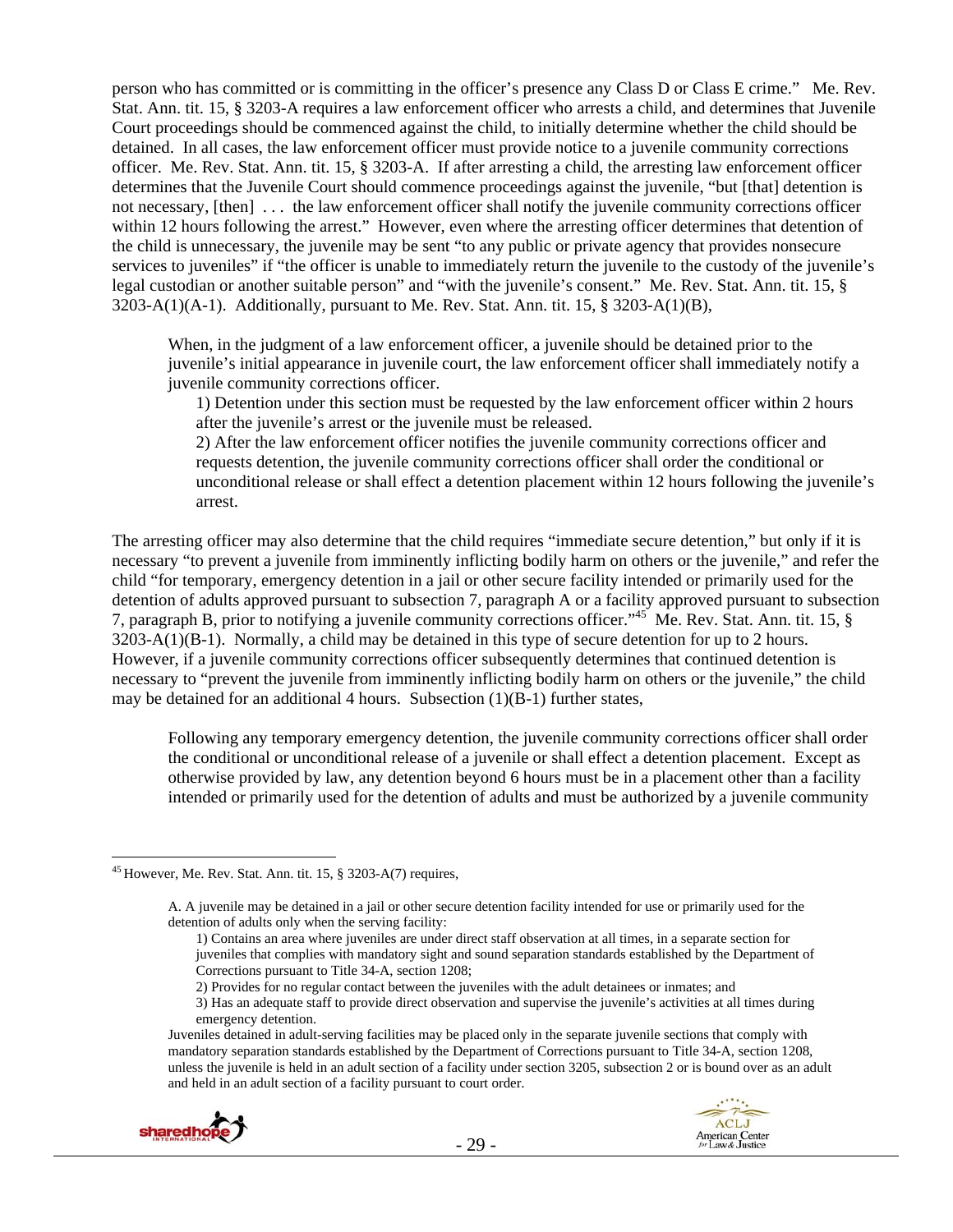person who has committed or is committing in the officer's presence any Class D or Class E crime." Me. Rev. Stat. Ann. tit. 15, § 3203-A requires a law enforcement officer who arrests a child, and determines that Juvenile Court proceedings should be commenced against the child, to initially determine whether the child should be detained. In all cases, the law enforcement officer must provide notice to a juvenile community corrections officer. Me. Rev. Stat. Ann. tit. 15, § 3203-A. If after arresting a child, the arresting law enforcement officer determines that the Juvenile Court should commence proceedings against the juvenile, "but [that] detention is not necessary, [then] . . . the law enforcement officer shall notify the juvenile community corrections officer within 12 hours following the arrest." However, even where the arresting officer determines that detention of the child is unnecessary, the juvenile may be sent "to any public or private agency that provides nonsecure services to juveniles" if "the officer is unable to immediately return the juvenile to the custody of the juvenile's legal custodian or another suitable person" and "with the juvenile's consent." Me. Rev. Stat. Ann. tit. 15, § 3203-A(1)(A-1). Additionally, pursuant to Me. Rev. Stat. Ann. tit. 15, § 3203-A(1)(B),

> When, in the judgment of a law enforcement officer, a juvenile should be detained prior to the juvenile's initial appearance in juvenile court, the law enforcement officer shall immediately notify a juvenile community corrections officer.
>
> 1) Detention under this section must be requested by the law enforcement officer within 2 hours after the juvenile's arrest or the juvenile must be released.
>
> 2) After the law enforcement officer notifies the juvenile community corrections officer and requests detention, the juvenile community corrections officer shall order the conditional or unconditional release or shall effect a detention placement within 12 hours following the juvenile's arrest.

The arresting officer may also determine that the child requires "immediate secure detention," but only if it is necessary "to prevent a juvenile from imminently inflicting bodily harm on others or the juvenile," and refer the child "for temporary, emergency detention in a jail or other secure facility intended or primarily used for the detention of adults approved pursuant to subsection 7, paragraph A or a facility approved pursuant to subsection 7, paragraph B, prior to notifying a juvenile community corrections officer."[45] Me. Rev. Stat. Ann. tit. 15, § 3203-A(1)(B-1). Normally, a child may be detained in this type of secure detention for up to 2 hours. However, if a juvenile community corrections officer subsequently determines that continued detention is necessary to "prevent the juvenile from imminently inflicting bodily harm on others or the juvenile," the child may be detained for an additional 4 hours. Subsection (1)(B-1) further states,

> Following any temporary emergency detention, the juvenile community corrections officer shall order the conditional or unconditional release of a juvenile or shall effect a detention placement. Except as otherwise provided by law, any detention beyond 6 hours must be in a placement other than a facility intended or primarily used for the detention of adults and must be authorized by a juvenile community

---

[45] However, Me. Rev. Stat. Ann. tit. 15, § 3203-A(7) requires,

> A. A juvenile may be detained in a jail or other secure detention facility intended for use or primarily used for the detention of adults only when the serving facility:
>
> 1) Contains an area where juveniles are under direct staff observation at all times, in a separate section for juveniles that complies with mandatory sight and sound separation standards established by the Department of Corrections pursuant to Title 34-A, section 1208;
>
> 2) Provides for no regular contact between the juveniles with the adult detainees or inmates; and
>
> 3) Has an adequate staff to provide direct observation and supervise the juvenile's activities at all times during emergency detention.
>
> Juveniles detained in adult-serving facilities may be placed only in the separate juvenile sections that comply with mandatory separation standards established by the Department of Corrections pursuant to Title 34-A, section 1208, unless the juvenile is held in an adult section of a facility under section 3205, subsection 2 or is bound over as an adult and held in an adult section of a facility pursuant to court order.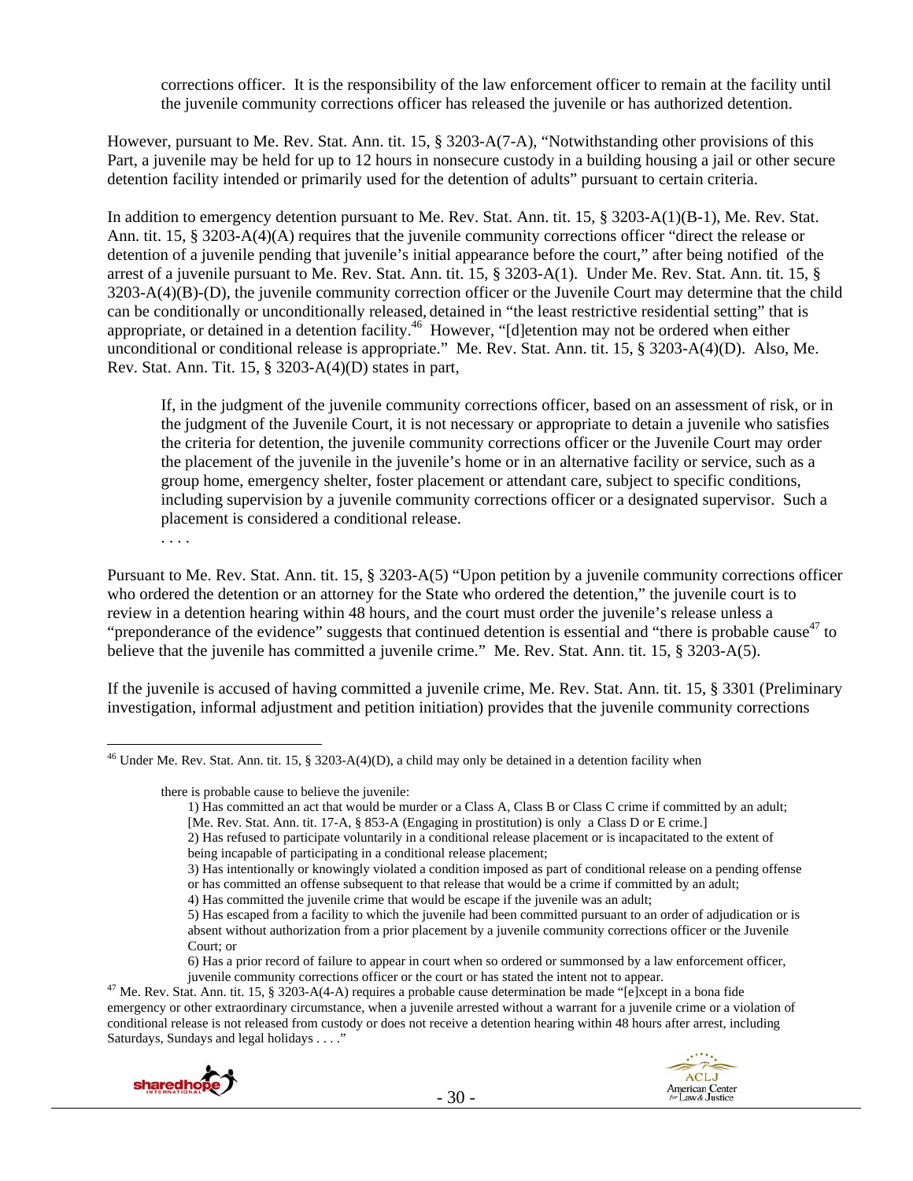corrections officer. It is the responsibility of the law enforcement officer to remain at the facility until the juvenile community corrections officer has released the juvenile or has authorized detention.

However, pursuant to Me. Rev. Stat. Ann. tit. 15, § 3203-A(7-A), "Notwithstanding other provisions of this Part, a juvenile may be held for up to 12 hours in nonsecure custody in a building housing a jail or other secure detention facility intended or primarily used for the detention of adults" pursuant to certain criteria.

In addition to emergency detention pursuant to Me. Rev. Stat. Ann. tit. 15, § 3203-A(1)(B-1), Me. Rev. Stat. Ann. tit. 15, § 3203-A(4)(A) requires that the juvenile community corrections officer "direct the release or detention of a juvenile pending that juvenile's initial appearance before the court," after being notified of the arrest of a juvenile pursuant to Me. Rev. Stat. Ann. tit. 15, § 3203-A(1). Under Me. Rev. Stat. Ann. tit. 15, § 3203-A(4)(B)-(D), the juvenile community correction officer or the Juvenile Court may determine that the child can be conditionally or unconditionally released, detained in "the least restrictive residential setting" that is appropriate, or detained in a detention facility.[46] However, "[d]etention may not be ordered when either unconditional or conditional release is appropriate." Me. Rev. Stat. Ann. tit. 15, § 3203-A(4)(D). Also, Me. Rev. Stat. Ann. Tit. 15, § 3203-A(4)(D) states in part,

> If, in the judgment of the juvenile community corrections officer, based on an assessment of risk, or in the judgment of the Juvenile Court, it is not necessary or appropriate to detain a juvenile who satisfies the criteria for detention, the juvenile community corrections officer or the Juvenile Court may order the placement of the juvenile in the juvenile's home or in an alternative facility or service, such as a group home, emergency shelter, foster placement or attendant care, subject to specific conditions, including supervision by a juvenile community corrections officer or a designated supervisor. Such a placement is considered a conditional release.
>
> . . . .

Pursuant to Me. Rev. Stat. Ann. tit. 15, § 3203-A(5) "Upon petition by a juvenile community corrections officer who ordered the detention or an attorney for the State who ordered the detention," the juvenile court is to review in a detention hearing within 48 hours, and the court must order the juvenile's release unless a "preponderance of the evidence" suggests that continued detention is essential and "there is probable cause[47] to believe that the juvenile has committed a juvenile crime." Me. Rev. Stat. Ann. tit. 15, § 3203-A(5).

If the juvenile is accused of having committed a juvenile crime, Me. Rev. Stat. Ann. tit. 15, § 3301 (Preliminary investigation, informal adjustment and petition initiation) provides that the juvenile community corrections

---

[46] Under Me. Rev. Stat. Ann. tit. 15, § 3203-A(4)(D), a child may only be detained in a detention facility when

> there is probable cause to believe the juvenile:
>
> 1) Has committed an act that would be murder or a Class A, Class B or Class C crime if committed by an adult; [Me. Rev. Stat. Ann. tit. 17-A, § 853-A (Engaging in prostitution) is only a Class D or E crime.]
>
> 2) Has refused to participate voluntarily in a conditional release placement or is incapacitated to the extent of being incapable of participating in a conditional release placement;
>
> 3) Has intentionally or knowingly violated a condition imposed as part of conditional release on a pending offense or has committed an offense subsequent to that release that would be a crime if committed by an adult;
>
> 4) Has committed the juvenile crime that would be escape if the juvenile was an adult;
>
> 5) Has escaped from a facility to which the juvenile had been committed pursuant to an order of adjudication or is absent without authorization from a prior placement by a juvenile community corrections officer or the Juvenile Court; or
>
> 6) Has a prior record of failure to appear in court when so ordered or summonsed by a law enforcement officer, juvenile community corrections officer or the court or has stated the intent not to appear.

[47] Me. Rev. Stat. Ann. tit. 15, § 3203-A(4-A) requires a probable cause determination be made "[e]xcept in a bona fide emergency or other extraordinary circumstance, when a juvenile arrested without a warrant for a juvenile crime or a violation of conditional release is not released from custody or does not receive a detention hearing within 48 hours after arrest, including Saturdays, Sundays and legal holidays . . . ."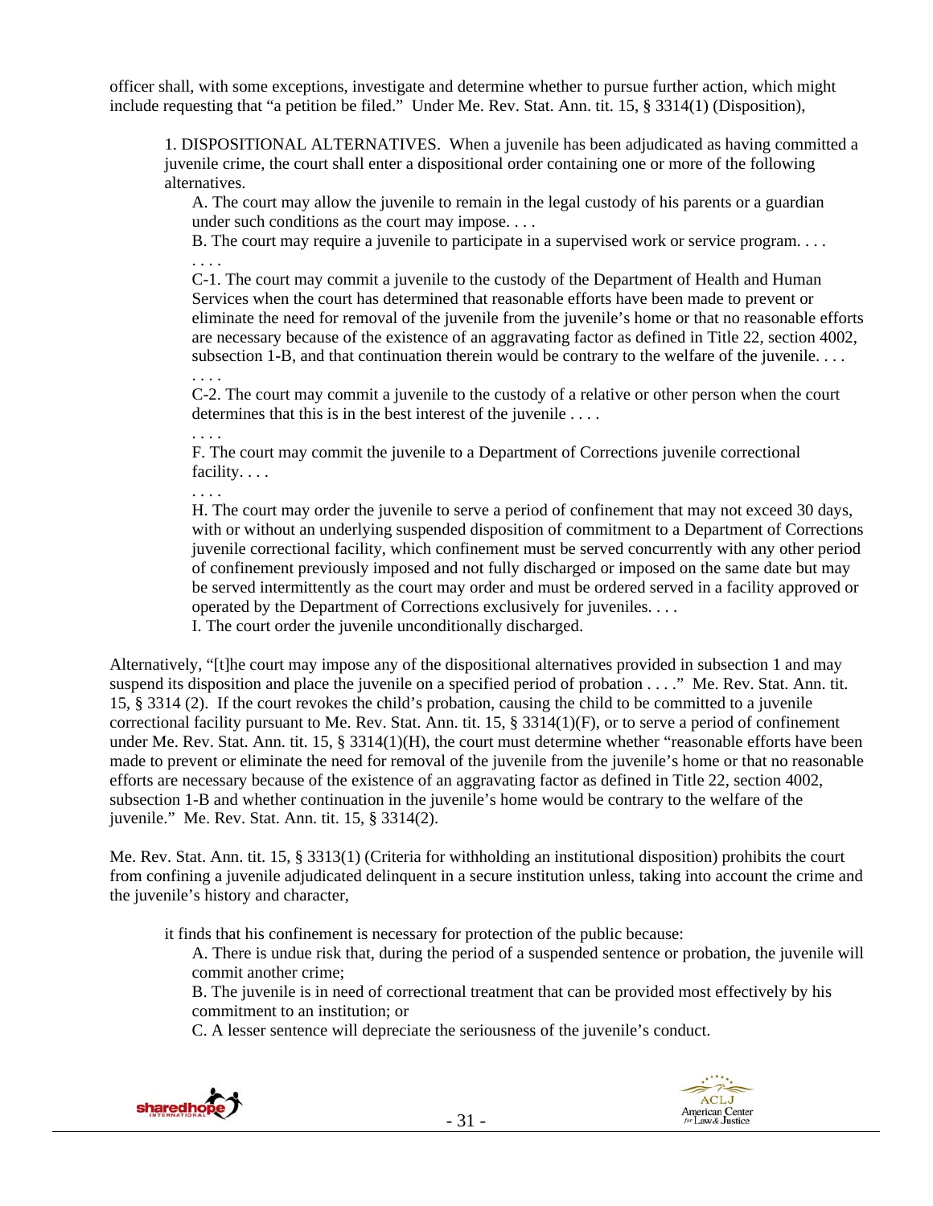officer shall, with some exceptions, investigate and determine whether to pursue further action, which might include requesting that "a petition be filed." Under Me. Rev. Stat. Ann. tit. 15, § 3314(1) (Disposition),

> 1. DISPOSITIONAL ALTERNATIVES. When a juvenile has been adjudicated as having committed a juvenile crime, the court shall enter a dispositional order containing one or more of the following alternatives.
>
> A. The court may allow the juvenile to remain in the legal custody of his parents or a guardian under such conditions as the court may impose. . . .
>
> B. The court may require a juvenile to participate in a supervised work or service program. . . .
>
> . . . .
>
> C-1. The court may commit a juvenile to the custody of the Department of Health and Human Services when the court has determined that reasonable efforts have been made to prevent or eliminate the need for removal of the juvenile from the juvenile's home or that no reasonable efforts are necessary because of the existence of an aggravating factor as defined in Title 22, section 4002, subsection 1-B, and that continuation therein would be contrary to the welfare of the juvenile. . . .
>
> . . . .
>
> C-2. The court may commit a juvenile to the custody of a relative or other person when the court determines that this is in the best interest of the juvenile . . . .
>
> . . . .
>
> F. The court may commit the juvenile to a Department of Corrections juvenile correctional facility. . . .
>
> . . . .
>
> H. The court may order the juvenile to serve a period of confinement that may not exceed 30 days, with or without an underlying suspended disposition of commitment to a Department of Corrections juvenile correctional facility, which confinement must be served concurrently with any other period of confinement previously imposed and not fully discharged or imposed on the same date but may be served intermittently as the court may order and must be ordered served in a facility approved or operated by the Department of Corrections exclusively for juveniles. . . .
>
> I. The court order the juvenile unconditionally discharged.

Alternatively, "[t]he court may impose any of the dispositional alternatives provided in subsection 1 and may suspend its disposition and place the juvenile on a specified period of probation . . . ." Me. Rev. Stat. Ann. tit. 15, § 3314 (2). If the court revokes the child's probation, causing the child to be committed to a juvenile correctional facility pursuant to Me. Rev. Stat. Ann. tit. 15, § 3314(1)(F), or to serve a period of confinement under Me. Rev. Stat. Ann. tit. 15, § 3314(1)(H), the court must determine whether "reasonable efforts have been made to prevent or eliminate the need for removal of the juvenile from the juvenile's home or that no reasonable efforts are necessary because of the existence of an aggravating factor as defined in Title 22, section 4002, subsection 1-B and whether continuation in the juvenile's home would be contrary to the welfare of the juvenile." Me. Rev. Stat. Ann. tit. 15, § 3314(2).

Me. Rev. Stat. Ann. tit. 15, § 3313(1) (Criteria for withholding an institutional disposition) prohibits the court from confining a juvenile adjudicated delinquent in a secure institution unless, taking into account the crime and the juvenile's history and character,

> it finds that his confinement is necessary for protection of the public because:
>
> A. There is undue risk that, during the period of a suspended sentence or probation, the juvenile will commit another crime;
>
> B. The juvenile is in need of correctional treatment that can be provided most effectively by his commitment to an institution; or
>
> C. A lesser sentence will depreciate the seriousness of the juvenile's conduct.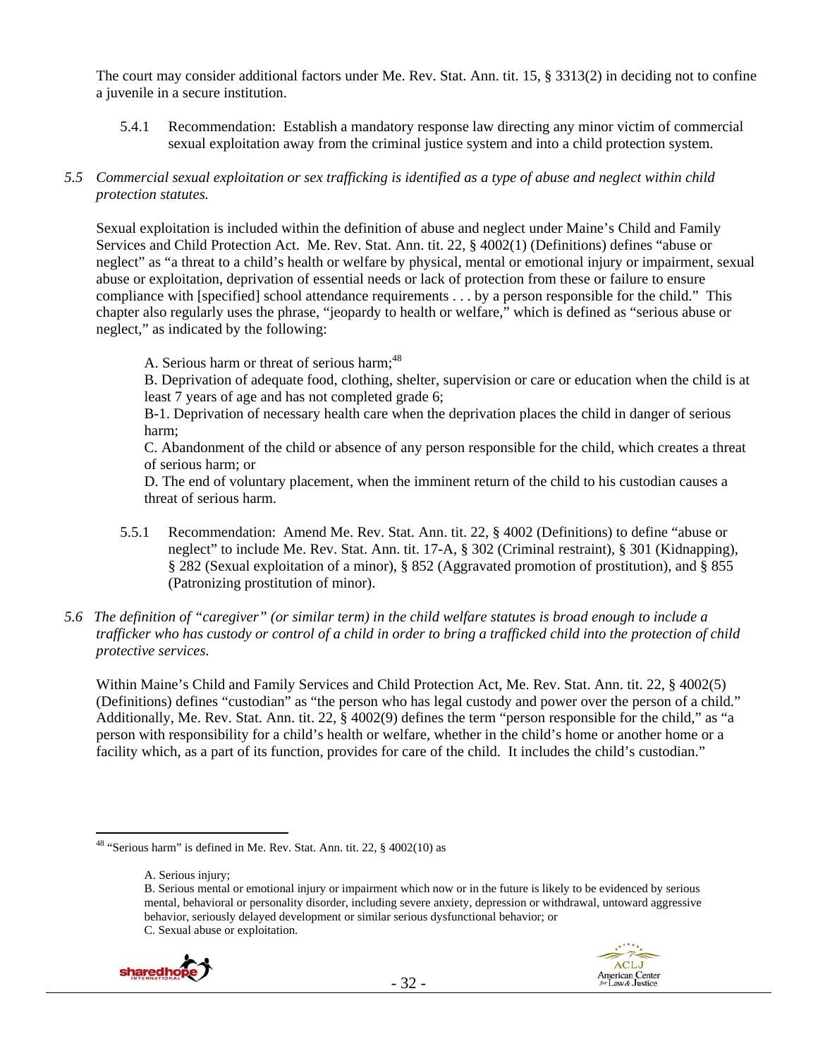The court may consider additional factors under Me. Rev. Stat. Ann. tit. 15, § 3313(2) in deciding not to confine a juvenile in a secure institution.

5.4.1 Recommendation: Establish a mandatory response law directing any minor victim of commercial sexual exploitation away from the criminal justice system and into a child protection system.

*5.5 Commercial sexual exploitation or sex trafficking is identified as a type of abuse and neglect within child protection statutes.*

Sexual exploitation is included within the definition of abuse and neglect under Maine's Child and Family Services and Child Protection Act. Me. Rev. Stat. Ann. tit. 22, § 4002(1) (Definitions) defines "abuse or neglect" as "a threat to a child's health or welfare by physical, mental or emotional injury or impairment, sexual abuse or exploitation, deprivation of essential needs or lack of protection from these or failure to ensure compliance with [specified] school attendance requirements . . . by a person responsible for the child." This chapter also regularly uses the phrase, "jeopardy to health or welfare," which is defined as "serious abuse or neglect," as indicated by the following:

> A. Serious harm or threat of serious harm;[48]
>
> B. Deprivation of adequate food, clothing, shelter, supervision or care or education when the child is at least 7 years of age and has not completed grade 6;
>
> B-1. Deprivation of necessary health care when the deprivation places the child in danger of serious harm;
>
> C. Abandonment of the child or absence of any person responsible for the child, which creates a threat of serious harm; or
>
> D. The end of voluntary placement, when the imminent return of the child to his custodian causes a threat of serious harm.

5.5.1 Recommendation: Amend Me. Rev. Stat. Ann. tit. 22, § 4002 (Definitions) to define "abuse or neglect" to include Me. Rev. Stat. Ann. tit. 17-A, § 302 (Criminal restraint), § 301 (Kidnapping), § 282 (Sexual exploitation of a minor), § 852 (Aggravated promotion of prostitution), and § 855 (Patronizing prostitution of minor).

*5.6 The definition of "caregiver" (or similar term) in the child welfare statutes is broad enough to include a trafficker who has custody or control of a child in order to bring a trafficked child into the protection of child protective services.*

Within Maine's Child and Family Services and Child Protection Act, Me. Rev. Stat. Ann. tit. 22, § 4002(5) (Definitions) defines "custodian" as "the person who has legal custody and power over the person of a child." Additionally, Me. Rev. Stat. Ann. tit. 22, § 4002(9) defines the term "person responsible for the child," as "a person with responsibility for a child's health or welfare, whether in the child's home or another home or a facility which, as a part of its function, provides for care of the child. It includes the child's custodian."

---

[48] "Serious harm" is defined in Me. Rev. Stat. Ann. tit. 22, § 4002(10) as

> A. Serious injury;
>
> B. Serious mental or emotional injury or impairment which now or in the future is likely to be evidenced by serious mental, behavioral or personality disorder, including severe anxiety, depression or withdrawal, untoward aggressive behavior, seriously delayed development or similar serious dysfunctional behavior; or
>
> C. Sexual abuse or exploitation.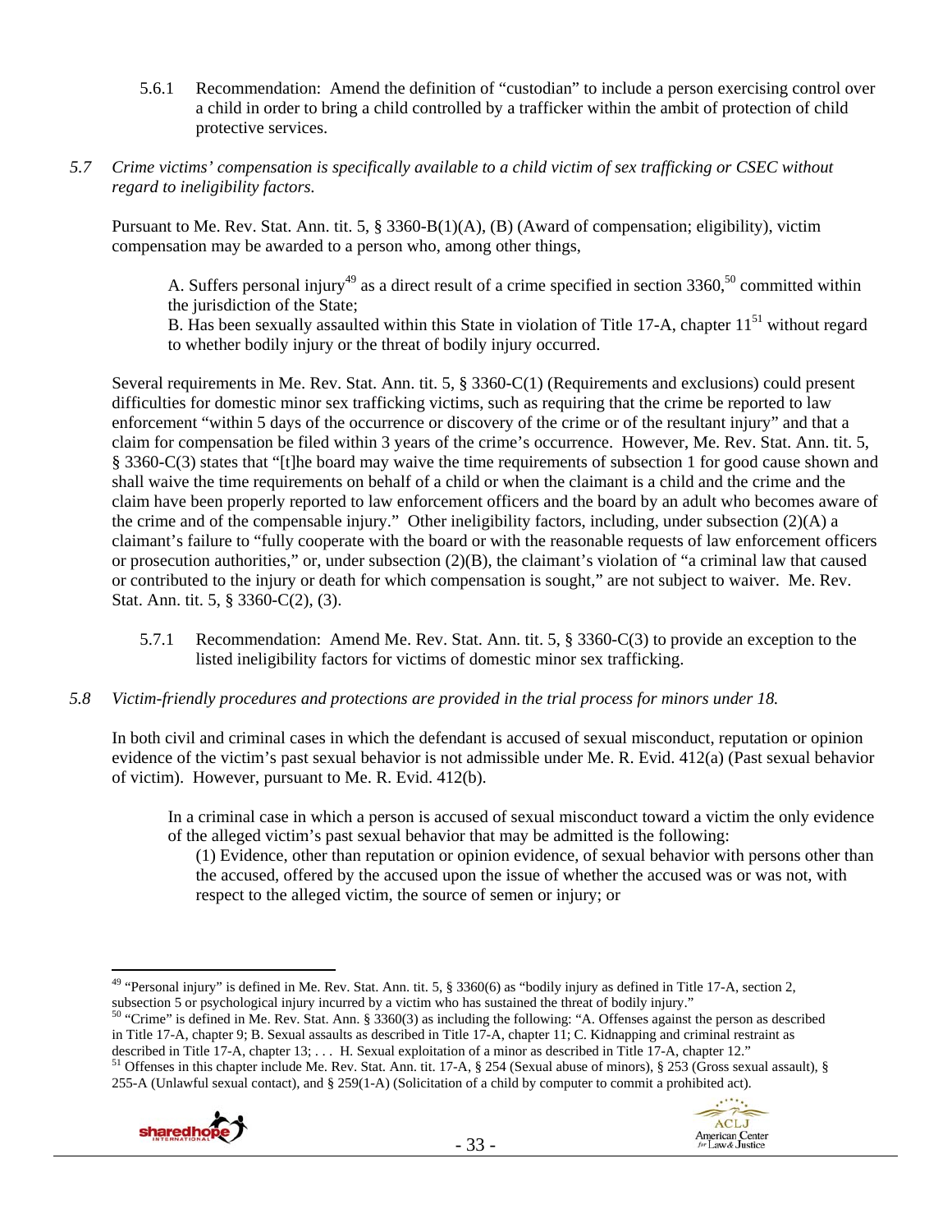5.6.1 Recommendation: Amend the definition of "custodian" to include a person exercising control over a child in order to bring a child controlled by a trafficker within the ambit of protection of child protective services.

*5.7 Crime victims' compensation is specifically available to a child victim of sex trafficking or CSEC without regard to ineligibility factors.*

Pursuant to Me. Rev. Stat. Ann. tit. 5, § 3360-B(1)(A), (B) (Award of compensation; eligibility), victim compensation may be awarded to a person who, among other things,

> A. Suffers personal injury[49] as a direct result of a crime specified in section 3360,[50] committed within the jurisdiction of the State;
> B. Has been sexually assaulted within this State in violation of Title 17-A, chapter 11[51] without regard to whether bodily injury or the threat of bodily injury occurred.

Several requirements in Me. Rev. Stat. Ann. tit. 5, § 3360-C(1) (Requirements and exclusions) could present difficulties for domestic minor sex trafficking victims, such as requiring that the crime be reported to law enforcement "within 5 days of the occurrence or discovery of the crime or of the resultant injury" and that a claim for compensation be filed within 3 years of the crime's occurrence. However, Me. Rev. Stat. Ann. tit. 5, § 3360-C(3) states that "[t]he board may waive the time requirements of subsection 1 for good cause shown and shall waive the time requirements on behalf of a child or when the claimant is a child and the crime and the claim have been properly reported to law enforcement officers and the board by an adult who becomes aware of the crime and of the compensable injury." Other ineligibility factors, including, under subsection (2)(A) a claimant's failure to "fully cooperate with the board or with the reasonable requests of law enforcement officers or prosecution authorities," or, under subsection (2)(B), the claimant's violation of "a criminal law that caused or contributed to the injury or death for which compensation is sought," are not subject to waiver. Me. Rev. Stat. Ann. tit. 5, § 3360-C(2), (3).

5.7.1 Recommendation: Amend Me. Rev. Stat. Ann. tit. 5, § 3360-C(3) to provide an exception to the listed ineligibility factors for victims of domestic minor sex trafficking.

*5.8 Victim-friendly procedures and protections are provided in the trial process for minors under 18.*

In both civil and criminal cases in which the defendant is accused of sexual misconduct, reputation or opinion evidence of the victim's past sexual behavior is not admissible under Me. R. Evid. 412(a) (Past sexual behavior of victim). However, pursuant to Me. R. Evid. 412(b).

> In a criminal case in which a person is accused of sexual misconduct toward a victim the only evidence of the alleged victim's past sexual behavior that may be admitted is the following:
>
> (1) Evidence, other than reputation or opinion evidence, of sexual behavior with persons other than the accused, offered by the accused upon the issue of whether the accused was or was not, with respect to the alleged victim, the source of semen or injury; or

---

[49] "Personal injury" is defined in Me. Rev. Stat. Ann. tit. 5, § 3360(6) as "bodily injury as defined in Title 17-A, section 2, subsection 5 or psychological injury incurred by a victim who has sustained the threat of bodily injury."

[50] "Crime" is defined in Me. Rev. Stat. Ann. § 3360(3) as including the following: "A. Offenses against the person as described in Title 17-A, chapter 9; B. Sexual assaults as described in Title 17-A, chapter 11; C. Kidnapping and criminal restraint as described in Title 17-A, chapter 13; . . . H. Sexual exploitation of a minor as described in Title 17-A, chapter 12."

[51] Offenses in this chapter include Me. Rev. Stat. Ann. tit. 17-A, § 254 (Sexual abuse of minors), § 253 (Gross sexual assault), § 255-A (Unlawful sexual contact), and § 259(1-A) (Solicitation of a child by computer to commit a prohibited act).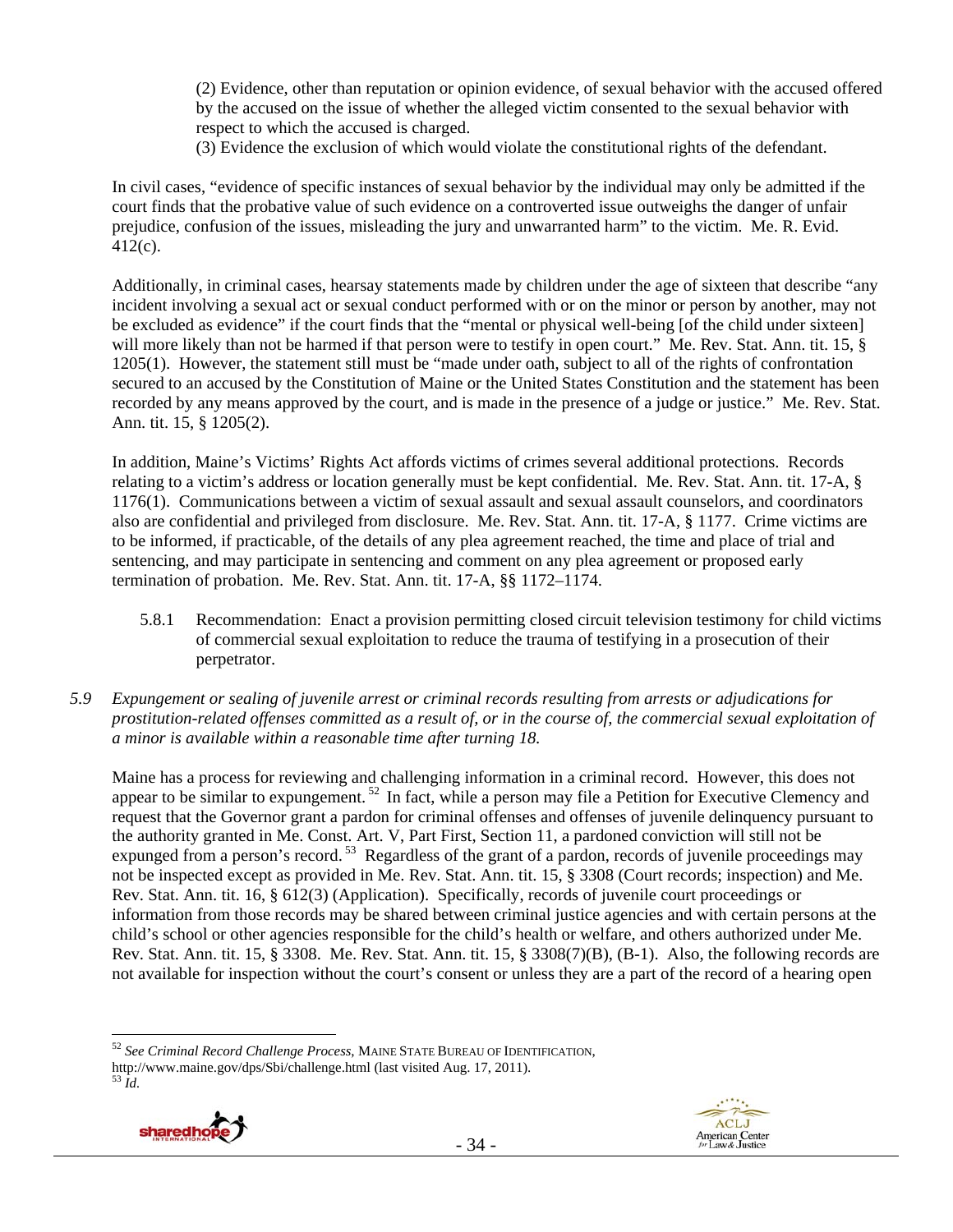(2) Evidence, other than reputation or opinion evidence, of sexual behavior with the accused offered by the accused on the issue of whether the alleged victim consented to the sexual behavior with respect to which the accused is charged.

(3) Evidence the exclusion of which would violate the constitutional rights of the defendant.

In civil cases, "evidence of specific instances of sexual behavior by the individual may only be admitted if the court finds that the probative value of such evidence on a controverted issue outweighs the danger of unfair prejudice, confusion of the issues, misleading the jury and unwarranted harm" to the victim. Me. R. Evid. 412(c).

Additionally, in criminal cases, hearsay statements made by children under the age of sixteen that describe "any incident involving a sexual act or sexual conduct performed with or on the minor or person by another, may not be excluded as evidence" if the court finds that the "mental or physical well-being [of the child under sixteen] will more likely than not be harmed if that person were to testify in open court." Me. Rev. Stat. Ann. tit. 15, § 1205(1). However, the statement still must be "made under oath, subject to all of the rights of confrontation secured to an accused by the Constitution of Maine or the United States Constitution and the statement has been recorded by any means approved by the court, and is made in the presence of a judge or justice." Me. Rev. Stat. Ann. tit. 15, § 1205(2).

In addition, Maine's Victims' Rights Act affords victims of crimes several additional protections. Records relating to a victim's address or location generally must be kept confidential. Me. Rev. Stat. Ann. tit. 17-A, § 1176(1). Communications between a victim of sexual assault and sexual assault counselors, and coordinators also are confidential and privileged from disclosure. Me. Rev. Stat. Ann. tit. 17-A, § 1177. Crime victims are to be informed, if practicable, of the details of any plea agreement reached, the time and place of trial and sentencing, and may participate in sentencing and comment on any plea agreement or proposed early termination of probation. Me. Rev. Stat. Ann. tit. 17-A, §§ 1172–1174.

5.8.1 Recommendation: Enact a provision permitting closed circuit television testimony for child victims of commercial sexual exploitation to reduce the trauma of testifying in a prosecution of their perpetrator.

*5.9 Expungement or sealing of juvenile arrest or criminal records resulting from arrests or adjudications for prostitution-related offenses committed as a result of, or in the course of, the commercial sexual exploitation of a minor is available within a reasonable time after turning 18.*

Maine has a process for reviewing and challenging information in a criminal record. However, this does not appear to be similar to expungement.[52] In fact, while a person may file a Petition for Executive Clemency and request that the Governor grant a pardon for criminal offenses and offenses of juvenile delinquency pursuant to the authority granted in Me. Const. Art. V, Part First, Section 11, a pardoned conviction will still not be expunged from a person's record.[53] Regardless of the grant of a pardon, records of juvenile proceedings may not be inspected except as provided in Me. Rev. Stat. Ann. tit. 15, § 3308 (Court records; inspection) and Me. Rev. Stat. Ann. tit. 16, § 612(3) (Application). Specifically, records of juvenile court proceedings or information from those records may be shared between criminal justice agencies and with certain persons at the child's school or other agencies responsible for the child's health or welfare, and others authorized under Me. Rev. Stat. Ann. tit. 15, § 3308. Me. Rev. Stat. Ann. tit. 15, § 3308(7)(B), (B-1). Also, the following records are not available for inspection without the court's consent or unless they are a part of the record of a hearing open

---

[52] *See Criminal Record Challenge Process*, MAINE STATE BUREAU OF IDENTIFICATION, http://www.maine.gov/dps/Sbi/challenge.html (last visited Aug. 17, 2011).

[53] *Id.*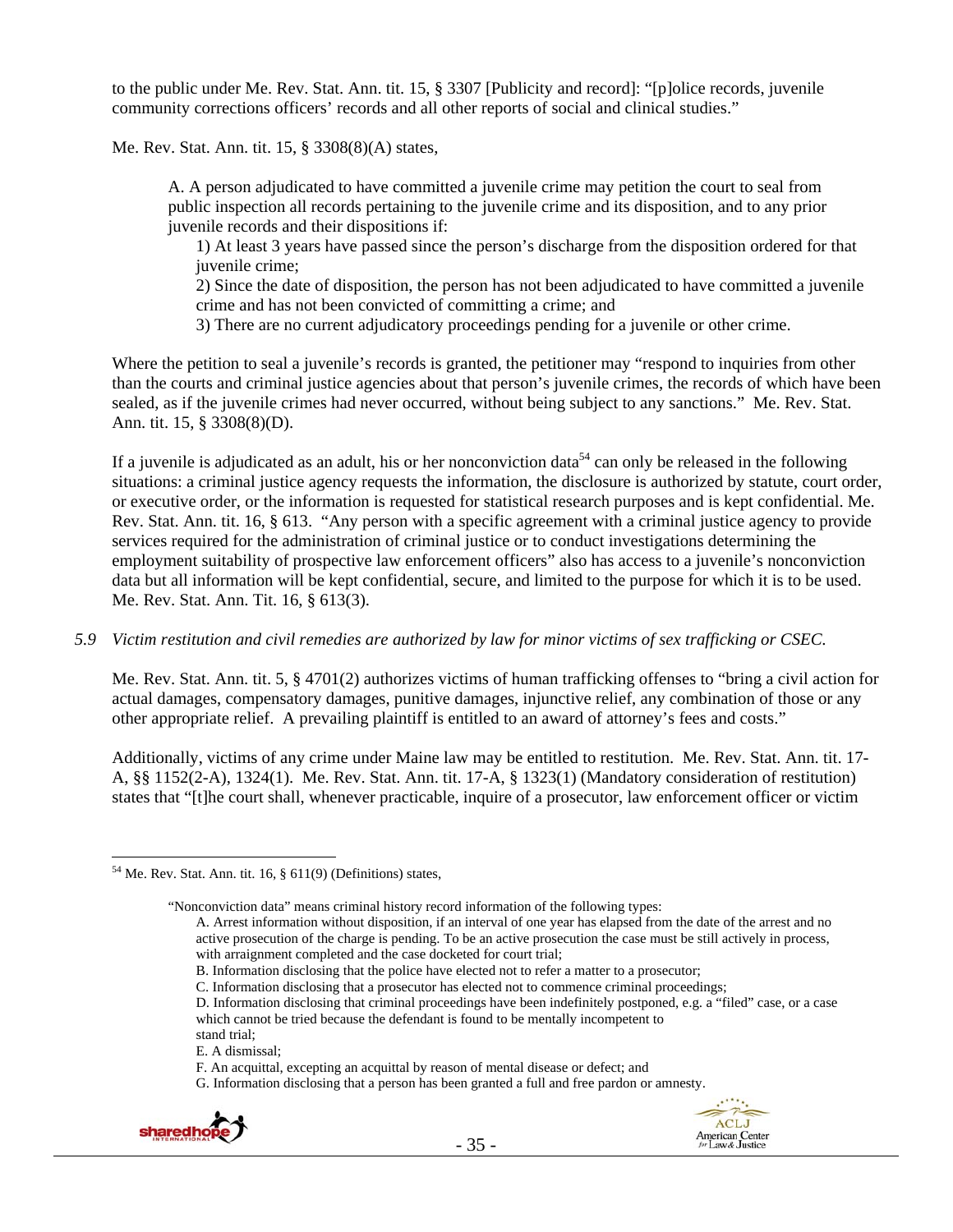to the public under Me. Rev. Stat. Ann. tit. 15, § 3307 [Publicity and record]: "[p]olice records, juvenile community corrections officers' records and all other reports of social and clinical studies."

Me. Rev. Stat. Ann. tit. 15, § 3308(8)(A) states,

> A. A person adjudicated to have committed a juvenile crime may petition the court to seal from public inspection all records pertaining to the juvenile crime and its disposition, and to any prior juvenile records and their dispositions if:
>
> 1) At least 3 years have passed since the person's discharge from the disposition ordered for that juvenile crime;
>
> 2) Since the date of disposition, the person has not been adjudicated to have committed a juvenile crime and has not been convicted of committing a crime; and
>
> 3) There are no current adjudicatory proceedings pending for a juvenile or other crime.

Where the petition to seal a juvenile's records is granted, the petitioner may "respond to inquiries from other than the courts and criminal justice agencies about that person's juvenile crimes, the records of which have been sealed, as if the juvenile crimes had never occurred, without being subject to any sanctions." Me. Rev. Stat. Ann. tit. 15, § 3308(8)(D).

If a juvenile is adjudicated as an adult, his or her nonconviction data[54] can only be released in the following situations: a criminal justice agency requests the information, the disclosure is authorized by statute, court order, or executive order, or the information is requested for statistical research purposes and is kept confidential. Me. Rev. Stat. Ann. tit. 16, § 613. "Any person with a specific agreement with a criminal justice agency to provide services required for the administration of criminal justice or to conduct investigations determining the employment suitability of prospective law enforcement officers" also has access to a juvenile's nonconviction data but all information will be kept confidential, secure, and limited to the purpose for which it is to be used. Me. Rev. Stat. Ann. Tit. 16, § 613(3).

*5.9 Victim restitution and civil remedies are authorized by law for minor victims of sex trafficking or CSEC.*

Me. Rev. Stat. Ann. tit. 5, § 4701(2) authorizes victims of human trafficking offenses to "bring a civil action for actual damages, compensatory damages, punitive damages, injunctive relief, any combination of those or any other appropriate relief. A prevailing plaintiff is entitled to an award of attorney's fees and costs."

Additionally, victims of any crime under Maine law may be entitled to restitution. Me. Rev. Stat. Ann. tit. 17-A, §§ 1152(2-A), 1324(1). Me. Rev. Stat. Ann. tit. 17-A, § 1323(1) (Mandatory consideration of restitution) states that "[t]he court shall, whenever practicable, inquire of a prosecutor, law enforcement officer or victim

---

[54] Me. Rev. Stat. Ann. tit. 16, § 611(9) (Definitions) states,

> "Nonconviction data" means criminal history record information of the following types:
>
> A. Arrest information without disposition, if an interval of one year has elapsed from the date of the arrest and no active prosecution of the charge is pending. To be an active prosecution the case must be still actively in process, with arraignment completed and the case docketed for court trial;
>
> B. Information disclosing that the police have elected not to refer a matter to a prosecutor;
>
> C. Information disclosing that a prosecutor has elected not to commence criminal proceedings;
>
> D. Information disclosing that criminal proceedings have been indefinitely postponed, e.g. a "filed" case, or a case which cannot be tried because the defendant is found to be mentally incompetent to stand trial;
>
> E. A dismissal;
>
> F. An acquittal, excepting an acquittal by reason of mental disease or defect; and
>
> G. Information disclosing that a person has been granted a full and free pardon or amnesty.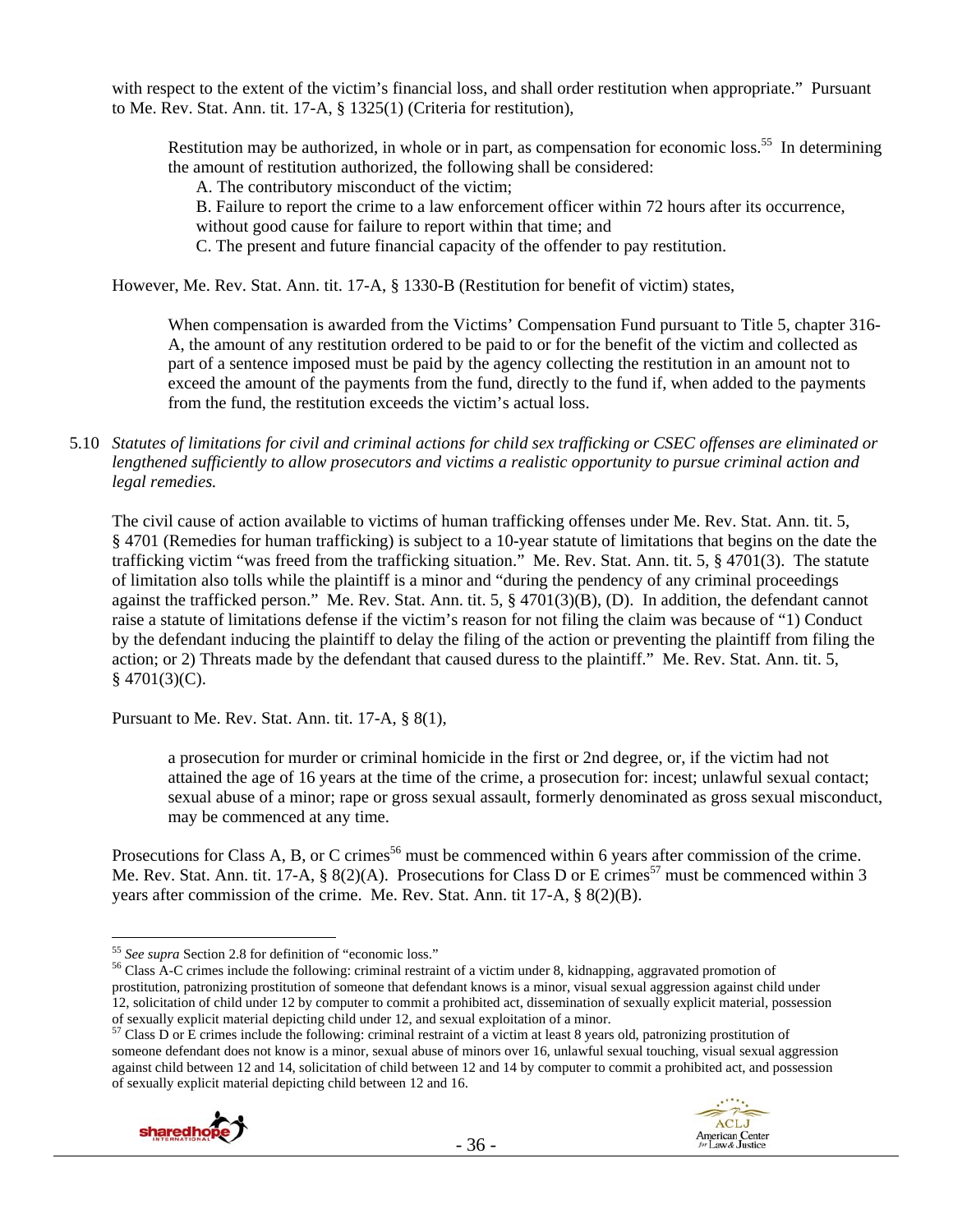with respect to the extent of the victim's financial loss, and shall order restitution when appropriate." Pursuant to Me. Rev. Stat. Ann. tit. 17-A, § 1325(1) (Criteria for restitution),

> Restitution may be authorized, in whole or in part, as compensation for economic loss.[55] In determining the amount of restitution authorized, the following shall be considered:
>
> A. The contributory misconduct of the victim;
>
> B. Failure to report the crime to a law enforcement officer within 72 hours after its occurrence, without good cause for failure to report within that time; and
>
> C. The present and future financial capacity of the offender to pay restitution.

However, Me. Rev. Stat. Ann. tit. 17-A, § 1330-B (Restitution for benefit of victim) states,

> When compensation is awarded from the Victims' Compensation Fund pursuant to Title 5, chapter 316-A, the amount of any restitution ordered to be paid to or for the benefit of the victim and collected as part of a sentence imposed must be paid by the agency collecting the restitution in an amount not to exceed the amount of the payments from the fund, directly to the fund if, when added to the payments from the fund, the restitution exceeds the victim's actual loss.

5.10 *Statutes of limitations for civil and criminal actions for child sex trafficking or CSEC offenses are eliminated or lengthened sufficiently to allow prosecutors and victims a realistic opportunity to pursue criminal action and legal remedies.*

The civil cause of action available to victims of human trafficking offenses under Me. Rev. Stat. Ann. tit. 5, § 4701 (Remedies for human trafficking) is subject to a 10-year statute of limitations that begins on the date the trafficking victim "was freed from the trafficking situation." Me. Rev. Stat. Ann. tit. 5, § 4701(3). The statute of limitation also tolls while the plaintiff is a minor and "during the pendency of any criminal proceedings against the trafficked person." Me. Rev. Stat. Ann. tit. 5, § 4701(3)(B), (D). In addition, the defendant cannot raise a statute of limitations defense if the victim's reason for not filing the claim was because of "1) Conduct by the defendant inducing the plaintiff to delay the filing of the action or preventing the plaintiff from filing the action; or 2) Threats made by the defendant that caused duress to the plaintiff." Me. Rev. Stat. Ann. tit. 5, § 4701(3)(C).

Pursuant to Me. Rev. Stat. Ann. tit. 17-A, § 8(1),

> a prosecution for murder or criminal homicide in the first or 2nd degree, or, if the victim had not attained the age of 16 years at the time of the crime, a prosecution for: incest; unlawful sexual contact; sexual abuse of a minor; rape or gross sexual assault, formerly denominated as gross sexual misconduct, may be commenced at any time.

Prosecutions for Class A, B, or C crimes[56] must be commenced within 6 years after commission of the crime. Me. Rev. Stat. Ann. tit. 17-A, § 8(2)(A). Prosecutions for Class D or E crimes[57] must be commenced within 3 years after commission of the crime. Me. Rev. Stat. Ann. tit 17-A, § 8(2)(B).

---

[55] *See supra* Section 2.8 for definition of "economic loss."

[56] Class A-C crimes include the following: criminal restraint of a victim under 8, kidnapping, aggravated promotion of prostitution, patronizing prostitution of someone that defendant knows is a minor, visual sexual aggression against child under 12, solicitation of child under 12 by computer to commit a prohibited act, dissemination of sexually explicit material, possession of sexually explicit material depicting child under 12, and sexual exploitation of a minor.

[57] Class D or E crimes include the following: criminal restraint of a victim at least 8 years old, patronizing prostitution of someone defendant does not know is a minor, sexual abuse of minors over 16, unlawful sexual touching, visual sexual aggression against child between 12 and 14, solicitation of child between 12 and 14 by computer to commit a prohibited act, and possession of sexually explicit material depicting child between 12 and 16.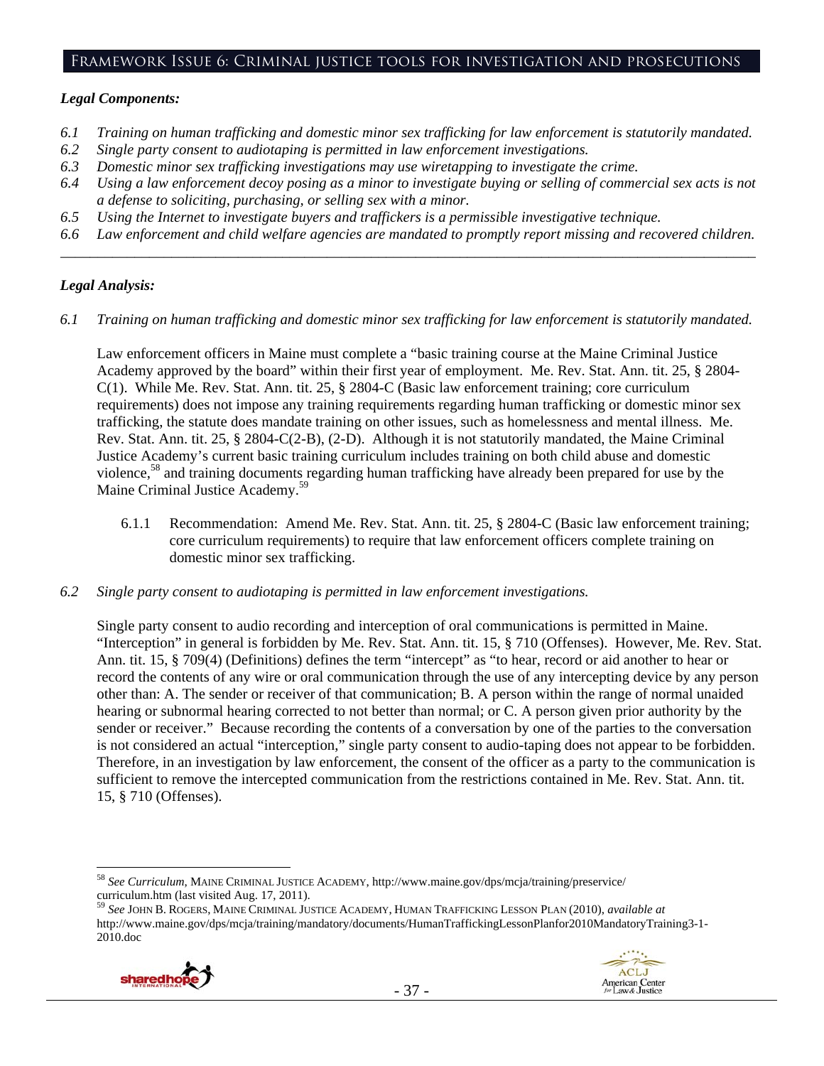## Framework Issue 6: Criminal justice tools for investigation and prosecutions

### *Legal Components:*

*6.1 Training on human trafficking and domestic minor sex trafficking for law enforcement is statutorily mandated.*
*6.2 Single party consent to audiotaping is permitted in law enforcement investigations.*
*6.3 Domestic minor sex trafficking investigations may use wiretapping to investigate the crime.*
*6.4 Using a law enforcement decoy posing as a minor to investigate buying or selling of commercial sex acts is not a defense to soliciting, purchasing, or selling sex with a minor.*
*6.5 Using the Internet to investigate buyers and traffickers is a permissible investigative technique.*
*6.6 Law enforcement and child welfare agencies are mandated to promptly report missing and recovered children.*

---

### *Legal Analysis:*

*6.1 Training on human trafficking and domestic minor sex trafficking for law enforcement is statutorily mandated.*

Law enforcement officers in Maine must complete a "basic training course at the Maine Criminal Justice Academy approved by the board" within their first year of employment. Me. Rev. Stat. Ann. tit. 25, § 2804-C(1). While Me. Rev. Stat. Ann. tit. 25, § 2804-C (Basic law enforcement training; core curriculum requirements) does not impose any training requirements regarding human trafficking or domestic minor sex trafficking, the statute does mandate training on other issues, such as homelessness and mental illness. Me. Rev. Stat. Ann. tit. 25, § 2804-C(2-B), (2-D). Although it is not statutorily mandated, the Maine Criminal Justice Academy's current basic training curriculum includes training on both child abuse and domestic violence,[58] and training documents regarding human trafficking have already been prepared for use by the Maine Criminal Justice Academy.[59]

6.1.1 Recommendation: Amend Me. Rev. Stat. Ann. tit. 25, § 2804-C (Basic law enforcement training; core curriculum requirements) to require that law enforcement officers complete training on domestic minor sex trafficking.

*6.2 Single party consent to audiotaping is permitted in law enforcement investigations.*

Single party consent to audio recording and interception of oral communications is permitted in Maine. "Interception" in general is forbidden by Me. Rev. Stat. Ann. tit. 15, § 710 (Offenses). However, Me. Rev. Stat. Ann. tit. 15, § 709(4) (Definitions) defines the term "intercept" as "to hear, record or aid another to hear or record the contents of any wire or oral communication through the use of any intercepting device by any person other than: A. The sender or receiver of that communication; B. A person within the range of normal unaided hearing or subnormal hearing corrected to not better than normal; or C. A person given prior authority by the sender or receiver." Because recording the contents of a conversation by one of the parties to the conversation is not considered an actual "interception," single party consent to audio-taping does not appear to be forbidden. Therefore, in an investigation by law enforcement, the consent of the officer as a party to the communication is sufficient to remove the intercepted communication from the restrictions contained in Me. Rev. Stat. Ann. tit. 15, § 710 (Offenses).

---

[58] *See Curriculum*, MAINE CRIMINAL JUSTICE ACADEMY, http://www.maine.gov/dps/mcja/training/preservice/curriculum.htm (last visited Aug. 17, 2011).

[59] *See* JOHN B. ROGERS, MAINE CRIMINAL JUSTICE ACADEMY, HUMAN TRAFFICKING LESSON PLAN (2010), *available at* http://www.maine.gov/dps/mcja/training/mandatory/documents/HumanTraffickingLessonPlanfor2010MandatoryTraining3-1-2010.doc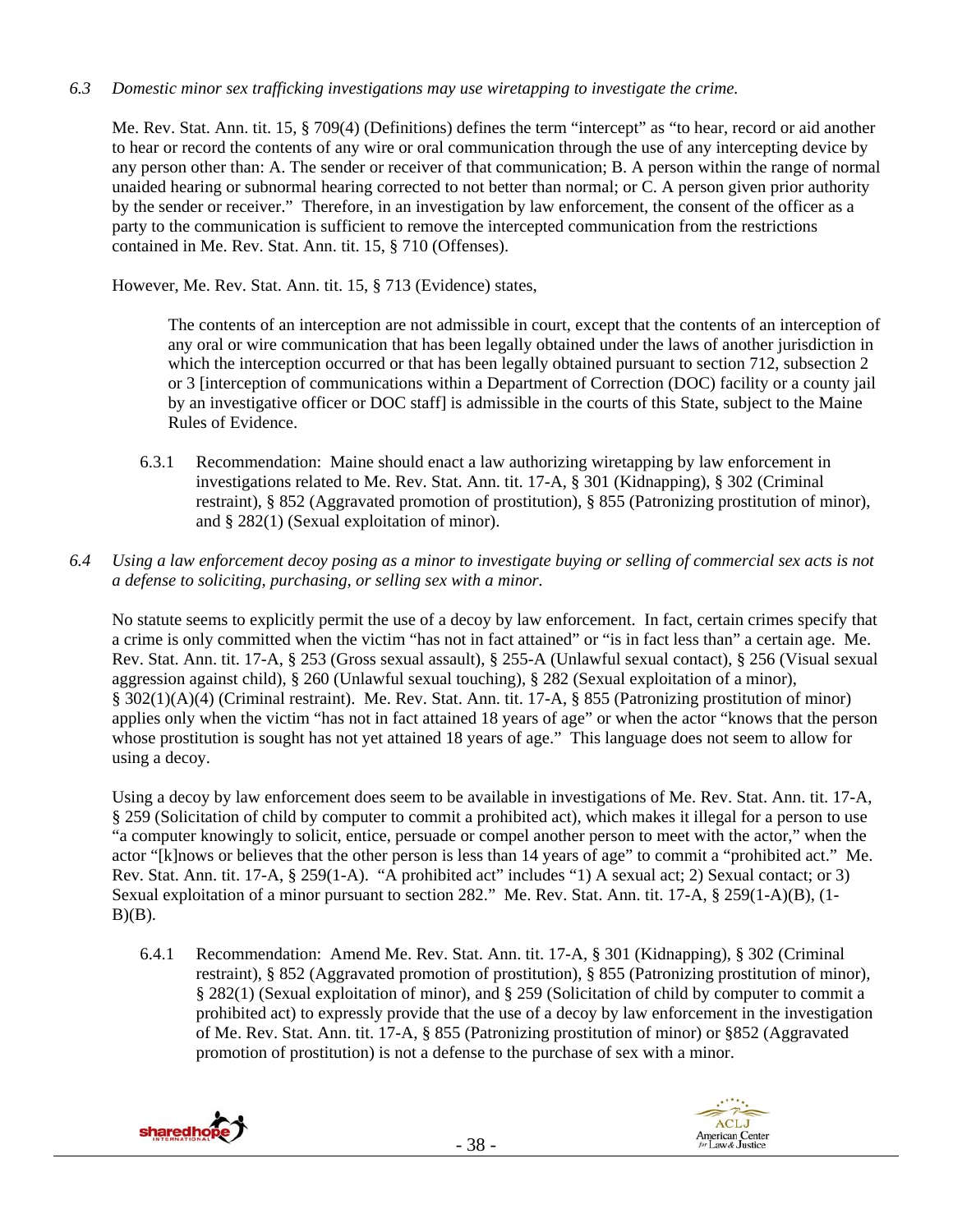*6.3 Domestic minor sex trafficking investigations may use wiretapping to investigate the crime.*

Me. Rev. Stat. Ann. tit. 15, § 709(4) (Definitions) defines the term "intercept" as "to hear, record or aid another to hear or record the contents of any wire or oral communication through the use of any intercepting device by any person other than: A. The sender or receiver of that communication; B. A person within the range of normal unaided hearing or subnormal hearing corrected to not better than normal; or C. A person given prior authority by the sender or receiver." Therefore, in an investigation by law enforcement, the consent of the officer as a party to the communication is sufficient to remove the intercepted communication from the restrictions contained in Me. Rev. Stat. Ann. tit. 15, § 710 (Offenses).

However, Me. Rev. Stat. Ann. tit. 15, § 713 (Evidence) states,

> The contents of an interception are not admissible in court, except that the contents of an interception of any oral or wire communication that has been legally obtained under the laws of another jurisdiction in which the interception occurred or that has been legally obtained pursuant to section 712, subsection 2 or 3 [interception of communications within a Department of Correction (DOC) facility or a county jail by an investigative officer or DOC staff] is admissible in the courts of this State, subject to the Maine Rules of Evidence.

6.3.1 Recommendation: Maine should enact a law authorizing wiretapping by law enforcement in investigations related to Me. Rev. Stat. Ann. tit. 17-A, § 301 (Kidnapping), § 302 (Criminal restraint), § 852 (Aggravated promotion of prostitution), § 855 (Patronizing prostitution of minor), and § 282(1) (Sexual exploitation of minor).

*6.4 Using a law enforcement decoy posing as a minor to investigate buying or selling of commercial sex acts is not a defense to soliciting, purchasing, or selling sex with a minor.*

No statute seems to explicitly permit the use of a decoy by law enforcement. In fact, certain crimes specify that a crime is only committed when the victim "has not in fact attained" or "is in fact less than" a certain age. Me. Rev. Stat. Ann. tit. 17-A, § 253 (Gross sexual assault), § 255-A (Unlawful sexual contact), § 256 (Visual sexual aggression against child), § 260 (Unlawful sexual touching), § 282 (Sexual exploitation of a minor), § 302(1)(A)(4) (Criminal restraint). Me. Rev. Stat. Ann. tit. 17-A, § 855 (Patronizing prostitution of minor) applies only when the victim "has not in fact attained 18 years of age" or when the actor "knows that the person whose prostitution is sought has not yet attained 18 years of age." This language does not seem to allow for using a decoy.

Using a decoy by law enforcement does seem to be available in investigations of Me. Rev. Stat. Ann. tit. 17-A, § 259 (Solicitation of child by computer to commit a prohibited act), which makes it illegal for a person to use "a computer knowingly to solicit, entice, persuade or compel another person to meet with the actor," when the actor "[k]nows or believes that the other person is less than 14 years of age" to commit a "prohibited act." Me. Rev. Stat. Ann. tit. 17-A, § 259(1-A). "A prohibited act" includes "1) A sexual act; 2) Sexual contact; or 3) Sexual exploitation of a minor pursuant to section 282." Me. Rev. Stat. Ann. tit. 17-A, § 259(1-A)(B), (1-B)(B).

6.4.1 Recommendation: Amend Me. Rev. Stat. Ann. tit. 17-A, § 301 (Kidnapping), § 302 (Criminal restraint), § 852 (Aggravated promotion of prostitution), § 855 (Patronizing prostitution of minor), § 282(1) (Sexual exploitation of minor), and § 259 (Solicitation of child by computer to commit a prohibited act) to expressly provide that the use of a decoy by law enforcement in the investigation of Me. Rev. Stat. Ann. tit. 17-A, § 855 (Patronizing prostitution of minor) or §852 (Aggravated promotion of prostitution) is not a defense to the purchase of sex with a minor.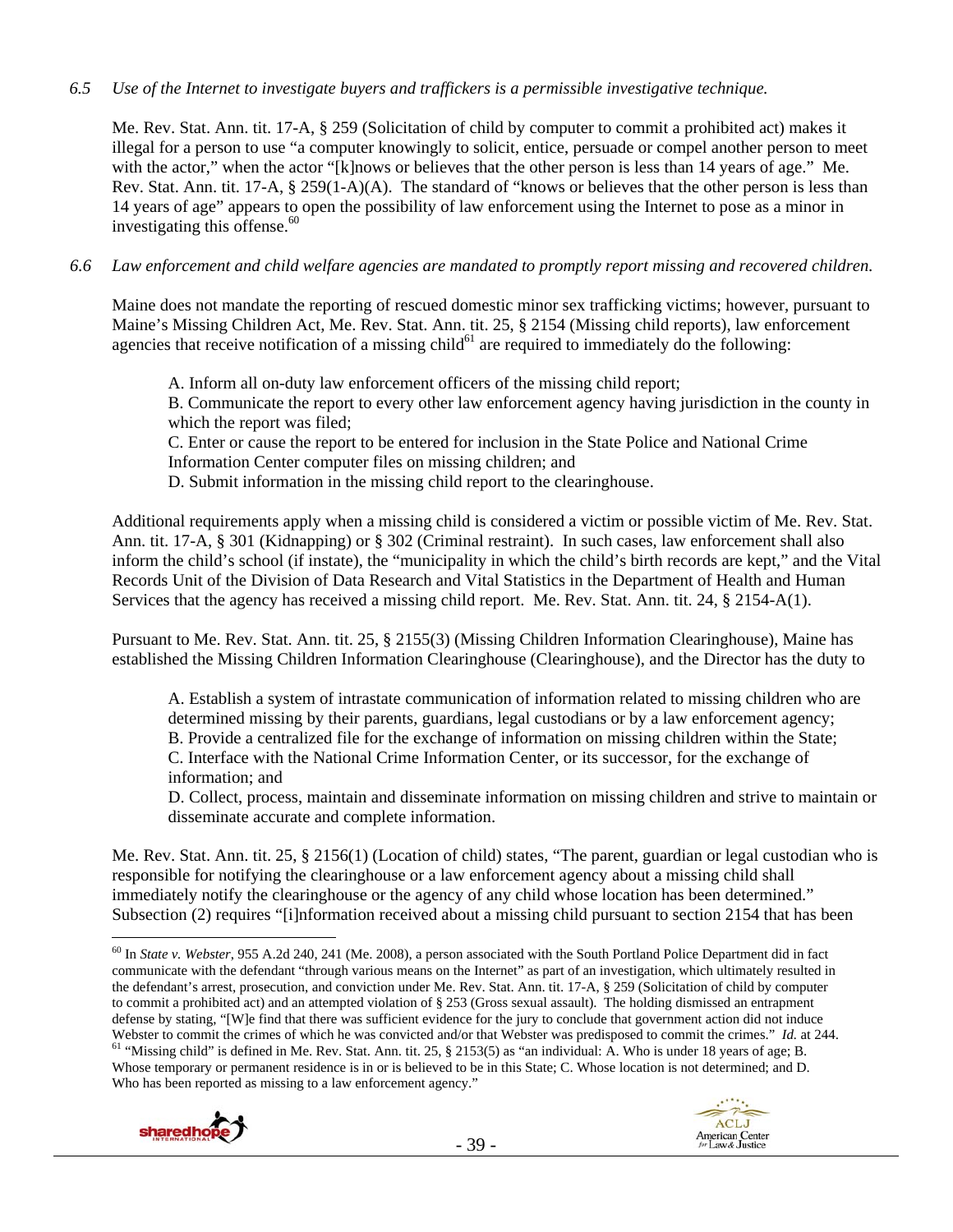*6.5 Use of the Internet to investigate buyers and traffickers is a permissible investigative technique.*

Me. Rev. Stat. Ann. tit. 17-A, § 259 (Solicitation of child by computer to commit a prohibited act) makes it illegal for a person to use "a computer knowingly to solicit, entice, persuade or compel another person to meet with the actor," when the actor "[k]nows or believes that the other person is less than 14 years of age." Me. Rev. Stat. Ann. tit. 17-A, § 259(1-A)(A). The standard of "knows or believes that the other person is less than 14 years of age" appears to open the possibility of law enforcement using the Internet to pose as a minor in investigating this offense.[60]

*6.6 Law enforcement and child welfare agencies are mandated to promptly report missing and recovered children.*

Maine does not mandate the reporting of rescued domestic minor sex trafficking victims; however, pursuant to Maine's Missing Children Act, Me. Rev. Stat. Ann. tit. 25, § 2154 (Missing child reports), law enforcement agencies that receive notification of a missing child[61] are required to immediately do the following:

> A. Inform all on-duty law enforcement officers of the missing child report;
> B. Communicate the report to every other law enforcement agency having jurisdiction in the county in which the report was filed;
> C. Enter or cause the report to be entered for inclusion in the State Police and National Crime Information Center computer files on missing children; and
> D. Submit information in the missing child report to the clearinghouse.

Additional requirements apply when a missing child is considered a victim or possible victim of Me. Rev. Stat. Ann. tit. 17-A, § 301 (Kidnapping) or § 302 (Criminal restraint). In such cases, law enforcement shall also inform the child's school (if instate), the "municipality in which the child's birth records are kept," and the Vital Records Unit of the Division of Data Research and Vital Statistics in the Department of Health and Human Services that the agency has received a missing child report. Me. Rev. Stat. Ann. tit. 24, § 2154-A(1).

Pursuant to Me. Rev. Stat. Ann. tit. 25, § 2155(3) (Missing Children Information Clearinghouse), Maine has established the Missing Children Information Clearinghouse (Clearinghouse), and the Director has the duty to

> A. Establish a system of intrastate communication of information related to missing children who are determined missing by their parents, guardians, legal custodians or by a law enforcement agency;
> B. Provide a centralized file for the exchange of information on missing children within the State;
> C. Interface with the National Crime Information Center, or its successor, for the exchange of information; and
> D. Collect, process, maintain and disseminate information on missing children and strive to maintain or disseminate accurate and complete information.

Me. Rev. Stat. Ann. tit. 25, § 2156(1) (Location of child) states, "The parent, guardian or legal custodian who is responsible for notifying the clearinghouse or a law enforcement agency about a missing child shall immediately notify the clearinghouse or the agency of any child whose location has been determined." Subsection (2) requires "[i]nformation received about a missing child pursuant to section 2154 that has been

---

[60] In *State v. Webster*, 955 A.2d 240, 241 (Me. 2008), a person associated with the South Portland Police Department did in fact communicate with the defendant "through various means on the Internet" as part of an investigation, which ultimately resulted in the defendant's arrest, prosecution, and conviction under Me. Rev. Stat. Ann. tit. 17-A, § 259 (Solicitation of child by computer to commit a prohibited act) and an attempted violation of § 253 (Gross sexual assault). The holding dismissed an entrapment defense by stating, "[W]e find that there was sufficient evidence for the jury to conclude that government action did not induce Webster to commit the crimes of which he was convicted and/or that Webster was predisposed to commit the crimes." *Id.* at 244.

[61] "Missing child" is defined in Me. Rev. Stat. Ann. tit. 25, § 2153(5) as "an individual: A. Who is under 18 years of age; B. Whose temporary or permanent residence is in or is believed to be in this State; C. Whose location is not determined; and D. Who has been reported as missing to a law enforcement agency."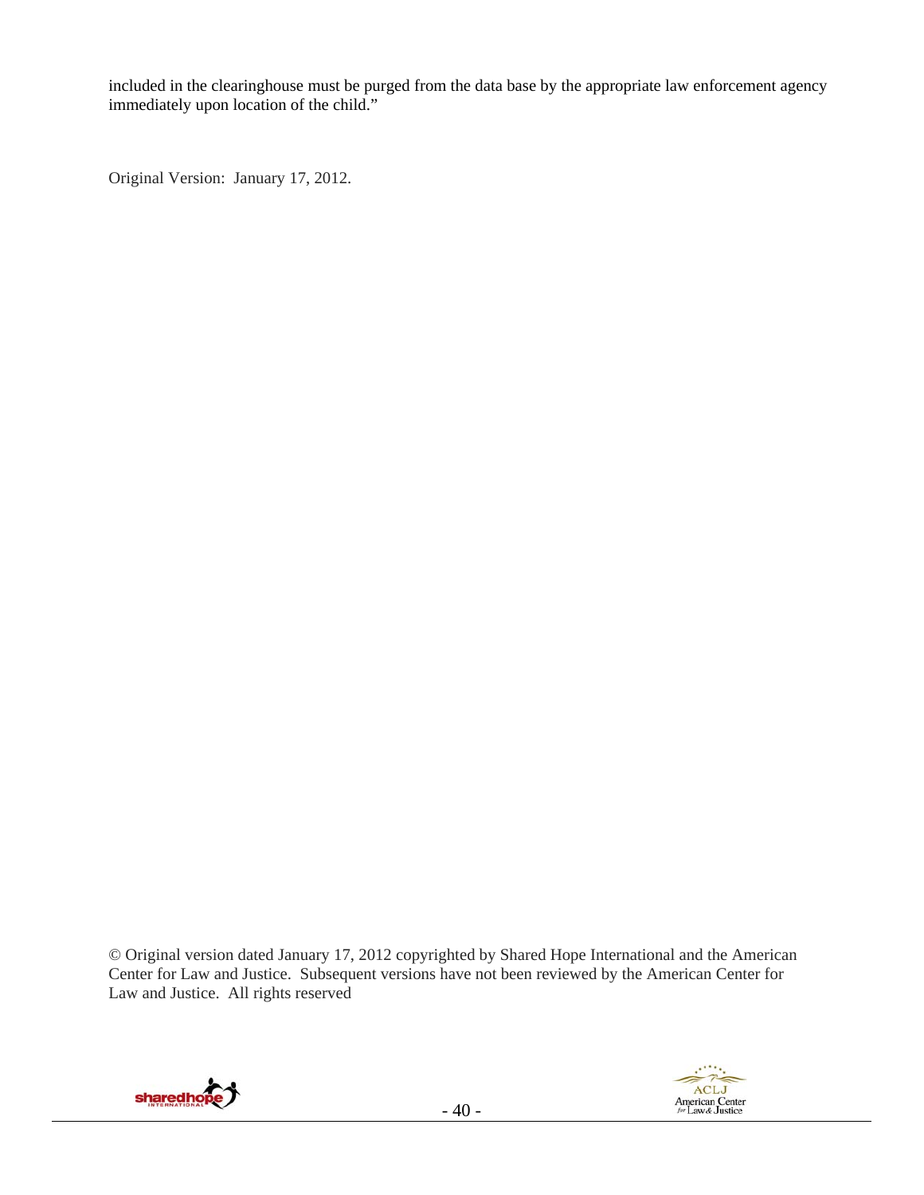included in the clearinghouse must be purged from the data base by the appropriate law enforcement agency immediately upon location of the child."

Original Version: January 17, 2012.

© Original version dated January 17, 2012 copyrighted by Shared Hope International and the American Center for Law and Justice. Subsequent versions have not been reviewed by the American Center for Law and Justice. All rights reserved